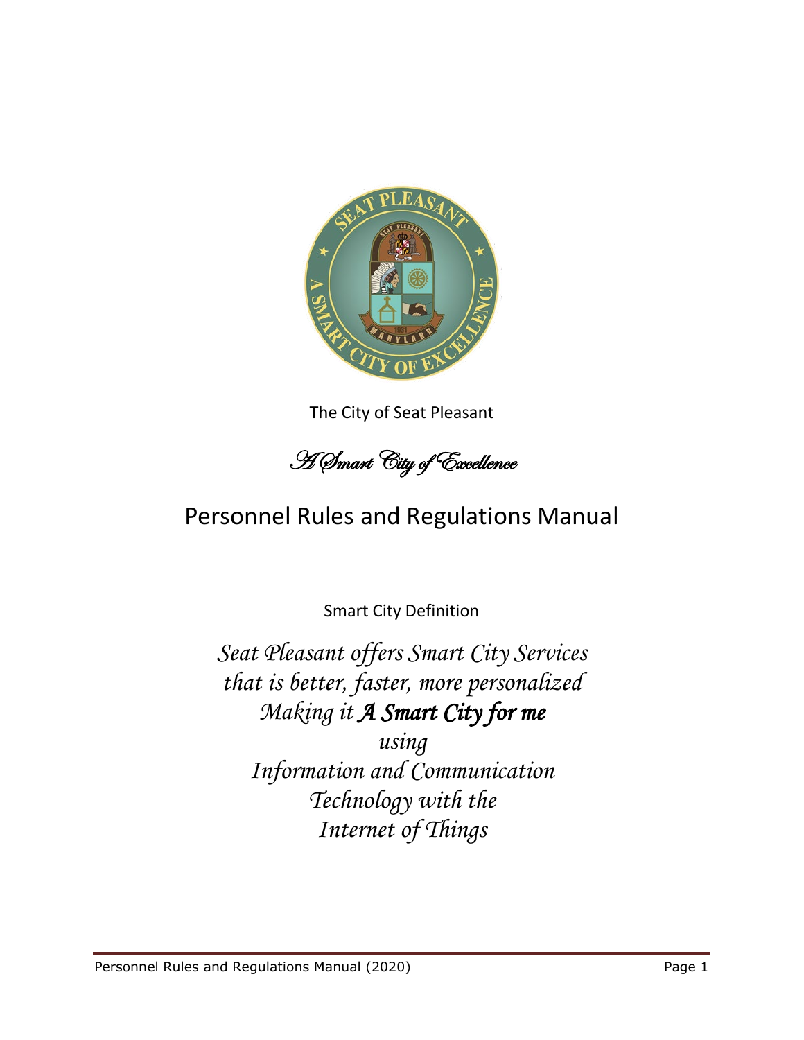The City of Seat Pleasant

*A Smart City of Excellence*

# Personnel Rules and Regulations Manual

Smart City Definition

*Seat Pleasant offers Smart City Services that is better, faster, more personalized Making it* ***A Smart City for me*** *using Information and Communication Technology with the Internet of Things*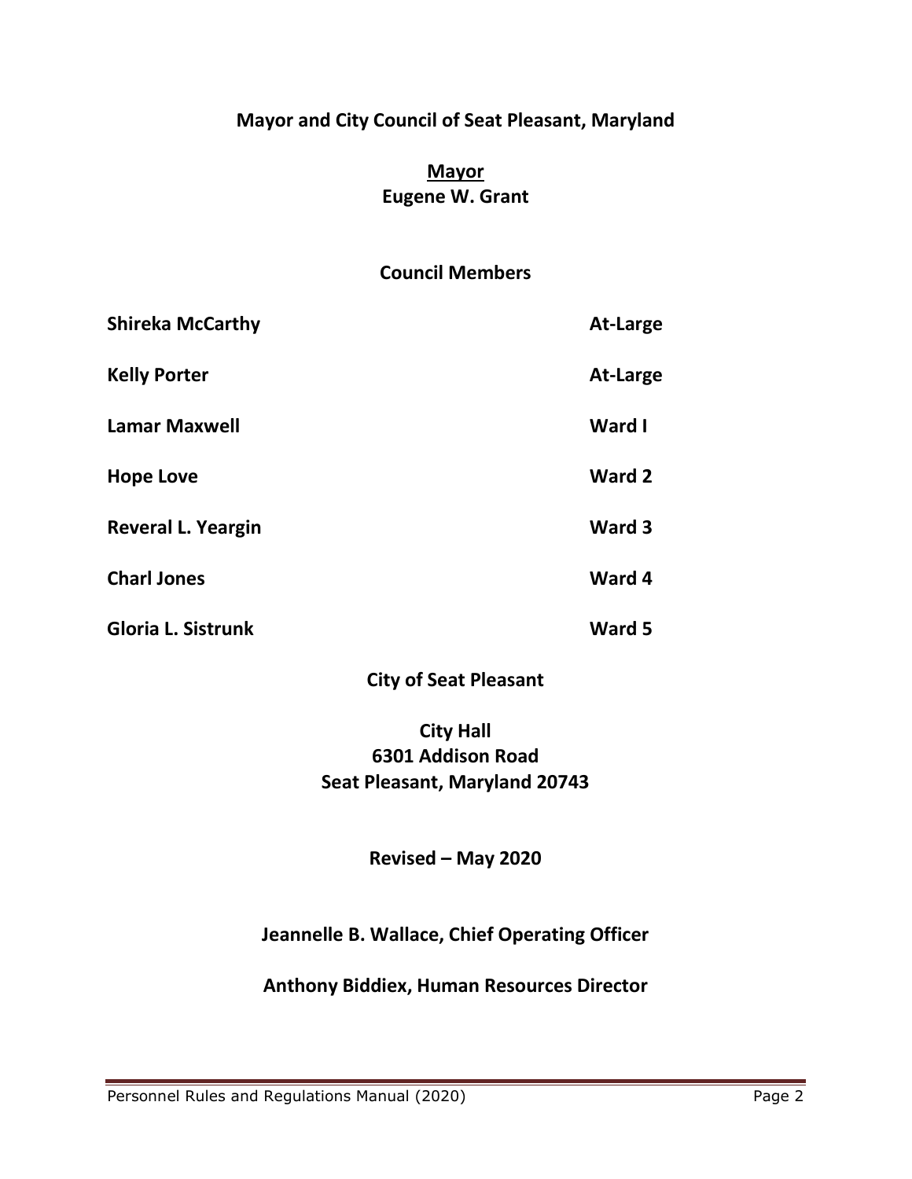# Mayor and City Council of Seat Pleasant, Maryland

## Mayor

**Eugene W. Grant**

## Council Members

| | |
|---|---|
| **Shireka McCarthy** | **At-Large** |
| **Kelly Porter** | **At-Large** |
| **Lamar Maxwell** | **Ward I** |
| **Hope Love** | **Ward 2** |
| **Reveral L. Yeargin** | **Ward 3** |
| **Charl Jones** | **Ward 4** |
| **Gloria L. Sistrunk** | **Ward 5** |

**City of Seat Pleasant**

**City Hall**
**6301 Addison Road**
**Seat Pleasant, Maryland 20743**

**Revised – May 2020**

**Jeannelle B. Wallace, Chief Operating Officer**

**Anthony Biddiex, Human Resources Director**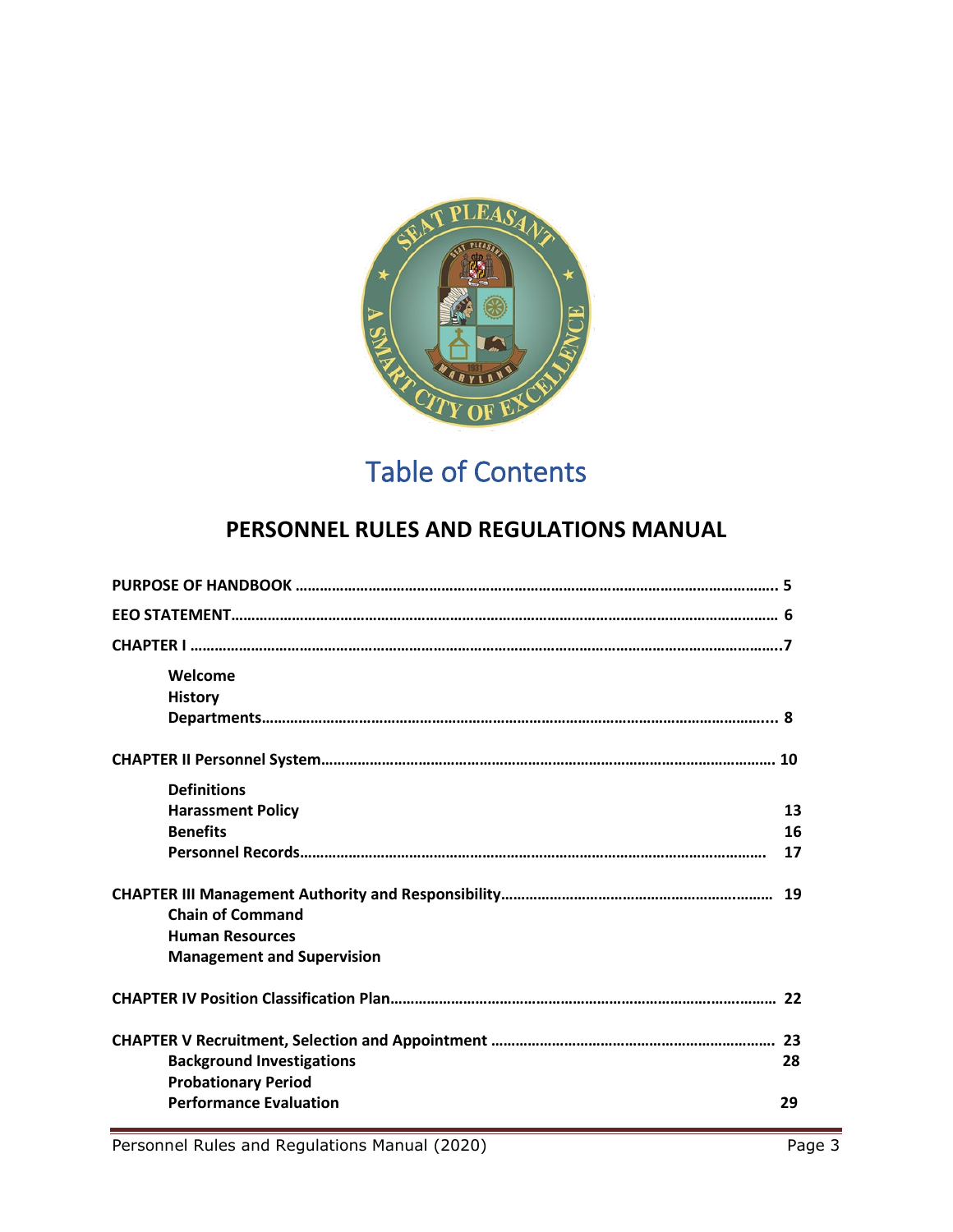# Table of Contents

## PERSONNEL RULES AND REGULATIONS MANUAL

**PURPOSE OF HANDBOOK** ........................................................................ **5**

**EEO STATEMENT**........................................................................ **6**

**CHAPTER I** ........................................................................**7**

- **Welcome**
- **History**
- **Departments**........................................................................ **8**

**CHAPTER II Personnel System**........................................................................ **10**

- **Definitions**
- **Harassment Policy** **13**
- **Benefits** **16**
- **Personnel Records**........................................................................ **17**

**CHAPTER III Management Authority and Responsibility**........................................................................ **19**

- **Chain of Command**
- **Human Resources**
- **Management and Supervision**

**CHAPTER IV Position Classification Plan**........................................................................ **22**

**CHAPTER V Recruitment, Selection and Appointment** ........................................................................ **23**

- **Background Investigations** **28**
- **Probationary Period**
- **Performance Evaluation** **29**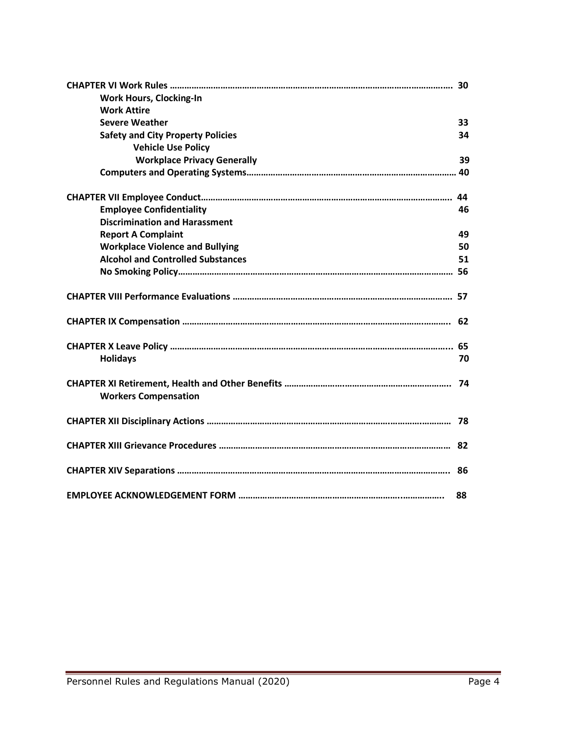**CHAPTER VI Work Rules** ........................................................................................................ **30**

- **Work Hours, Clocking-In**
- **Work Attire**
- **Severe Weather** **33**
- **Safety and City Property Policies** **34**
  - **Vehicle Use Policy**
  - **Workplace Privacy Generally** **39**
- **Computers and Operating Systems**........................................................................... **40**

**CHAPTER VII Employee Conduct**............................................................................................ **44**

- **Employee Confidentiality** **46**
- **Discrimination and Harassment**
- **Report A Complaint** **49**
- **Workplace Violence and Bullying** **50**
- **Alcohol and Controlled Substances** **51**
- **No Smoking Policy**.................................................................................................... **56**

**CHAPTER VIII Performance Evaluations** .............................................................................. **57**

**CHAPTER IX Compensation** ................................................................................................ **62**

**CHAPTER X Leave Policy** ...................................................................................................... **65**

- **Holidays** **70**

**CHAPTER XI Retirement, Health and Other Benefits** ............................................................ **74**

- **Workers Compensation**

**CHAPTER XII Disciplinary Actions** ........................................................................................ **78**

**CHAPTER XIII Grievance Procedures** .................................................................................... **82**

**CHAPTER XIV Separations** .................................................................................................. **86**

**EMPLOYEE ACKNOWLEDGEMENT FORM** ........................................................................... **88**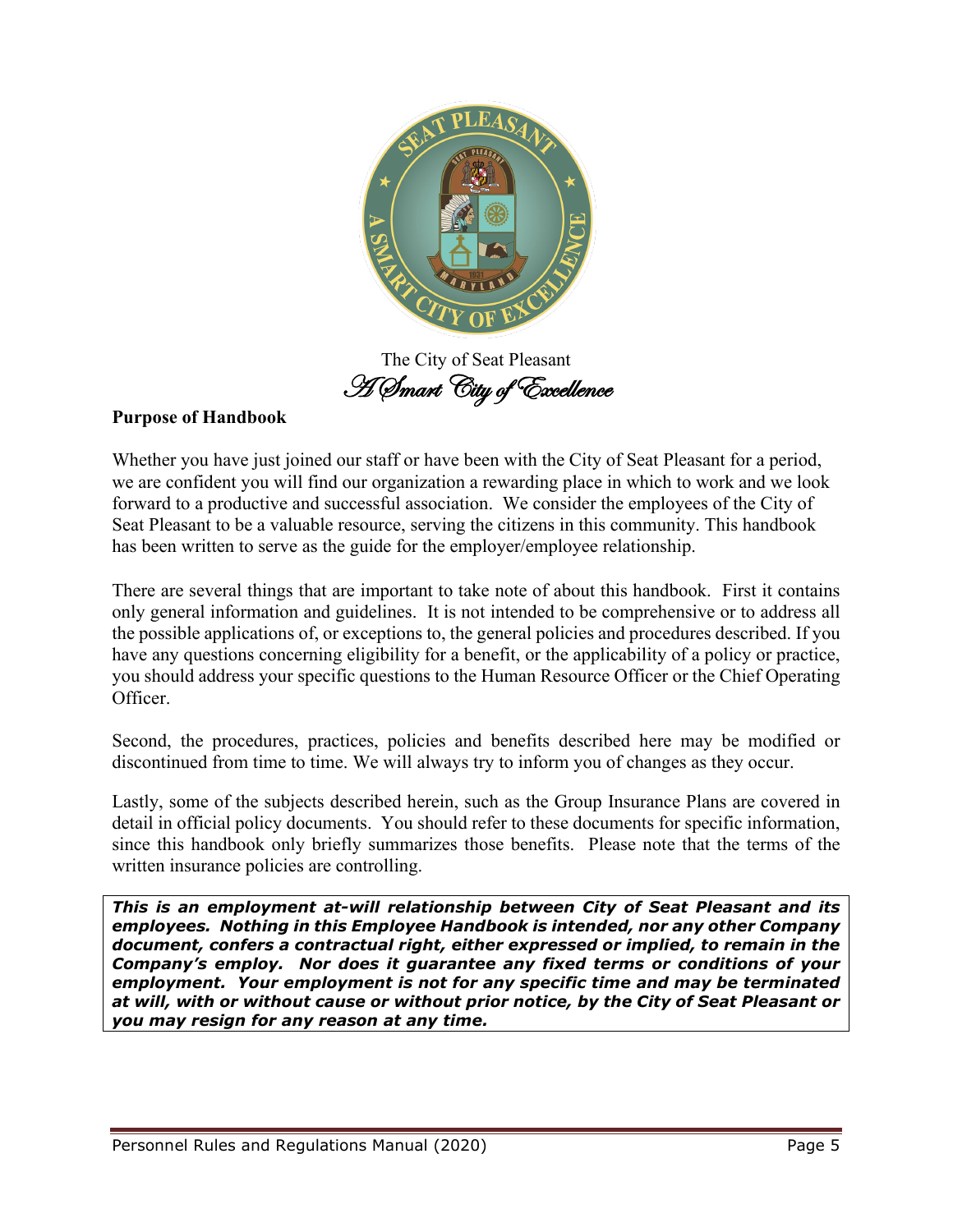The City of Seat Pleasant

*A Smart City of Excellence*

**Purpose of Handbook**

Whether you have just joined our staff or have been with the City of Seat Pleasant for a period, we are confident you will find our organization a rewarding place in which to work and we look forward to a productive and successful association. We consider the employees of the City of Seat Pleasant to be a valuable resource, serving the citizens in this community. This handbook has been written to serve as the guide for the employer/employee relationship.

There are several things that are important to take note of about this handbook. First it contains only general information and guidelines. It is not intended to be comprehensive or to address all the possible applications of, or exceptions to, the general policies and procedures described. If you have any questions concerning eligibility for a benefit, or the applicability of a policy or practice, you should address your specific questions to the Human Resource Officer or the Chief Operating Officer.

Second, the procedures, practices, policies and benefits described here may be modified or discontinued from time to time. We will always try to inform you of changes as they occur.

Lastly, some of the subjects described herein, such as the Group Insurance Plans are covered in detail in official policy documents. You should refer to these documents for specific information, since this handbook only briefly summarizes those benefits. Please note that the terms of the written insurance policies are controlling.

***This is an employment at-will relationship between City of Seat Pleasant and its employees. Nothing in this Employee Handbook is intended, nor any other Company document, confers a contractual right, either expressed or implied, to remain in the Company's employ. Nor does it guarantee any fixed terms or conditions of your employment. Your employment is not for any specific time and may be terminated at will, with or without cause or without prior notice, by the City of Seat Pleasant or you may resign for any reason at any time.***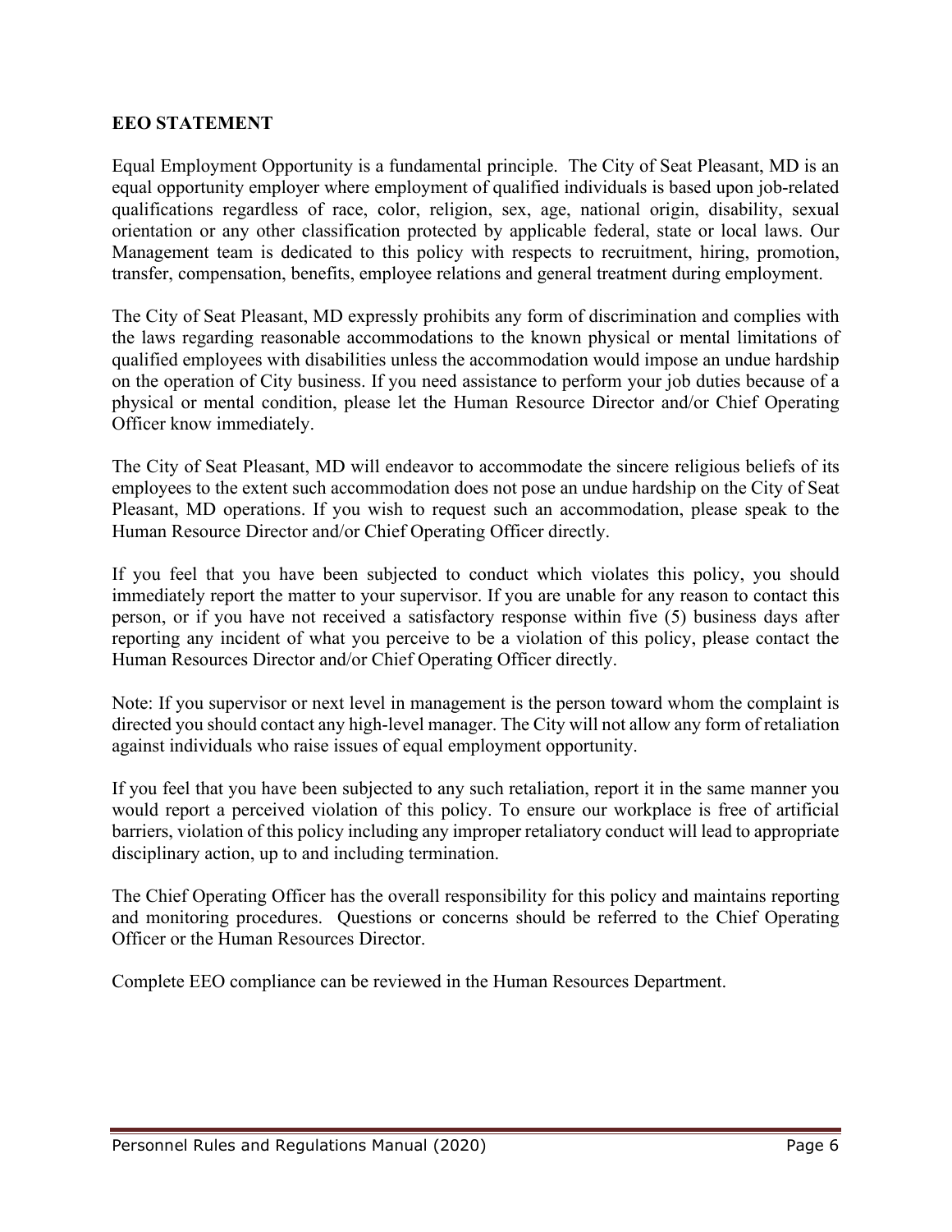## EEO STATEMENT

Equal Employment Opportunity is a fundamental principle. The City of Seat Pleasant, MD is an equal opportunity employer where employment of qualified individuals is based upon job-related qualifications regardless of race, color, religion, sex, age, national origin, disability, sexual orientation or any other classification protected by applicable federal, state or local laws. Our Management team is dedicated to this policy with respects to recruitment, hiring, promotion, transfer, compensation, benefits, employee relations and general treatment during employment.

The City of Seat Pleasant, MD expressly prohibits any form of discrimination and complies with the laws regarding reasonable accommodations to the known physical or mental limitations of qualified employees with disabilities unless the accommodation would impose an undue hardship on the operation of City business. If you need assistance to perform your job duties because of a physical or mental condition, please let the Human Resource Director and/or Chief Operating Officer know immediately.

The City of Seat Pleasant, MD will endeavor to accommodate the sincere religious beliefs of its employees to the extent such accommodation does not pose an undue hardship on the City of Seat Pleasant, MD operations. If you wish to request such an accommodation, please speak to the Human Resource Director and/or Chief Operating Officer directly.

If you feel that you have been subjected to conduct which violates this policy, you should immediately report the matter to your supervisor. If you are unable for any reason to contact this person, or if you have not received a satisfactory response within five (5) business days after reporting any incident of what you perceive to be a violation of this policy, please contact the Human Resources Director and/or Chief Operating Officer directly.

Note: If you supervisor or next level in management is the person toward whom the complaint is directed you should contact any high-level manager. The City will not allow any form of retaliation against individuals who raise issues of equal employment opportunity.

If you feel that you have been subjected to any such retaliation, report it in the same manner you would report a perceived violation of this policy. To ensure our workplace is free of artificial barriers, violation of this policy including any improper retaliatory conduct will lead to appropriate disciplinary action, up to and including termination.

The Chief Operating Officer has the overall responsibility for this policy and maintains reporting and monitoring procedures. Questions or concerns should be referred to the Chief Operating Officer or the Human Resources Director.

Complete EEO compliance can be reviewed in the Human Resources Department.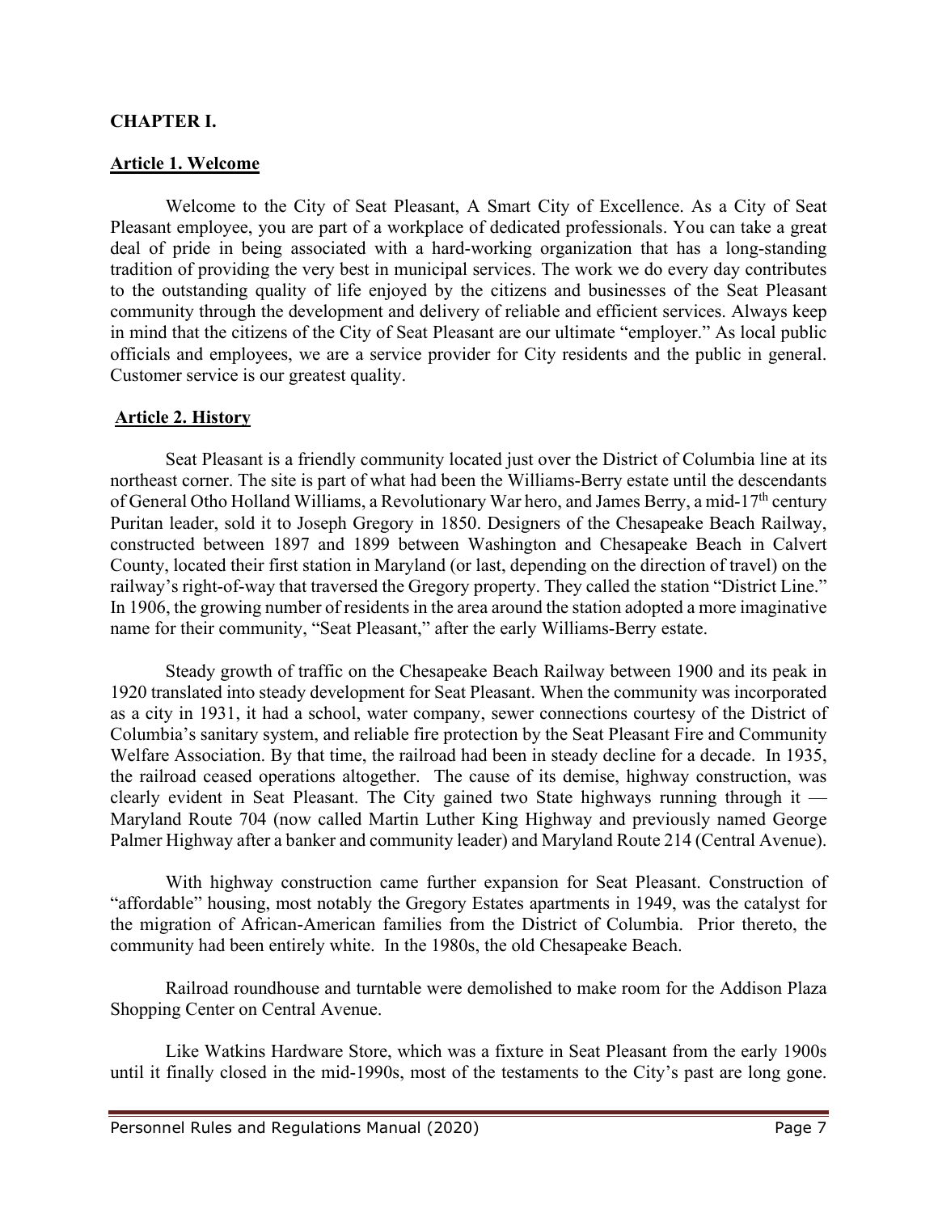**CHAPTER I.**

**Article 1. Welcome**

Welcome to the City of Seat Pleasant, A Smart City of Excellence. As a City of Seat Pleasant employee, you are part of a workplace of dedicated professionals. You can take a great deal of pride in being associated with a hard-working organization that has a long-standing tradition of providing the very best in municipal services. The work we do every day contributes to the outstanding quality of life enjoyed by the citizens and businesses of the Seat Pleasant community through the development and delivery of reliable and efficient services. Always keep in mind that the citizens of the City of Seat Pleasant are our ultimate "employer." As local public officials and employees, we are a service provider for City residents and the public in general. Customer service is our greatest quality.

**Article 2. History**

Seat Pleasant is a friendly community located just over the District of Columbia line at its northeast corner. The site is part of what had been the Williams-Berry estate until the descendants of General Otho Holland Williams, a Revolutionary War hero, and James Berry, a mid-17th century Puritan leader, sold it to Joseph Gregory in 1850. Designers of the Chesapeake Beach Railway, constructed between 1897 and 1899 between Washington and Chesapeake Beach in Calvert County, located their first station in Maryland (or last, depending on the direction of travel) on the railway's right-of-way that traversed the Gregory property. They called the station "District Line." In 1906, the growing number of residents in the area around the station adopted a more imaginative name for their community, "Seat Pleasant," after the early Williams-Berry estate.

Steady growth of traffic on the Chesapeake Beach Railway between 1900 and its peak in 1920 translated into steady development for Seat Pleasant. When the community was incorporated as a city in 1931, it had a school, water company, sewer connections courtesy of the District of Columbia's sanitary system, and reliable fire protection by the Seat Pleasant Fire and Community Welfare Association. By that time, the railroad had been in steady decline for a decade. In 1935, the railroad ceased operations altogether. The cause of its demise, highway construction, was clearly evident in Seat Pleasant. The City gained two State highways running through it — Maryland Route 704 (now called Martin Luther King Highway and previously named George Palmer Highway after a banker and community leader) and Maryland Route 214 (Central Avenue).

With highway construction came further expansion for Seat Pleasant. Construction of "affordable" housing, most notably the Gregory Estates apartments in 1949, was the catalyst for the migration of African-American families from the District of Columbia. Prior thereto, the community had been entirely white. In the 1980s, the old Chesapeake Beach.

Railroad roundhouse and turntable were demolished to make room for the Addison Plaza Shopping Center on Central Avenue.

Like Watkins Hardware Store, which was a fixture in Seat Pleasant from the early 1900s until it finally closed in the mid-1990s, most of the testaments to the City's past are long gone.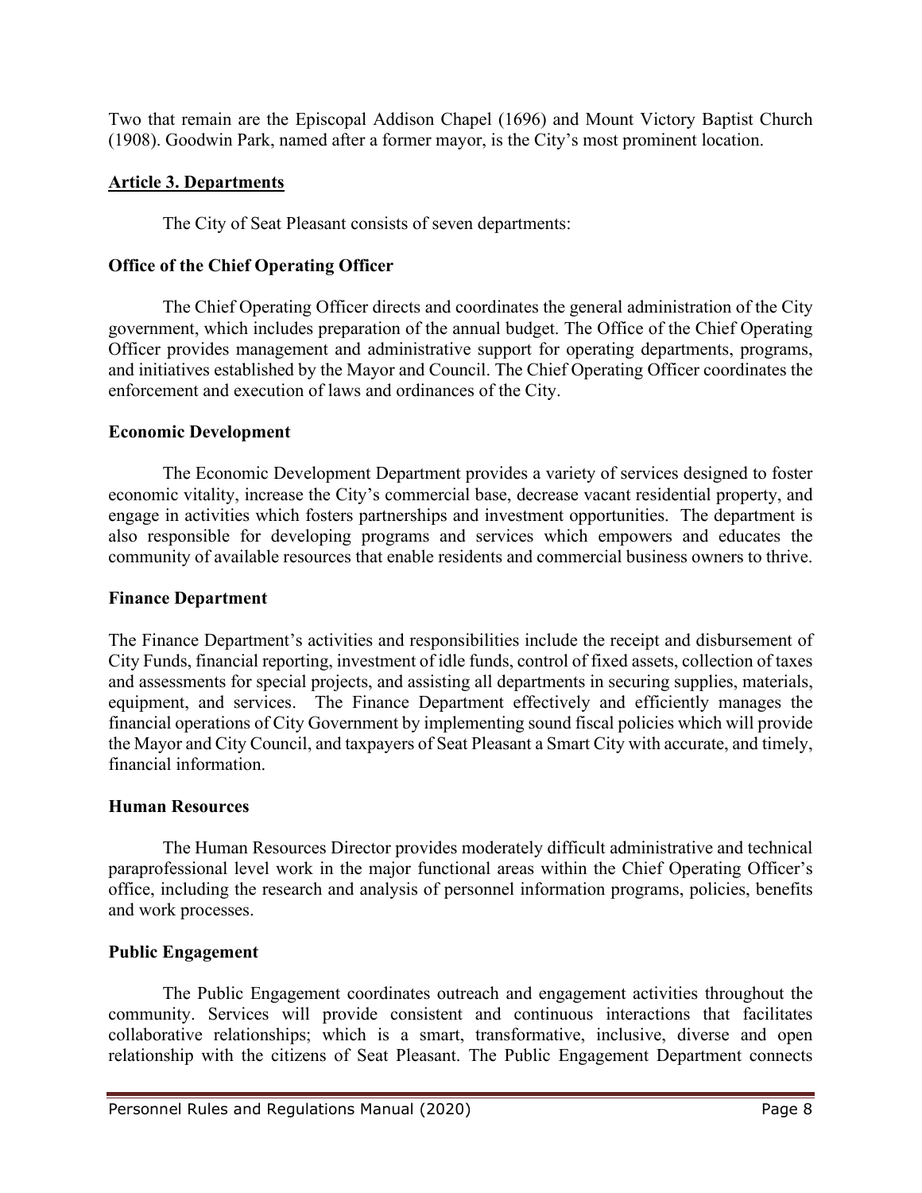Two that remain are the Episcopal Addison Chapel (1696) and Mount Victory Baptist Church (1908). Goodwin Park, named after a former mayor, is the City's most prominent location.

## Article 3. Departments

The City of Seat Pleasant consists of seven departments:

### Office of the Chief Operating Officer

The Chief Operating Officer directs and coordinates the general administration of the City government, which includes preparation of the annual budget. The Office of the Chief Operating Officer provides management and administrative support for operating departments, programs, and initiatives established by the Mayor and Council. The Chief Operating Officer coordinates the enforcement and execution of laws and ordinances of the City.

### Economic Development

The Economic Development Department provides a variety of services designed to foster economic vitality, increase the City's commercial base, decrease vacant residential property, and engage in activities which fosters partnerships and investment opportunities. The department is also responsible for developing programs and services which empowers and educates the community of available resources that enable residents and commercial business owners to thrive.

### Finance Department

The Finance Department's activities and responsibilities include the receipt and disbursement of City Funds, financial reporting, investment of idle funds, control of fixed assets, collection of taxes and assessments for special projects, and assisting all departments in securing supplies, materials, equipment, and services. The Finance Department effectively and efficiently manages the financial operations of City Government by implementing sound fiscal policies which will provide the Mayor and City Council, and taxpayers of Seat Pleasant a Smart City with accurate, and timely, financial information.

### Human Resources

The Human Resources Director provides moderately difficult administrative and technical paraprofessional level work in the major functional areas within the Chief Operating Officer's office, including the research and analysis of personnel information programs, policies, benefits and work processes.

### Public Engagement

The Public Engagement coordinates outreach and engagement activities throughout the community. Services will provide consistent and continuous interactions that facilitates collaborative relationships; which is a smart, transformative, inclusive, diverse and open relationship with the citizens of Seat Pleasant. The Public Engagement Department connects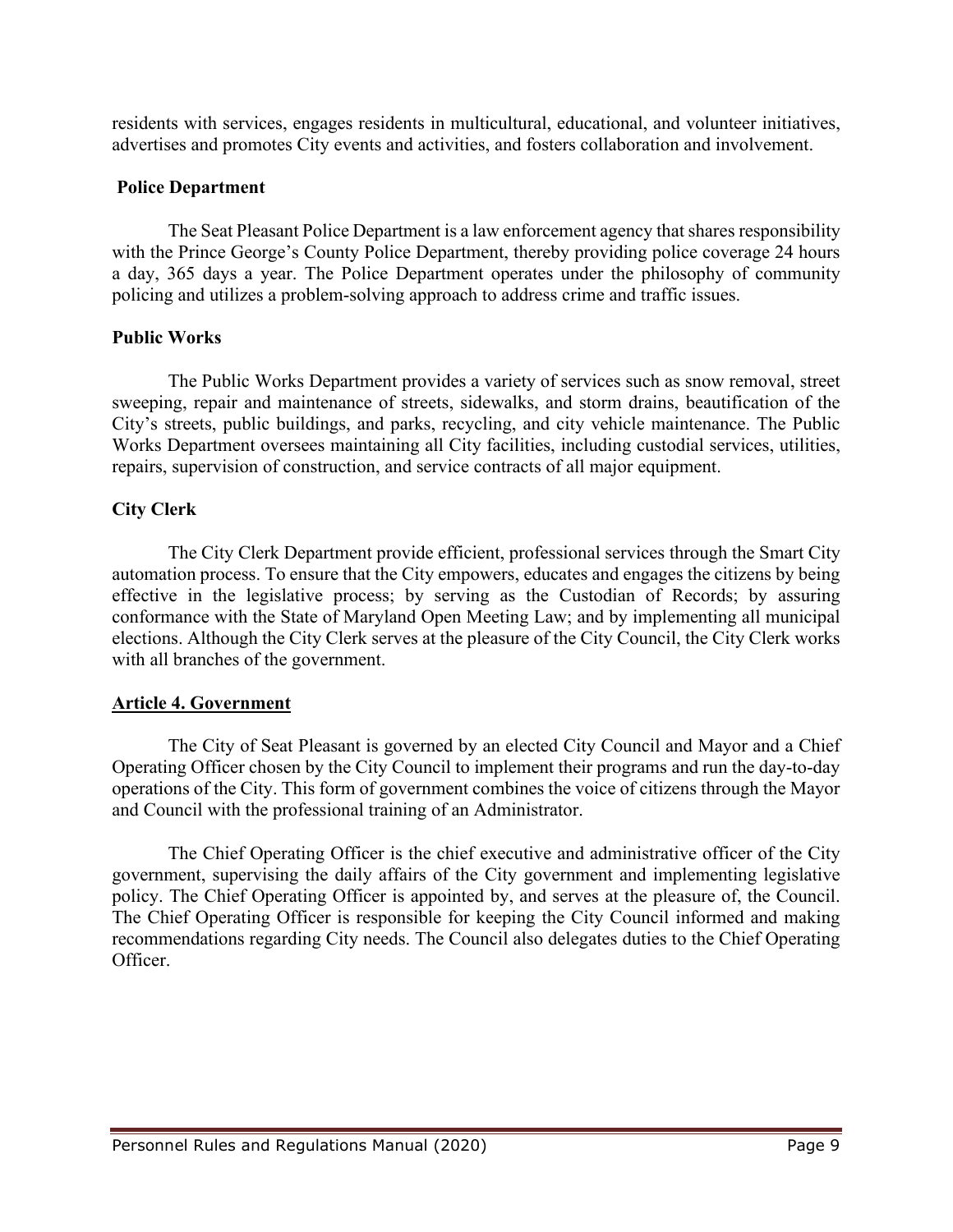residents with services, engages residents in multicultural, educational, and volunteer initiatives, advertises and promotes City events and activities, and fosters collaboration and involvement.

**Police Department**

The Seat Pleasant Police Department is a law enforcement agency that shares responsibility with the Prince George's County Police Department, thereby providing police coverage 24 hours a day, 365 days a year. The Police Department operates under the philosophy of community policing and utilizes a problem-solving approach to address crime and traffic issues.

**Public Works**

The Public Works Department provides a variety of services such as snow removal, street sweeping, repair and maintenance of streets, sidewalks, and storm drains, beautification of the City's streets, public buildings, and parks, recycling, and city vehicle maintenance. The Public Works Department oversees maintaining all City facilities, including custodial services, utilities, repairs, supervision of construction, and service contracts of all major equipment.

**City Clerk**

The City Clerk Department provide efficient, professional services through the Smart City automation process. To ensure that the City empowers, educates and engages the citizens by being effective in the legislative process; by serving as the Custodian of Records; by assuring conformance with the State of Maryland Open Meeting Law; and by implementing all municipal elections. Although the City Clerk serves at the pleasure of the City Council, the City Clerk works with all branches of the government.

## Article 4. Government

The City of Seat Pleasant is governed by an elected City Council and Mayor and a Chief Operating Officer chosen by the City Council to implement their programs and run the day-to-day operations of the City. This form of government combines the voice of citizens through the Mayor and Council with the professional training of an Administrator.

The Chief Operating Officer is the chief executive and administrative officer of the City government, supervising the daily affairs of the City government and implementing legislative policy. The Chief Operating Officer is appointed by, and serves at the pleasure of, the Council. The Chief Operating Officer is responsible for keeping the City Council informed and making recommendations regarding City needs. The Council also delegates duties to the Chief Operating Officer.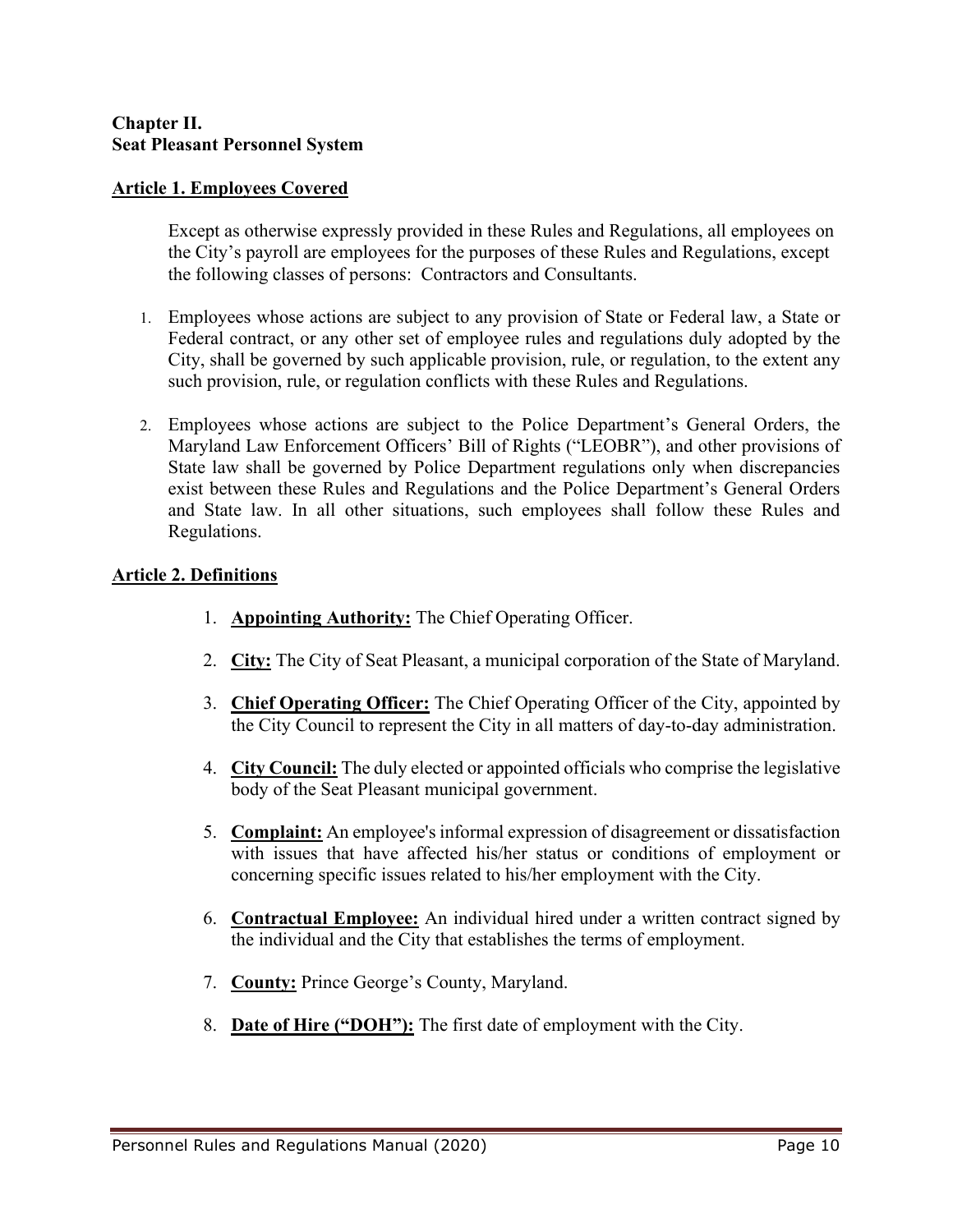**Chapter II.**
**Seat Pleasant Personnel System**

## Article 1. Employees Covered

Except as otherwise expressly provided in these Rules and Regulations, all employees on the City's payroll are employees for the purposes of these Rules and Regulations, except the following classes of persons: Contractors and Consultants.

1. Employees whose actions are subject to any provision of State or Federal law, a State or Federal contract, or any other set of employee rules and regulations duly adopted by the City, shall be governed by such applicable provision, rule, or regulation, to the extent any such provision, rule, or regulation conflicts with these Rules and Regulations.

2. Employees whose actions are subject to the Police Department's General Orders, the Maryland Law Enforcement Officers' Bill of Rights ("LEOBR"), and other provisions of State law shall be governed by Police Department regulations only when discrepancies exist between these Rules and Regulations and the Police Department's General Orders and State law. In all other situations, such employees shall follow these Rules and Regulations.

## Article 2. Definitions

1. **Appointing Authority:** The Chief Operating Officer.

2. **City:** The City of Seat Pleasant, a municipal corporation of the State of Maryland.

3. **Chief Operating Officer:** The Chief Operating Officer of the City, appointed by the City Council to represent the City in all matters of day-to-day administration.

4. **City Council:** The duly elected or appointed officials who comprise the legislative body of the Seat Pleasant municipal government.

5. **Complaint:** An employee's informal expression of disagreement or dissatisfaction with issues that have affected his/her status or conditions of employment or concerning specific issues related to his/her employment with the City.

6. **Contractual Employee:** An individual hired under a written contract signed by the individual and the City that establishes the terms of employment.

7. **County:** Prince George's County, Maryland.

8. **Date of Hire ("DOH"):** The first date of employment with the City.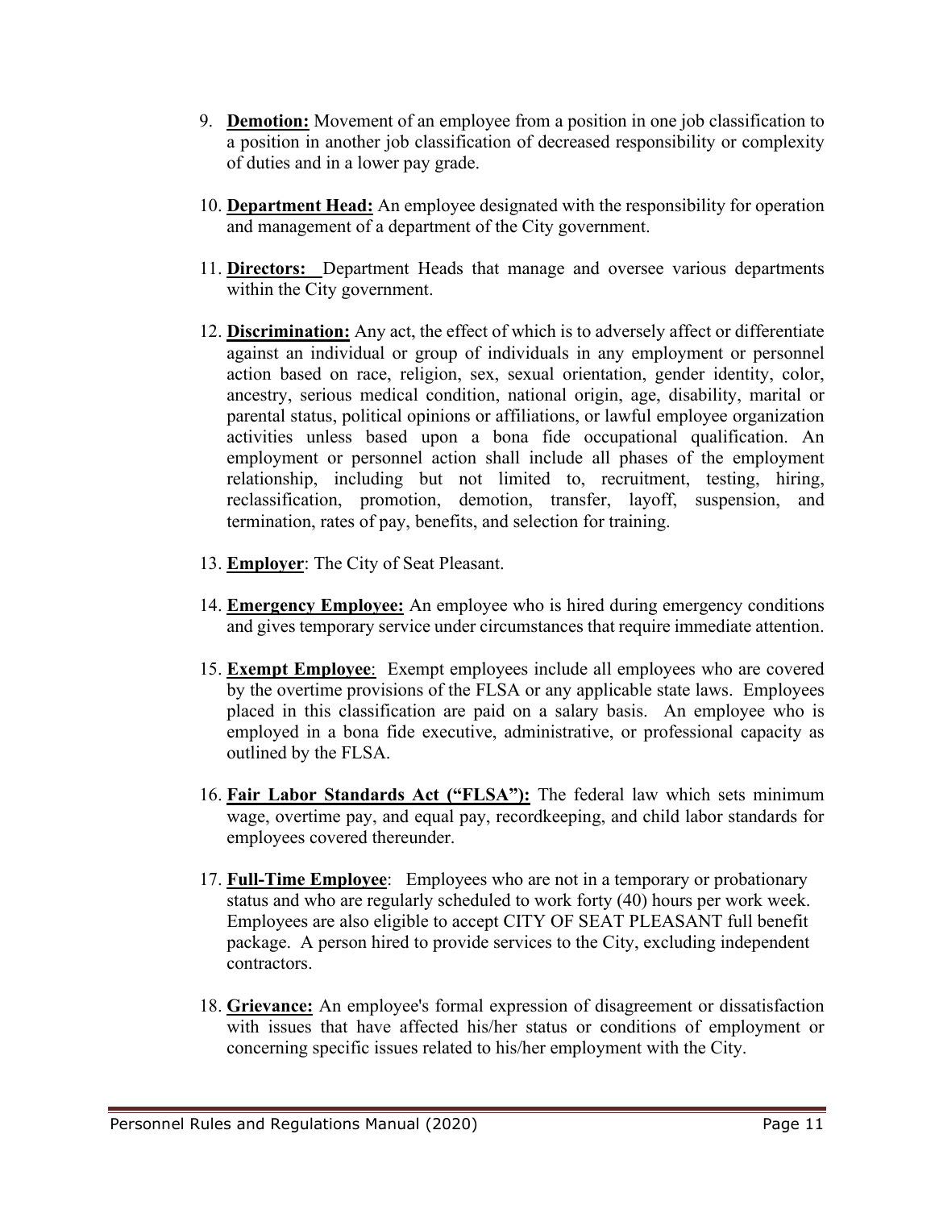9. **Demotion:** Movement of an employee from a position in one job classification to a position in another job classification of decreased responsibility or complexity of duties and in a lower pay grade.

10. **Department Head:** An employee designated with the responsibility for operation and management of a department of the City government.

11. **Directors:** Department Heads that manage and oversee various departments within the City government.

12. **Discrimination:** Any act, the effect of which is to adversely affect or differentiate against an individual or group of individuals in any employment or personnel action based on race, religion, sex, sexual orientation, gender identity, color, ancestry, serious medical condition, national origin, age, disability, marital or parental status, political opinions or affiliations, or lawful employee organization activities unless based upon a bona fide occupational qualification. An employment or personnel action shall include all phases of the employment relationship, including but not limited to, recruitment, testing, hiring, reclassification, promotion, demotion, transfer, layoff, suspension, and termination, rates of pay, benefits, and selection for training.

13. **Employer**: The City of Seat Pleasant.

14. **Emergency Employee:** An employee who is hired during emergency conditions and gives temporary service under circumstances that require immediate attention.

15. **Exempt Employee**: Exempt employees include all employees who are covered by the overtime provisions of the FLSA or any applicable state laws. Employees placed in this classification are paid on a salary basis. An employee who is employed in a bona fide executive, administrative, or professional capacity as outlined by the FLSA.

16. **Fair Labor Standards Act ("FLSA"):** The federal law which sets minimum wage, overtime pay, and equal pay, recordkeeping, and child labor standards for employees covered thereunder.

17. **Full-Time Employee**: Employees who are not in a temporary or probationary status and who are regularly scheduled to work forty (40) hours per work week. Employees are also eligible to accept CITY OF SEAT PLEASANT full benefit package. A person hired to provide services to the City, excluding independent contractors.

18. **Grievance:** An employee's formal expression of disagreement or dissatisfaction with issues that have affected his/her status or conditions of employment or concerning specific issues related to his/her employment with the City.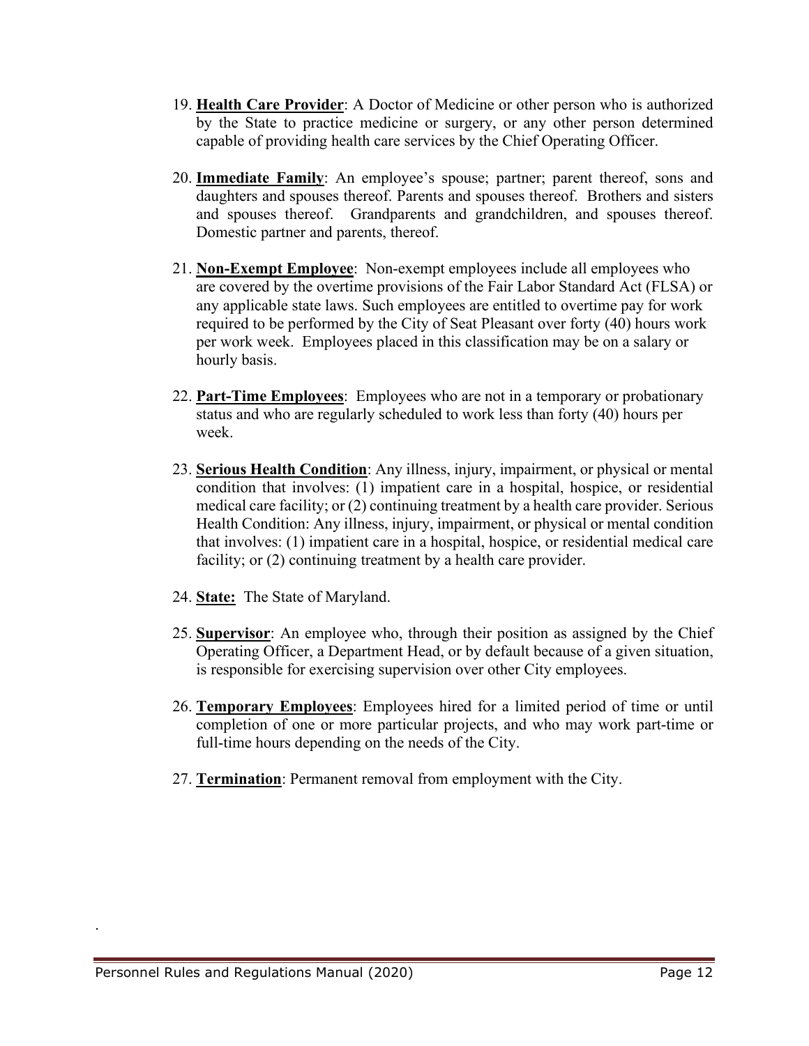19. **<u>Health Care Provider</u>**: A Doctor of Medicine or other person who is authorized by the State to practice medicine or surgery, or any other person determined capable of providing health care services by the Chief Operating Officer.

20. **<u>Immediate Family</u>**: An employee's spouse; partner; parent thereof, sons and daughters and spouses thereof. Parents and spouses thereof. Brothers and sisters and spouses thereof. Grandparents and grandchildren, and spouses thereof. Domestic partner and parents, thereof.

21. **<u>Non-Exempt Employee</u>**: Non-exempt employees include all employees who are covered by the overtime provisions of the Fair Labor Standard Act (FLSA) or any applicable state laws. Such employees are entitled to overtime pay for work required to be performed by the City of Seat Pleasant over forty (40) hours work per work week. Employees placed in this classification may be on a salary or hourly basis.

22. **<u>Part-Time Employees</u>**: Employees who are not in a temporary or probationary status and who are regularly scheduled to work less than forty (40) hours per week.

23. **<u>Serious Health Condition</u>**: Any illness, injury, impairment, or physical or mental condition that involves: (1) impatient care in a hospital, hospice, or residential medical care facility; or (2) continuing treatment by a health care provider. Serious Health Condition: Any illness, injury, impairment, or physical or mental condition that involves: (1) impatient care in a hospital, hospice, or residential medical care facility; or (2) continuing treatment by a health care provider.

24. **<u>State:</u>** The State of Maryland.

25. **<u>Supervisor</u>**: An employee who, through their position as assigned by the Chief Operating Officer, a Department Head, or by default because of a given situation, is responsible for exercising supervision over other City employees.

26. **<u>Temporary Employees</u>**: Employees hired for a limited period of time or until completion of one or more particular projects, and who may work part-time or full-time hours depending on the needs of the City.

27. **<u>Termination</u>**: Permanent removal from employment with the City.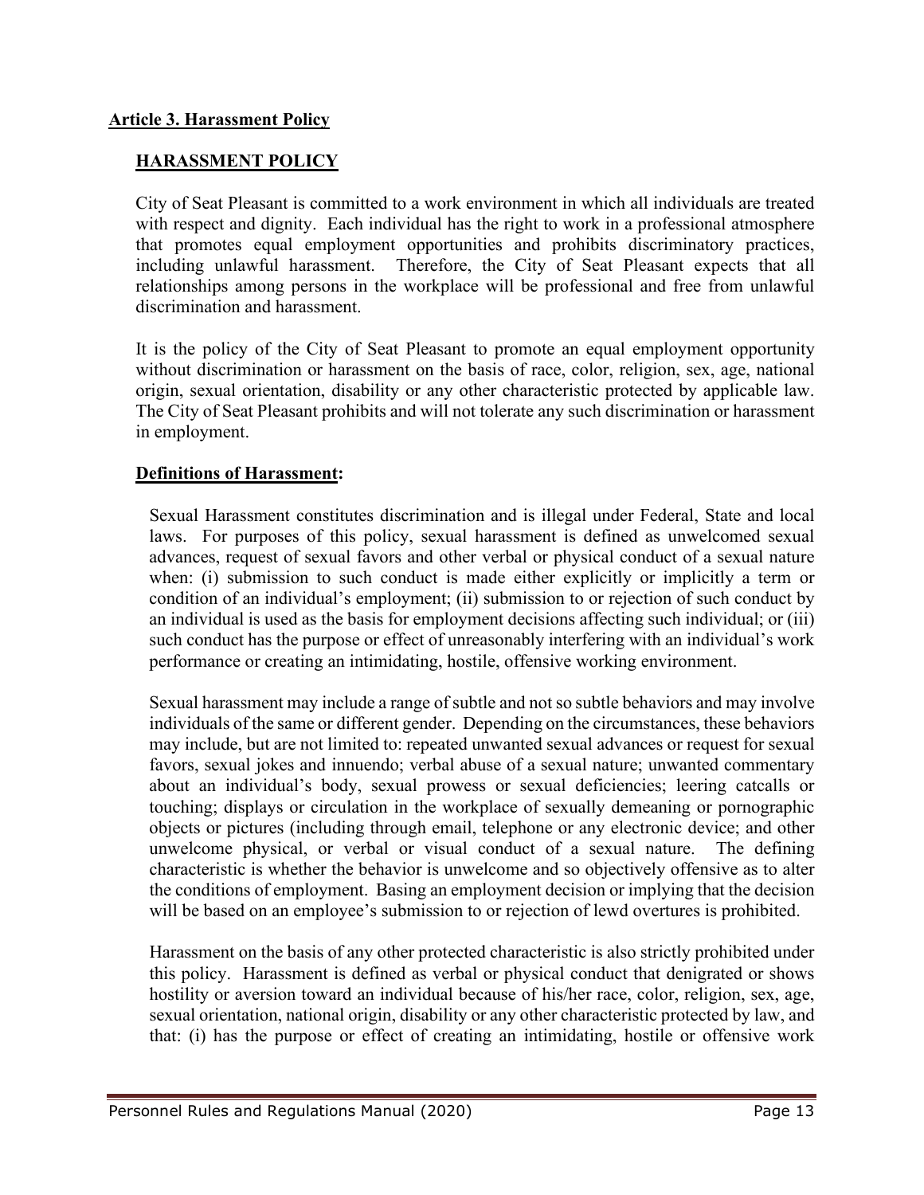## Article 3. Harassment Policy

### HARASSMENT POLICY

City of Seat Pleasant is committed to a work environment in which all individuals are treated with respect and dignity. Each individual has the right to work in a professional atmosphere that promotes equal employment opportunities and prohibits discriminatory practices, including unlawful harassment. Therefore, the City of Seat Pleasant expects that all relationships among persons in the workplace will be professional and free from unlawful discrimination and harassment.

It is the policy of the City of Seat Pleasant to promote an equal employment opportunity without discrimination or harassment on the basis of race, color, religion, sex, age, national origin, sexual orientation, disability or any other characteristic protected by applicable law. The City of Seat Pleasant prohibits and will not tolerate any such discrimination or harassment in employment.

**Definitions of Harassment:**

Sexual Harassment constitutes discrimination and is illegal under Federal, State and local laws. For purposes of this policy, sexual harassment is defined as unwelcomed sexual advances, request of sexual favors and other verbal or physical conduct of a sexual nature when: (i) submission to such conduct is made either explicitly or implicitly a term or condition of an individual's employment; (ii) submission to or rejection of such conduct by an individual is used as the basis for employment decisions affecting such individual; or (iii) such conduct has the purpose or effect of unreasonably interfering with an individual's work performance or creating an intimidating, hostile, offensive working environment.

Sexual harassment may include a range of subtle and not so subtle behaviors and may involve individuals of the same or different gender. Depending on the circumstances, these behaviors may include, but are not limited to: repeated unwanted sexual advances or request for sexual favors, sexual jokes and innuendo; verbal abuse of a sexual nature; unwanted commentary about an individual's body, sexual prowess or sexual deficiencies; leering catcalls or touching; displays or circulation in the workplace of sexually demeaning or pornographic objects or pictures (including through email, telephone or any electronic device; and other unwelcome physical, or verbal or visual conduct of a sexual nature. The defining characteristic is whether the behavior is unwelcome and so objectively offensive as to alter the conditions of employment. Basing an employment decision or implying that the decision will be based on an employee's submission to or rejection of lewd overtures is prohibited.

Harassment on the basis of any other protected characteristic is also strictly prohibited under this policy. Harassment is defined as verbal or physical conduct that denigrated or shows hostility or aversion toward an individual because of his/her race, color, religion, sex, age, sexual orientation, national origin, disability or any other characteristic protected by law, and that: (i) has the purpose or effect of creating an intimidating, hostile or offensive work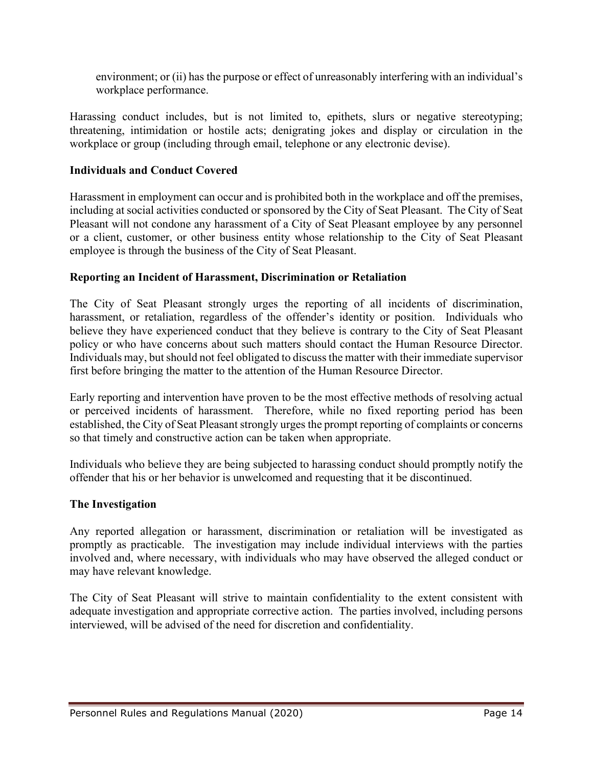environment; or (ii) has the purpose or effect of unreasonably interfering with an individual's workplace performance.

Harassing conduct includes, but is not limited to, epithets, slurs or negative stereotyping; threatening, intimidation or hostile acts; denigrating jokes and display or circulation in the workplace or group (including through email, telephone or any electronic devise).

### Individuals and Conduct Covered

Harassment in employment can occur and is prohibited both in the workplace and off the premises, including at social activities conducted or sponsored by the City of Seat Pleasant. The City of Seat Pleasant will not condone any harassment of a City of Seat Pleasant employee by any personnel or a client, customer, or other business entity whose relationship to the City of Seat Pleasant employee is through the business of the City of Seat Pleasant.

### Reporting an Incident of Harassment, Discrimination or Retaliation

The City of Seat Pleasant strongly urges the reporting of all incidents of discrimination, harassment, or retaliation, regardless of the offender's identity or position. Individuals who believe they have experienced conduct that they believe is contrary to the City of Seat Pleasant policy or who have concerns about such matters should contact the Human Resource Director. Individuals may, but should not feel obligated to discuss the matter with their immediate supervisor first before bringing the matter to the attention of the Human Resource Director.

Early reporting and intervention have proven to be the most effective methods of resolving actual or perceived incidents of harassment. Therefore, while no fixed reporting period has been established, the City of Seat Pleasant strongly urges the prompt reporting of complaints or concerns so that timely and constructive action can be taken when appropriate.

Individuals who believe they are being subjected to harassing conduct should promptly notify the offender that his or her behavior is unwelcomed and requesting that it be discontinued.

### The Investigation

Any reported allegation or harassment, discrimination or retaliation will be investigated as promptly as practicable. The investigation may include individual interviews with the parties involved and, where necessary, with individuals who may have observed the alleged conduct or may have relevant knowledge.

The City of Seat Pleasant will strive to maintain confidentiality to the extent consistent with adequate investigation and appropriate corrective action. The parties involved, including persons interviewed, will be advised of the need for discretion and confidentiality.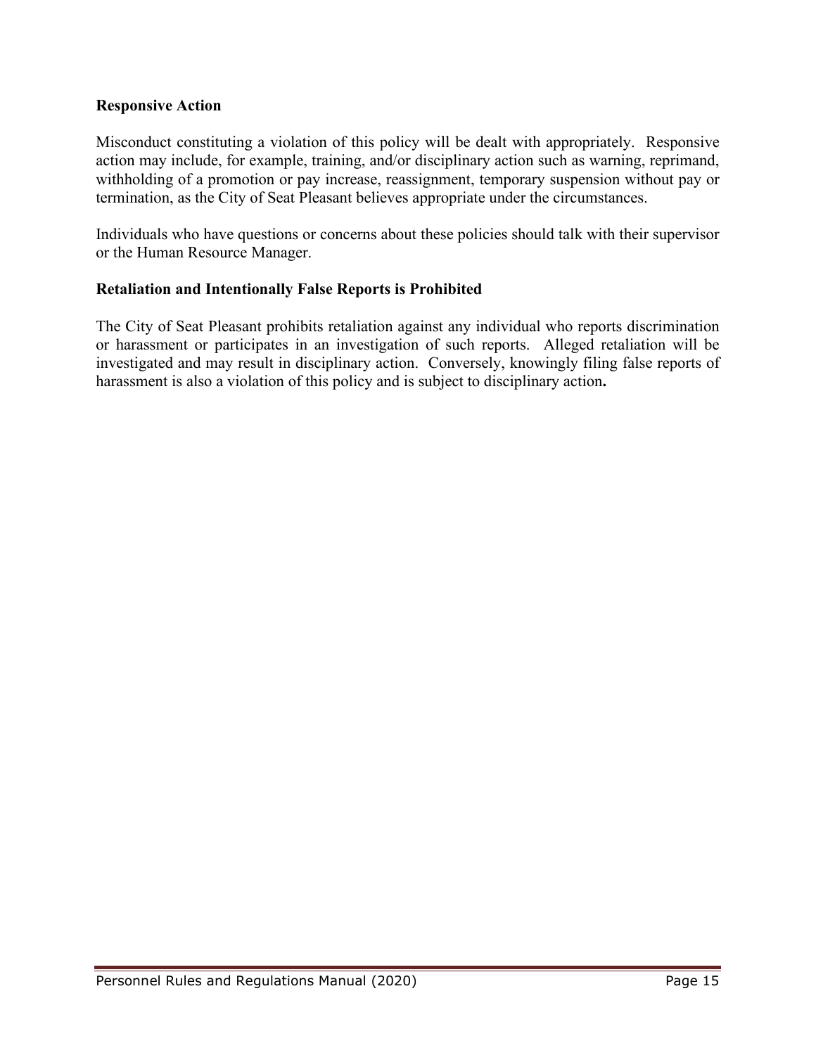### Responsive Action

Misconduct constituting a violation of this policy will be dealt with appropriately. Responsive action may include, for example, training, and/or disciplinary action such as warning, reprimand, withholding of a promotion or pay increase, reassignment, temporary suspension without pay or termination, as the City of Seat Pleasant believes appropriate under the circumstances.

Individuals who have questions or concerns about these policies should talk with their supervisor or the Human Resource Manager.

### Retaliation and Intentionally False Reports is Prohibited

The City of Seat Pleasant prohibits retaliation against any individual who reports discrimination or harassment or participates in an investigation of such reports. Alleged retaliation will be investigated and may result in disciplinary action. Conversely, knowingly filing false reports of harassment is also a violation of this policy and is subject to disciplinary action.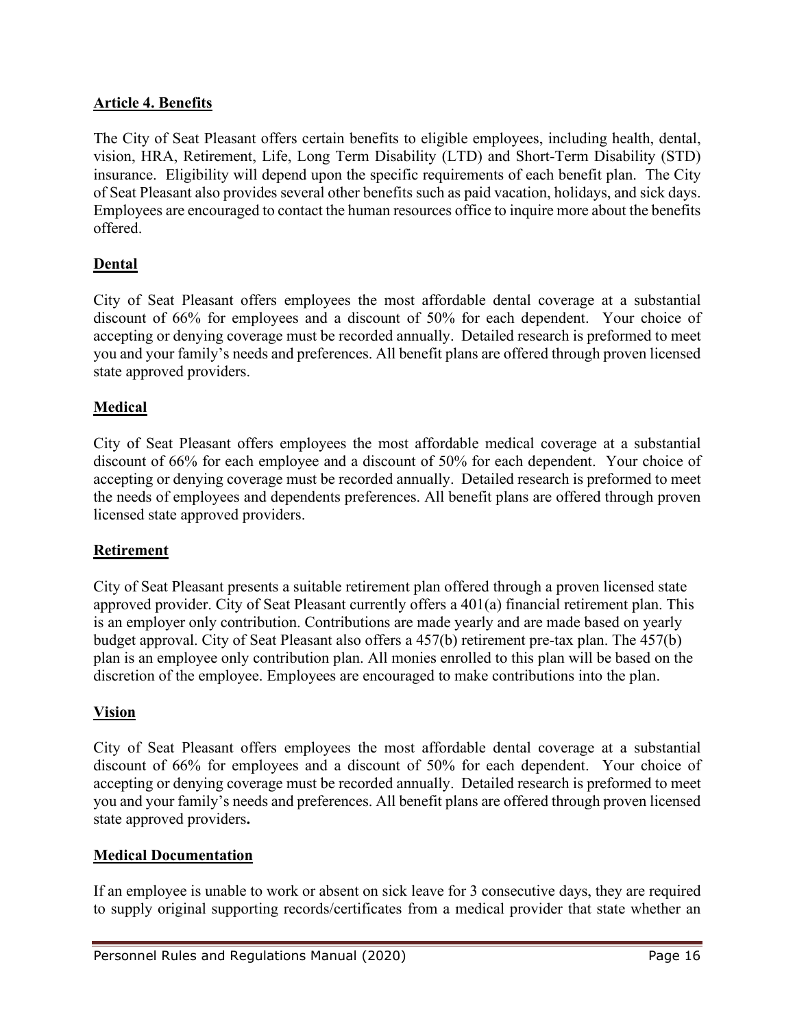## Article 4. Benefits

The City of Seat Pleasant offers certain benefits to eligible employees, including health, dental, vision, HRA, Retirement, Life, Long Term Disability (LTD) and Short-Term Disability (STD) insurance. Eligibility will depend upon the specific requirements of each benefit plan. The City of Seat Pleasant also provides several other benefits such as paid vacation, holidays, and sick days. Employees are encouraged to contact the human resources office to inquire more about the benefits offered.

### Dental

City of Seat Pleasant offers employees the most affordable dental coverage at a substantial discount of 66% for employees and a discount of 50% for each dependent. Your choice of accepting or denying coverage must be recorded annually. Detailed research is preformed to meet you and your family's needs and preferences. All benefit plans are offered through proven licensed state approved providers.

### Medical

City of Seat Pleasant offers employees the most affordable medical coverage at a substantial discount of 66% for each employee and a discount of 50% for each dependent. Your choice of accepting or denying coverage must be recorded annually. Detailed research is preformed to meet the needs of employees and dependents preferences. All benefit plans are offered through proven licensed state approved providers.

### Retirement

City of Seat Pleasant presents a suitable retirement plan offered through a proven licensed state approved provider. City of Seat Pleasant currently offers a 401(a) financial retirement plan. This is an employer only contribution. Contributions are made yearly and are made based on yearly budget approval. City of Seat Pleasant also offers a 457(b) retirement pre-tax plan. The 457(b) plan is an employee only contribution plan. All monies enrolled to this plan will be based on the discretion of the employee. Employees are encouraged to make contributions into the plan.

### Vision

City of Seat Pleasant offers employees the most affordable dental coverage at a substantial discount of 66% for employees and a discount of 50% for each dependent. Your choice of accepting or denying coverage must be recorded annually. Detailed research is preformed to meet you and your family's needs and preferences. All benefit plans are offered through proven licensed state approved providers**.**

### Medical Documentation

If an employee is unable to work or absent on sick leave for 3 consecutive days, they are required to supply original supporting records/certificates from a medical provider that state whether an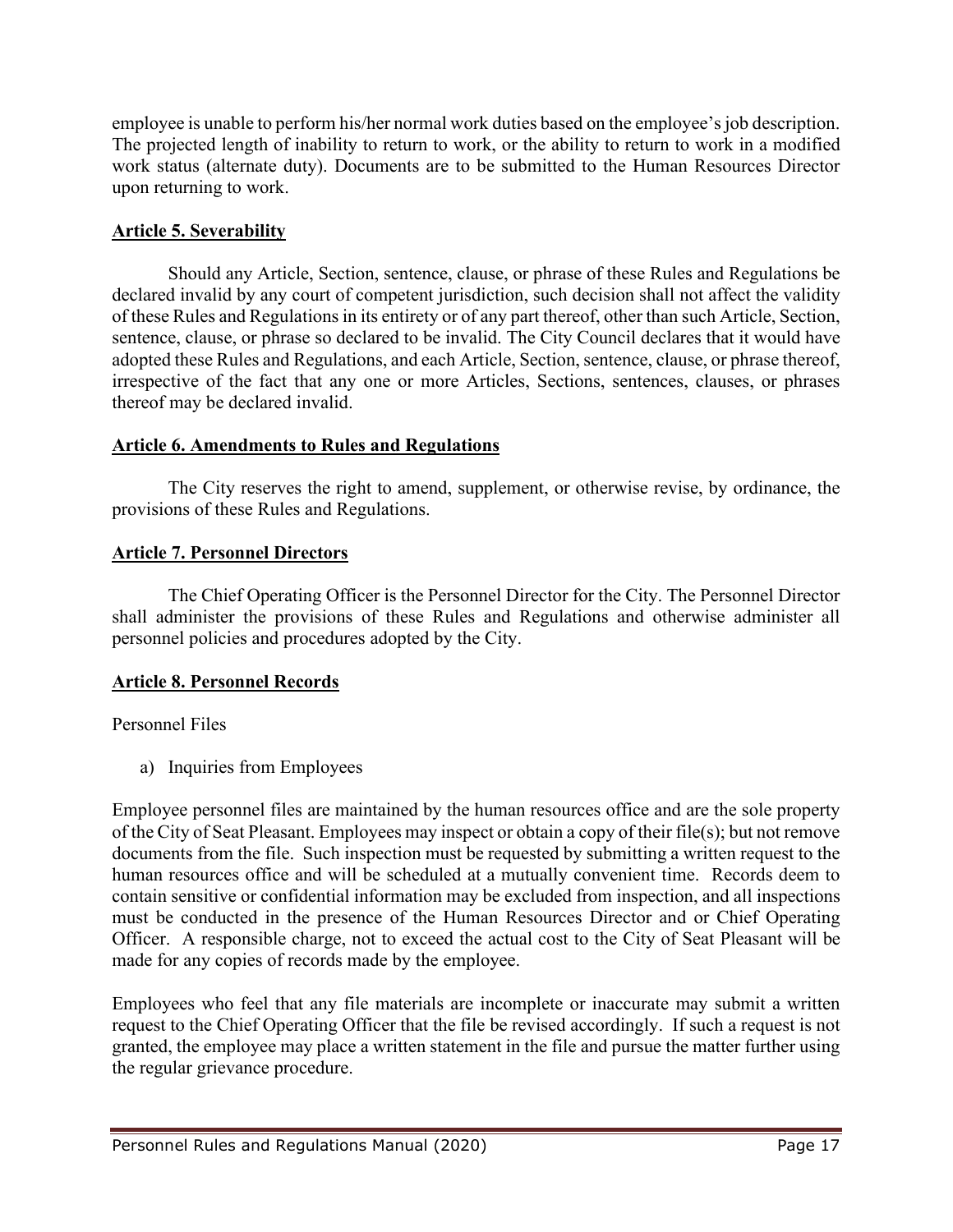employee is unable to perform his/her normal work duties based on the employee's job description. The projected length of inability to return to work, or the ability to return to work in a modified work status (alternate duty). Documents are to be submitted to the Human Resources Director upon returning to work.

## Article 5. Severability

Should any Article, Section, sentence, clause, or phrase of these Rules and Regulations be declared invalid by any court of competent jurisdiction, such decision shall not affect the validity of these Rules and Regulations in its entirety or of any part thereof, other than such Article, Section, sentence, clause, or phrase so declared to be invalid. The City Council declares that it would have adopted these Rules and Regulations, and each Article, Section, sentence, clause, or phrase thereof, irrespective of the fact that any one or more Articles, Sections, sentences, clauses, or phrases thereof may be declared invalid.

## Article 6. Amendments to Rules and Regulations

The City reserves the right to amend, supplement, or otherwise revise, by ordinance, the provisions of these Rules and Regulations.

## Article 7. Personnel Directors

The Chief Operating Officer is the Personnel Director for the City. The Personnel Director shall administer the provisions of these Rules and Regulations and otherwise administer all personnel policies and procedures adopted by the City.

## Article 8. Personnel Records

Personnel Files

a) Inquiries from Employees

Employee personnel files are maintained by the human resources office and are the sole property of the City of Seat Pleasant. Employees may inspect or obtain a copy of their file(s); but not remove documents from the file. Such inspection must be requested by submitting a written request to the human resources office and will be scheduled at a mutually convenient time. Records deem to contain sensitive or confidential information may be excluded from inspection, and all inspections must be conducted in the presence of the Human Resources Director and or Chief Operating Officer. A responsible charge, not to exceed the actual cost to the City of Seat Pleasant will be made for any copies of records made by the employee.

Employees who feel that any file materials are incomplete or inaccurate may submit a written request to the Chief Operating Officer that the file be revised accordingly. If such a request is not granted, the employee may place a written statement in the file and pursue the matter further using the regular grievance procedure.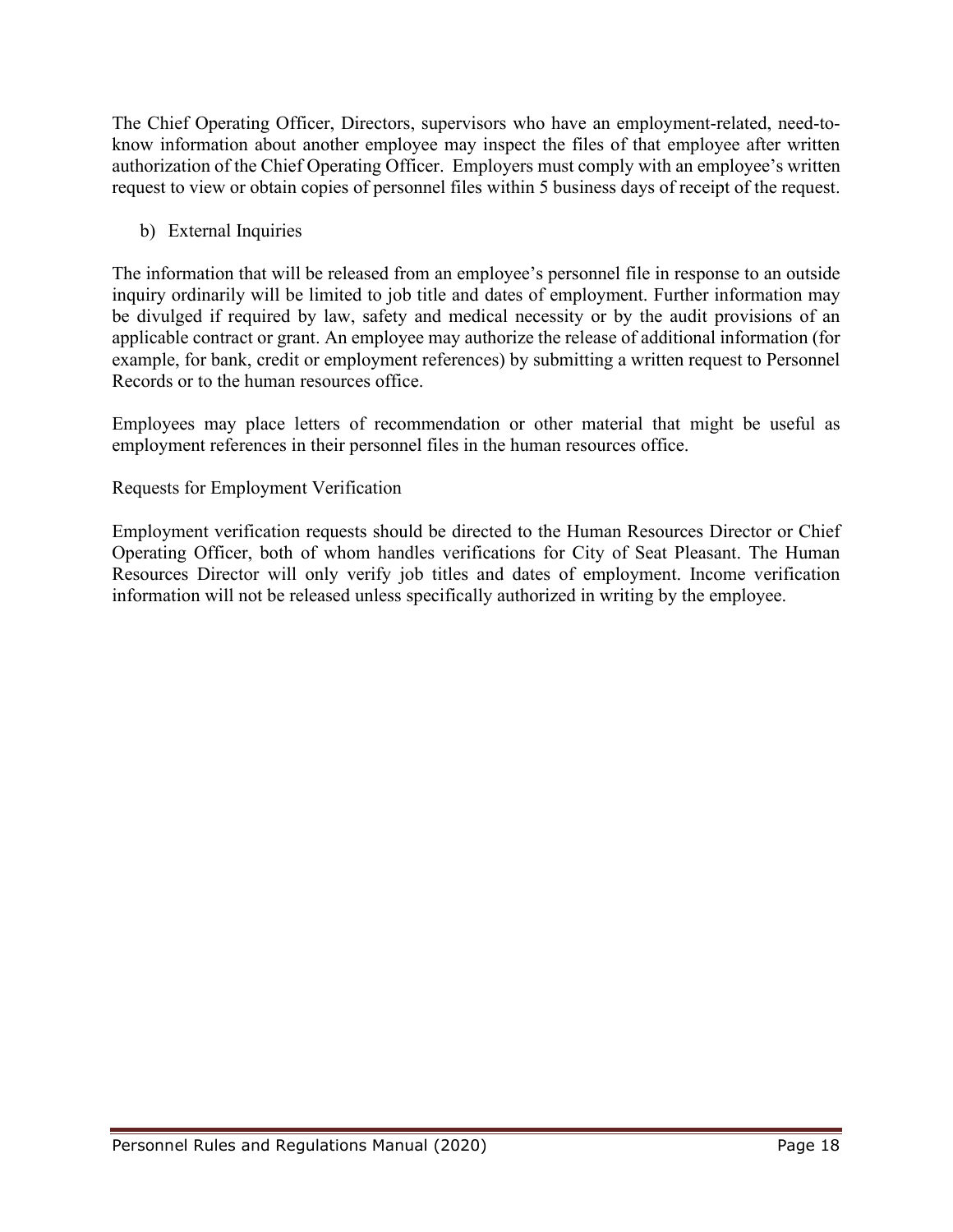The Chief Operating Officer, Directors, supervisors who have an employment-related, need-to-know information about another employee may inspect the files of that employee after written authorization of the Chief Operating Officer. Employers must comply with an employee's written request to view or obtain copies of personnel files within 5 business days of receipt of the request.

b) External Inquiries

The information that will be released from an employee's personnel file in response to an outside inquiry ordinarily will be limited to job title and dates of employment. Further information may be divulged if required by law, safety and medical necessity or by the audit provisions of an applicable contract or grant. An employee may authorize the release of additional information (for example, for bank, credit or employment references) by submitting a written request to Personnel Records or to the human resources office.

Employees may place letters of recommendation or other material that might be useful as employment references in their personnel files in the human resources office.

Requests for Employment Verification

Employment verification requests should be directed to the Human Resources Director or Chief Operating Officer, both of whom handles verifications for City of Seat Pleasant. The Human Resources Director will only verify job titles and dates of employment. Income verification information will not be released unless specifically authorized in writing by the employee.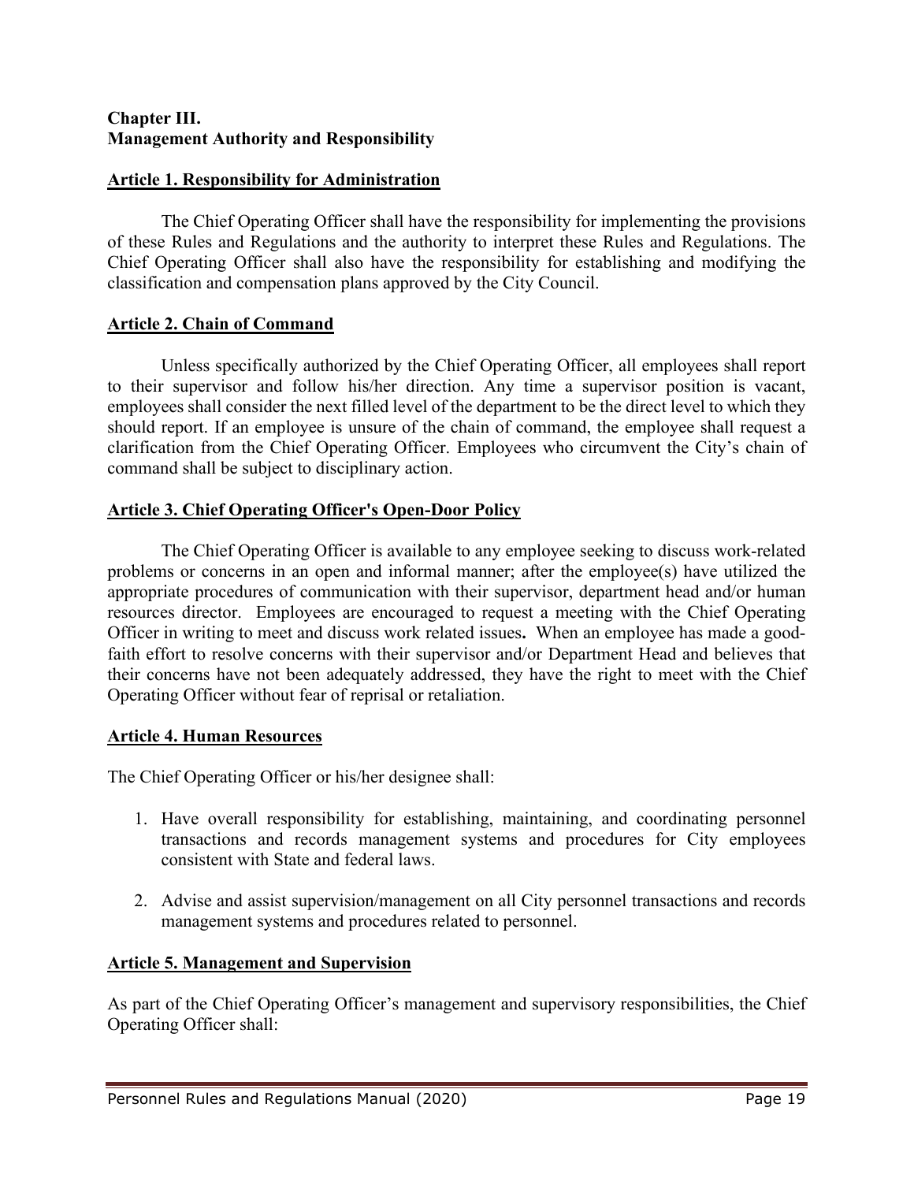## Chapter III.
## Management Authority and Responsibility

### Article 1. Responsibility for Administration

The Chief Operating Officer shall have the responsibility for implementing the provisions of these Rules and Regulations and the authority to interpret these Rules and Regulations. The Chief Operating Officer shall also have the responsibility for establishing and modifying the classification and compensation plans approved by the City Council.

### Article 2. Chain of Command

Unless specifically authorized by the Chief Operating Officer, all employees shall report to their supervisor and follow his/her direction. Any time a supervisor position is vacant, employees shall consider the next filled level of the department to be the direct level to which they should report. If an employee is unsure of the chain of command, the employee shall request a clarification from the Chief Operating Officer. Employees who circumvent the City's chain of command shall be subject to disciplinary action.

### Article 3. Chief Operating Officer's Open-Door Policy

The Chief Operating Officer is available to any employee seeking to discuss work-related problems or concerns in an open and informal manner; after the employee(s) have utilized the appropriate procedures of communication with their supervisor, department head and/or human resources director. Employees are encouraged to request a meeting with the Chief Operating Officer in writing to meet and discuss work related issues**.** When an employee has made a good-faith effort to resolve concerns with their supervisor and/or Department Head and believes that their concerns have not been adequately addressed, they have the right to meet with the Chief Operating Officer without fear of reprisal or retaliation.

### Article 4. Human Resources

The Chief Operating Officer or his/her designee shall:

1. Have overall responsibility for establishing, maintaining, and coordinating personnel transactions and records management systems and procedures for City employees consistent with State and federal laws.

2. Advise and assist supervision/management on all City personnel transactions and records management systems and procedures related to personnel.

### Article 5. Management and Supervision

As part of the Chief Operating Officer's management and supervisory responsibilities, the Chief Operating Officer shall: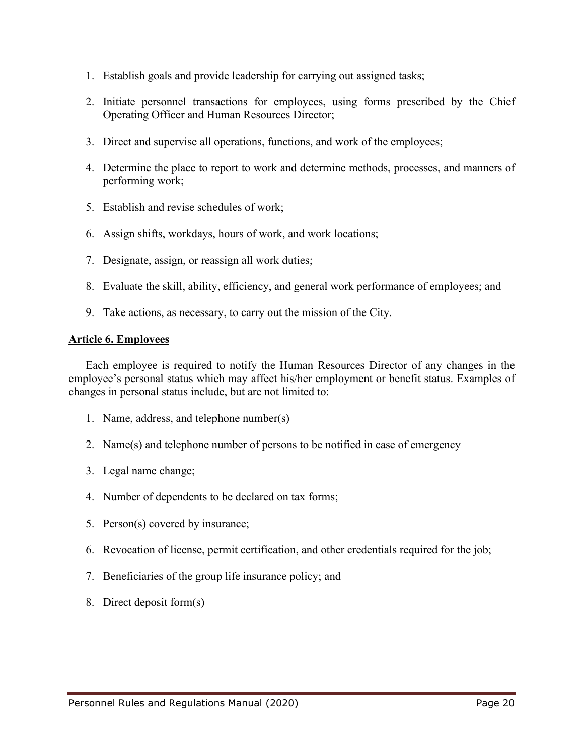1. Establish goals and provide leadership for carrying out assigned tasks;

2. Initiate personnel transactions for employees, using forms prescribed by the Chief Operating Officer and Human Resources Director;

3. Direct and supervise all operations, functions, and work of the employees;

4. Determine the place to report to work and determine methods, processes, and manners of performing work;

5. Establish and revise schedules of work;

6. Assign shifts, workdays, hours of work, and work locations;

7. Designate, assign, or reassign all work duties;

8. Evaluate the skill, ability, efficiency, and general work performance of employees; and

9. Take actions, as necessary, to carry out the mission of the City.

## Article 6. Employees

Each employee is required to notify the Human Resources Director of any changes in the employee's personal status which may affect his/her employment or benefit status. Examples of changes in personal status include, but are not limited to:

1. Name, address, and telephone number(s)

2. Name(s) and telephone number of persons to be notified in case of emergency

3. Legal name change;

4. Number of dependents to be declared on tax forms;

5. Person(s) covered by insurance;

6. Revocation of license, permit certification, and other credentials required for the job;

7. Beneficiaries of the group life insurance policy; and

8. Direct deposit form(s)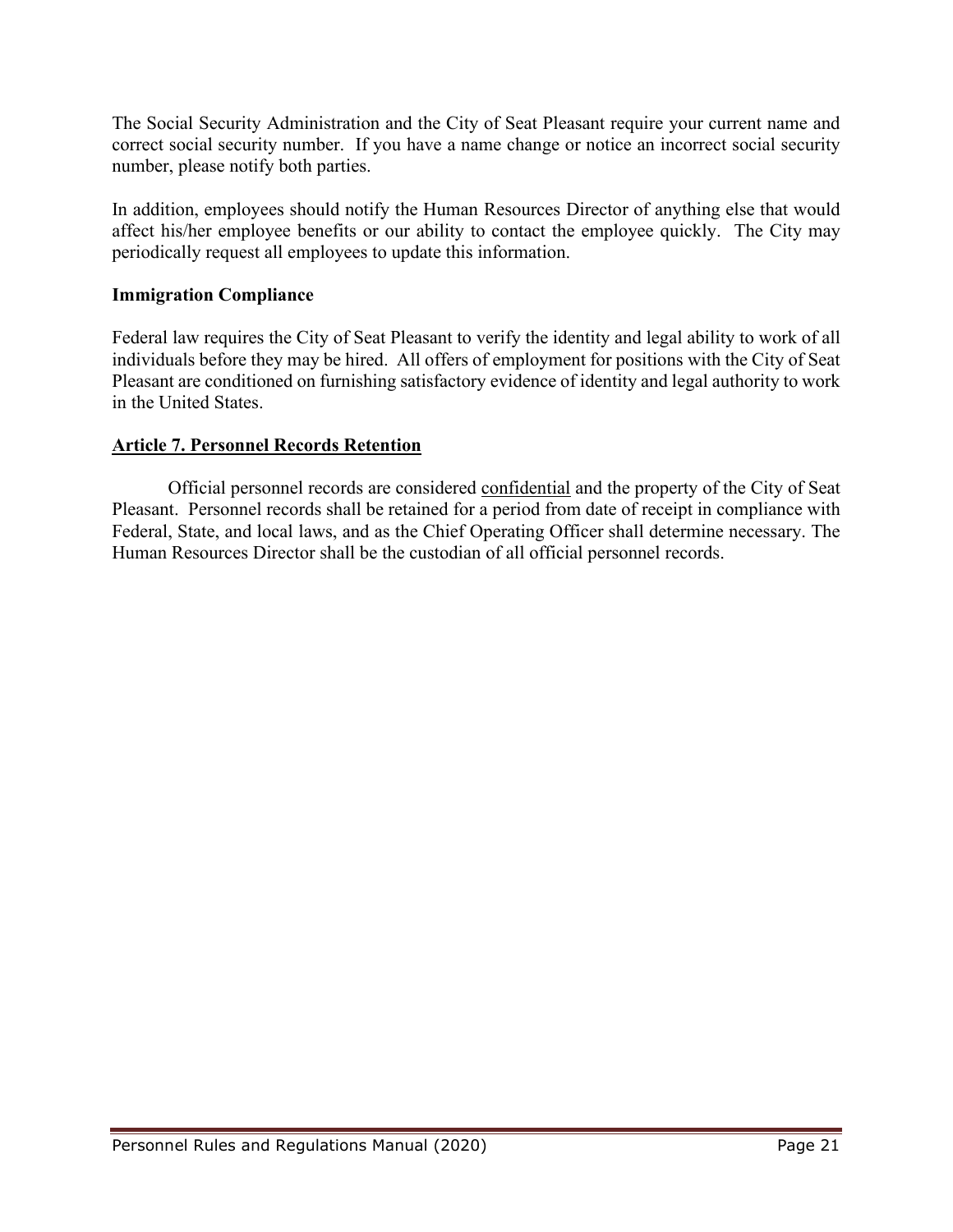The Social Security Administration and the City of Seat Pleasant require your current name and correct social security number. If you have a name change or notice an incorrect social security number, please notify both parties.

In addition, employees should notify the Human Resources Director of anything else that would affect his/her employee benefits or our ability to contact the employee quickly. The City may periodically request all employees to update this information.

**Immigration Compliance**

Federal law requires the City of Seat Pleasant to verify the identity and legal ability to work of all individuals before they may be hired. All offers of employment for positions with the City of Seat Pleasant are conditioned on furnishing satisfactory evidence of identity and legal authority to work in the United States.

## Article 7. Personnel Records Retention

Official personnel records are considered confidential and the property of the City of Seat Pleasant. Personnel records shall be retained for a period from date of receipt in compliance with Federal, State, and local laws, and as the Chief Operating Officer shall determine necessary. The Human Resources Director shall be the custodian of all official personnel records.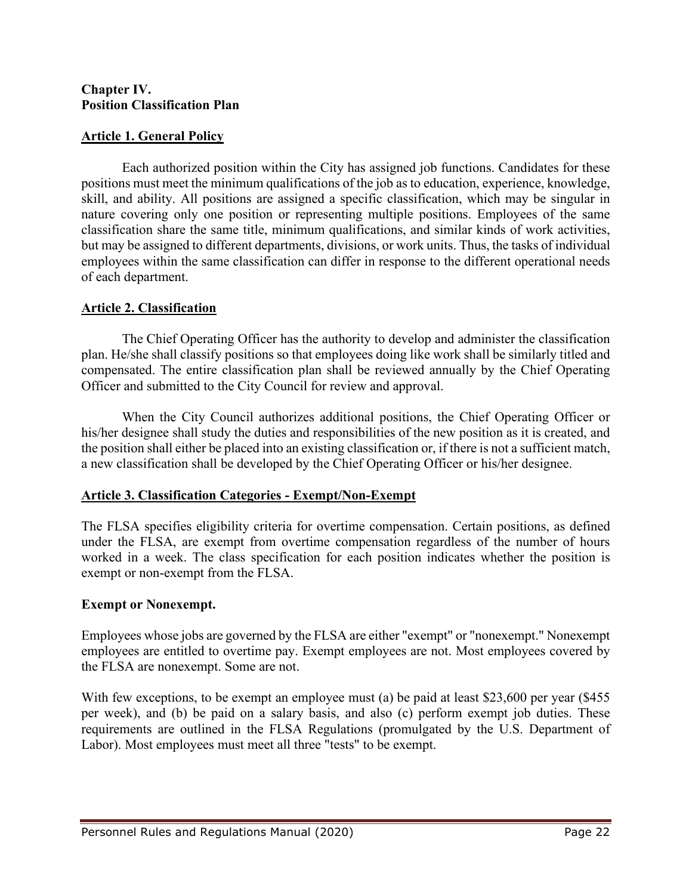## Chapter IV.
## Position Classification Plan

### Article 1. General Policy

Each authorized position within the City has assigned job functions. Candidates for these positions must meet the minimum qualifications of the job as to education, experience, knowledge, skill, and ability. All positions are assigned a specific classification, which may be singular in nature covering only one position or representing multiple positions. Employees of the same classification share the same title, minimum qualifications, and similar kinds of work activities, but may be assigned to different departments, divisions, or work units. Thus, the tasks of individual employees within the same classification can differ in response to the different operational needs of each department.

### Article 2. Classification

The Chief Operating Officer has the authority to develop and administer the classification plan. He/she shall classify positions so that employees doing like work shall be similarly titled and compensated. The entire classification plan shall be reviewed annually by the Chief Operating Officer and submitted to the City Council for review and approval.

When the City Council authorizes additional positions, the Chief Operating Officer or his/her designee shall study the duties and responsibilities of the new position as it is created, and the position shall either be placed into an existing classification or, if there is not a sufficient match, a new classification shall be developed by the Chief Operating Officer or his/her designee.

### Article 3. Classification Categories - Exempt/Non-Exempt

The FLSA specifies eligibility criteria for overtime compensation. Certain positions, as defined under the FLSA, are exempt from overtime compensation regardless of the number of hours worked in a week. The class specification for each position indicates whether the position is exempt or non-exempt from the FLSA.

**Exempt or Nonexempt.**

Employees whose jobs are governed by the FLSA are either "exempt" or "nonexempt." Nonexempt employees are entitled to overtime pay. Exempt employees are not. Most employees covered by the FLSA are nonexempt. Some are not.

With few exceptions, to be exempt an employee must (a) be paid at least $23,600 per year ($455 per week), and (b) be paid on a salary basis, and also (c) perform exempt job duties. These requirements are outlined in the FLSA Regulations (promulgated by the U.S. Department of Labor). Most employees must meet all three "tests" to be exempt.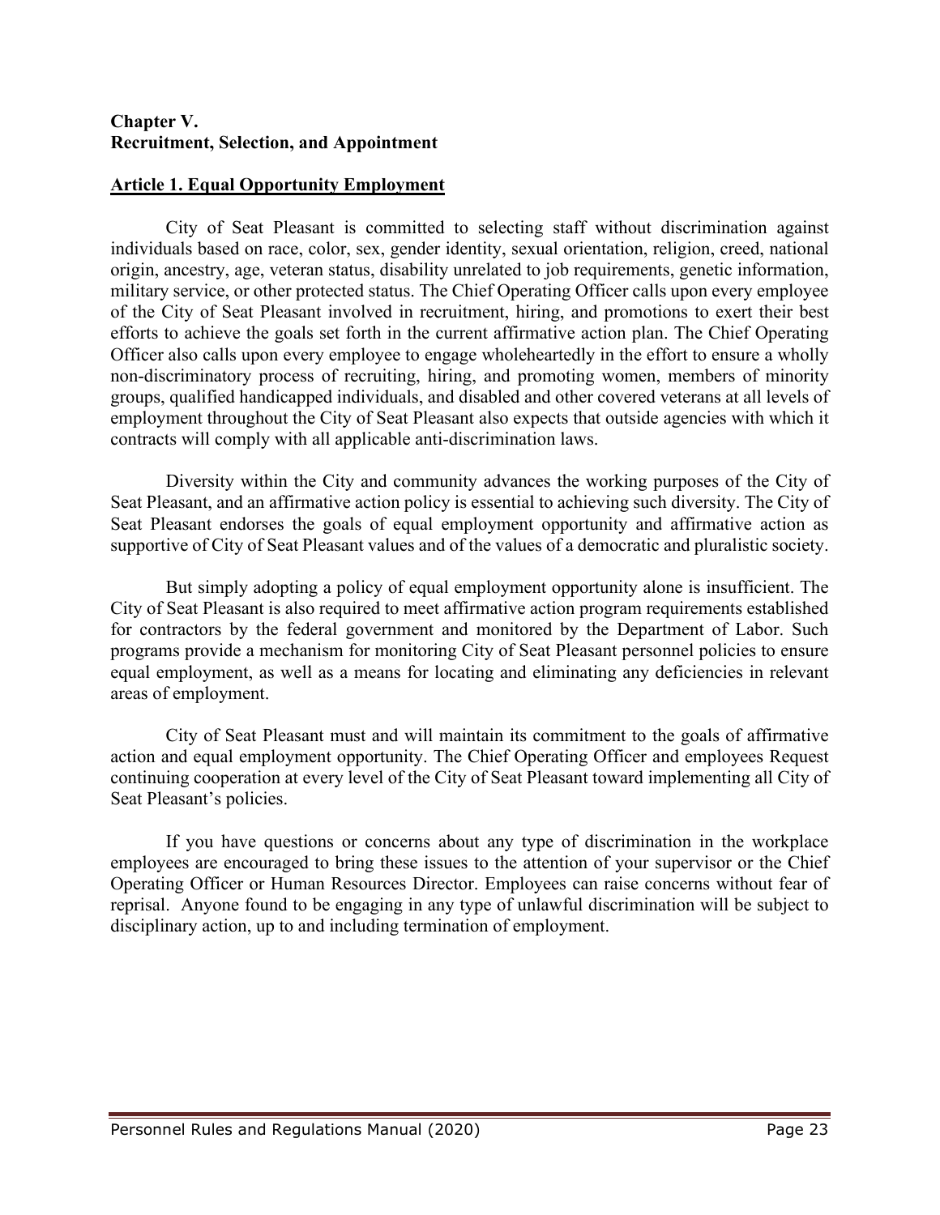**Chapter V.**
**Recruitment, Selection, and Appointment**

## Article 1. Equal Opportunity Employment

City of Seat Pleasant is committed to selecting staff without discrimination against individuals based on race, color, sex, gender identity, sexual orientation, religion, creed, national origin, ancestry, age, veteran status, disability unrelated to job requirements, genetic information, military service, or other protected status. The Chief Operating Officer calls upon every employee of the City of Seat Pleasant involved in recruitment, hiring, and promotions to exert their best efforts to achieve the goals set forth in the current affirmative action plan. The Chief Operating Officer also calls upon every employee to engage wholeheartedly in the effort to ensure a wholly non-discriminatory process of recruiting, hiring, and promoting women, members of minority groups, qualified handicapped individuals, and disabled and other covered veterans at all levels of employment throughout the City of Seat Pleasant also expects that outside agencies with which it contracts will comply with all applicable anti-discrimination laws.

Diversity within the City and community advances the working purposes of the City of Seat Pleasant, and an affirmative action policy is essential to achieving such diversity. The City of Seat Pleasant endorses the goals of equal employment opportunity and affirmative action as supportive of City of Seat Pleasant values and of the values of a democratic and pluralistic society.

But simply adopting a policy of equal employment opportunity alone is insufficient. The City of Seat Pleasant is also required to meet affirmative action program requirements established for contractors by the federal government and monitored by the Department of Labor. Such programs provide a mechanism for monitoring City of Seat Pleasant personnel policies to ensure equal employment, as well as a means for locating and eliminating any deficiencies in relevant areas of employment.

City of Seat Pleasant must and will maintain its commitment to the goals of affirmative action and equal employment opportunity. The Chief Operating Officer and employees Request continuing cooperation at every level of the City of Seat Pleasant toward implementing all City of Seat Pleasant's policies.

If you have questions or concerns about any type of discrimination in the workplace employees are encouraged to bring these issues to the attention of your supervisor or the Chief Operating Officer or Human Resources Director. Employees can raise concerns without fear of reprisal. Anyone found to be engaging in any type of unlawful discrimination will be subject to disciplinary action, up to and including termination of employment.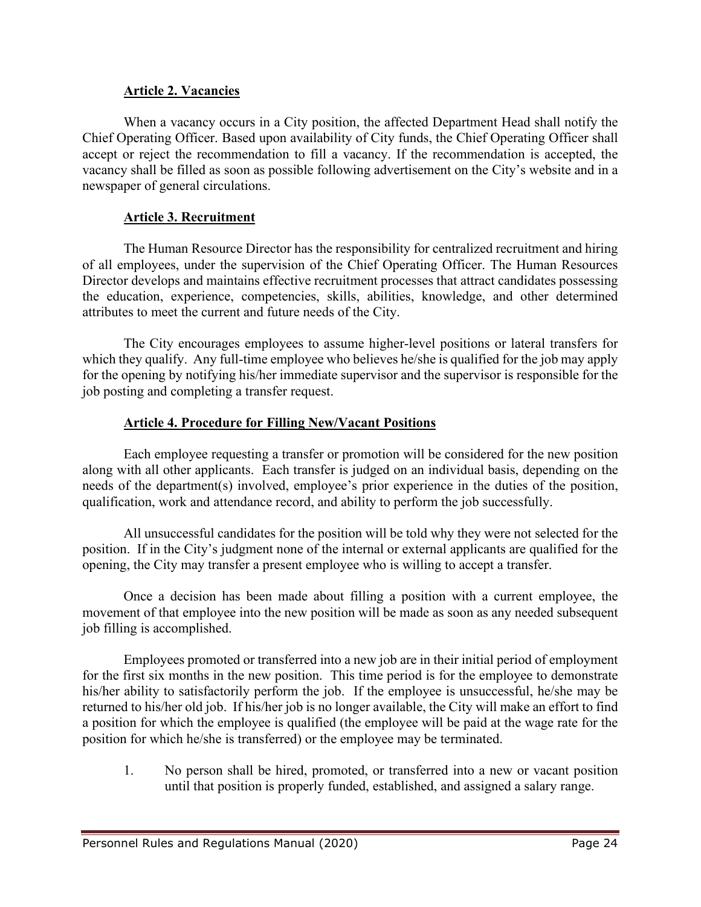## Article 2. Vacancies

When a vacancy occurs in a City position, the affected Department Head shall notify the Chief Operating Officer. Based upon availability of City funds, the Chief Operating Officer shall accept or reject the recommendation to fill a vacancy. If the recommendation is accepted, the vacancy shall be filled as soon as possible following advertisement on the City's website and in a newspaper of general circulations.

## Article 3. Recruitment

The Human Resource Director has the responsibility for centralized recruitment and hiring of all employees, under the supervision of the Chief Operating Officer. The Human Resources Director develops and maintains effective recruitment processes that attract candidates possessing the education, experience, competencies, skills, abilities, knowledge, and other determined attributes to meet the current and future needs of the City.

The City encourages employees to assume higher-level positions or lateral transfers for which they qualify. Any full-time employee who believes he/she is qualified for the job may apply for the opening by notifying his/her immediate supervisor and the supervisor is responsible for the job posting and completing a transfer request.

## Article 4. Procedure for Filling New/Vacant Positions

Each employee requesting a transfer or promotion will be considered for the new position along with all other applicants. Each transfer is judged on an individual basis, depending on the needs of the department(s) involved, employee's prior experience in the duties of the position, qualification, work and attendance record, and ability to perform the job successfully.

All unsuccessful candidates for the position will be told why they were not selected for the position. If in the City's judgment none of the internal or external applicants are qualified for the opening, the City may transfer a present employee who is willing to accept a transfer.

Once a decision has been made about filling a position with a current employee, the movement of that employee into the new position will be made as soon as any needed subsequent job filling is accomplished.

Employees promoted or transferred into a new job are in their initial period of employment for the first six months in the new position. This time period is for the employee to demonstrate his/her ability to satisfactorily perform the job. If the employee is unsuccessful, he/she may be returned to his/her old job. If his/her job is no longer available, the City will make an effort to find a position for which the employee is qualified (the employee will be paid at the wage rate for the position for which he/she is transferred) or the employee may be terminated.

1. No person shall be hired, promoted, or transferred into a new or vacant position until that position is properly funded, established, and assigned a salary range.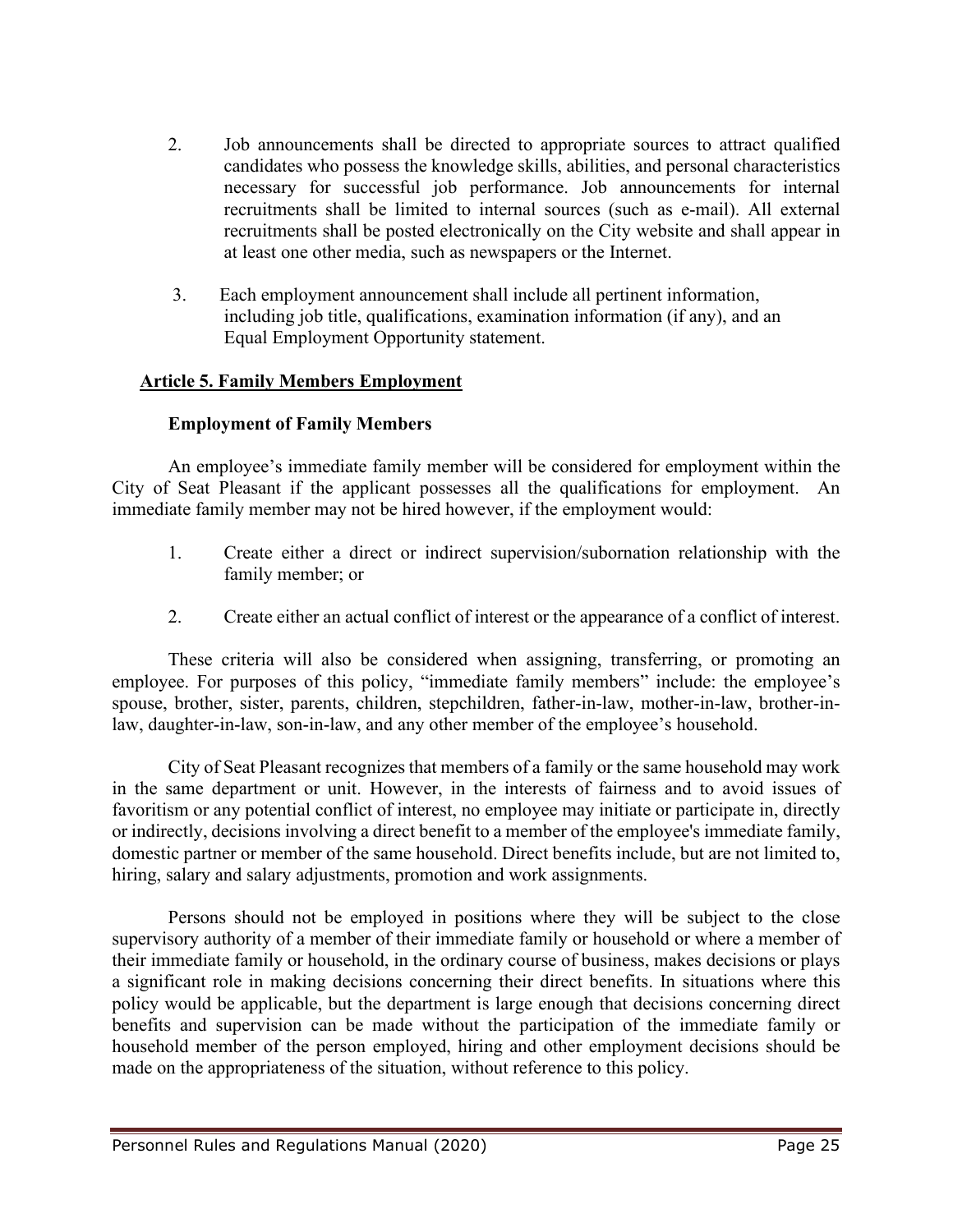2. Job announcements shall be directed to appropriate sources to attract qualified candidates who possess the knowledge skills, abilities, and personal characteristics necessary for successful job performance. Job announcements for internal recruitments shall be limited to internal sources (such as e-mail). All external recruitments shall be posted electronically on the City website and shall appear in at least one other media, such as newspapers or the Internet.

3. Each employment announcement shall include all pertinent information, including job title, qualifications, examination information (if any), and an Equal Employment Opportunity statement.

## Article 5. Family Members Employment

### Employment of Family Members

An employee's immediate family member will be considered for employment within the City of Seat Pleasant if the applicant possesses all the qualifications for employment. An immediate family member may not be hired however, if the employment would:

1. Create either a direct or indirect supervision/subornation relationship with the family member; or

2. Create either an actual conflict of interest or the appearance of a conflict of interest.

These criteria will also be considered when assigning, transferring, or promoting an employee. For purposes of this policy, "immediate family members" include: the employee's spouse, brother, sister, parents, children, stepchildren, father-in-law, mother-in-law, brother-in-law, daughter-in-law, son-in-law, and any other member of the employee's household.

City of Seat Pleasant recognizes that members of a family or the same household may work in the same department or unit. However, in the interests of fairness and to avoid issues of favoritism or any potential conflict of interest, no employee may initiate or participate in, directly or indirectly, decisions involving a direct benefit to a member of the employee's immediate family, domestic partner or member of the same household. Direct benefits include, but are not limited to, hiring, salary and salary adjustments, promotion and work assignments.

Persons should not be employed in positions where they will be subject to the close supervisory authority of a member of their immediate family or household or where a member of their immediate family or household, in the ordinary course of business, makes decisions or plays a significant role in making decisions concerning their direct benefits. In situations where this policy would be applicable, but the department is large enough that decisions concerning direct benefits and supervision can be made without the participation of the immediate family or household member of the person employed, hiring and other employment decisions should be made on the appropriateness of the situation, without reference to this policy.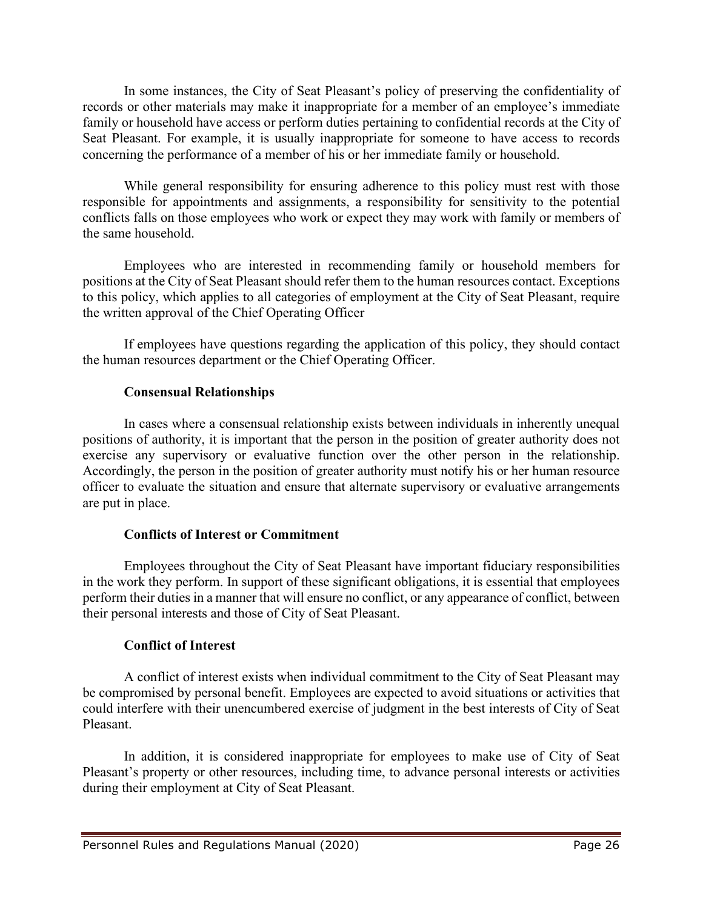In some instances, the City of Seat Pleasant's policy of preserving the confidentiality of records or other materials may make it inappropriate for a member of an employee's immediate family or household have access or perform duties pertaining to confidential records at the City of Seat Pleasant. For example, it is usually inappropriate for someone to have access to records concerning the performance of a member of his or her immediate family or household.

While general responsibility for ensuring adherence to this policy must rest with those responsible for appointments and assignments, a responsibility for sensitivity to the potential conflicts falls on those employees who work or expect they may work with family or members of the same household.

Employees who are interested in recommending family or household members for positions at the City of Seat Pleasant should refer them to the human resources contact. Exceptions to this policy, which applies to all categories of employment at the City of Seat Pleasant, require the written approval of the Chief Operating Officer

If employees have questions regarding the application of this policy, they should contact the human resources department or the Chief Operating Officer.

**Consensual Relationships**

In cases where a consensual relationship exists between individuals in inherently unequal positions of authority, it is important that the person in the position of greater authority does not exercise any supervisory or evaluative function over the other person in the relationship. Accordingly, the person in the position of greater authority must notify his or her human resource officer to evaluate the situation and ensure that alternate supervisory or evaluative arrangements are put in place.

**Conflicts of Interest or Commitment**

Employees throughout the City of Seat Pleasant have important fiduciary responsibilities in the work they perform. In support of these significant obligations, it is essential that employees perform their duties in a manner that will ensure no conflict, or any appearance of conflict, between their personal interests and those of City of Seat Pleasant.

**Conflict of Interest**

A conflict of interest exists when individual commitment to the City of Seat Pleasant may be compromised by personal benefit. Employees are expected to avoid situations or activities that could interfere with their unencumbered exercise of judgment in the best interests of City of Seat Pleasant.

In addition, it is considered inappropriate for employees to make use of City of Seat Pleasant's property or other resources, including time, to advance personal interests or activities during their employment at City of Seat Pleasant.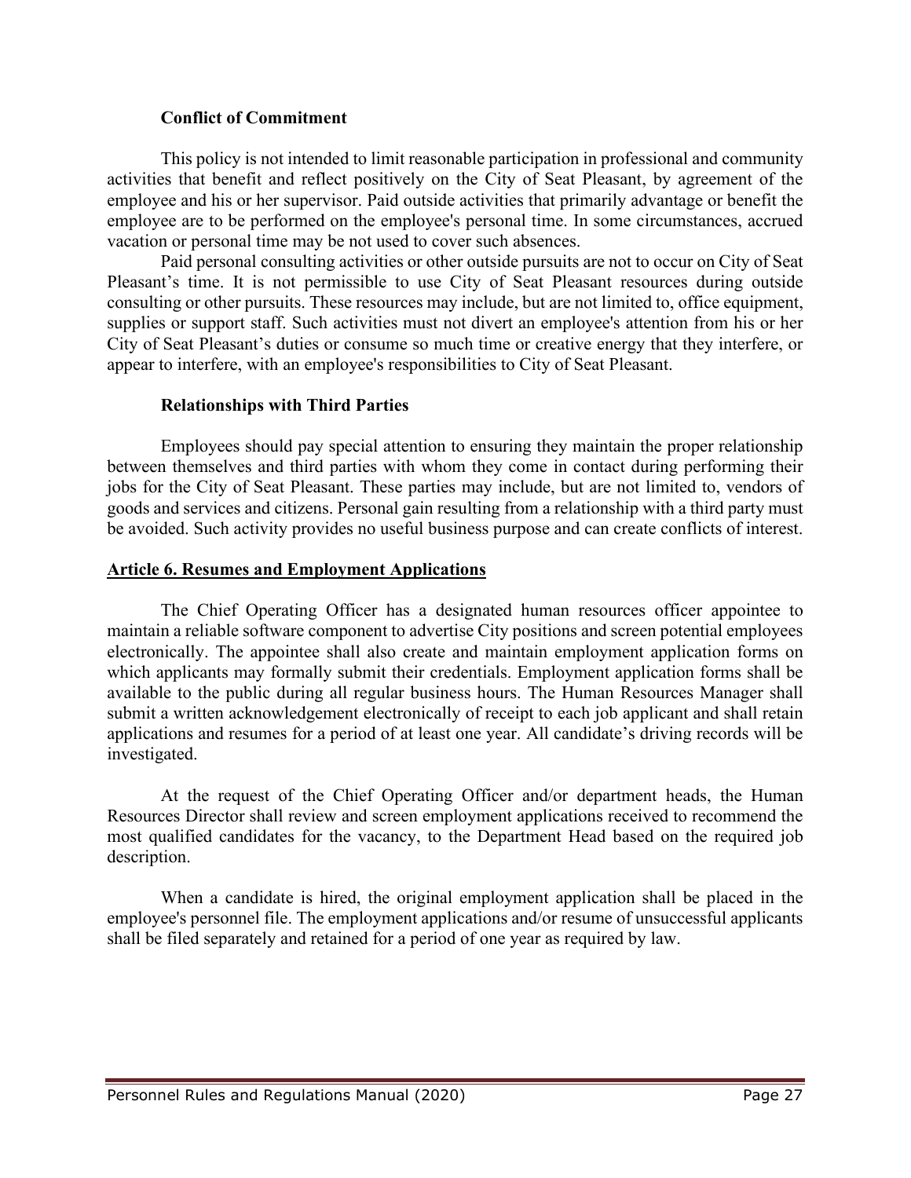**Conflict of Commitment**

This policy is not intended to limit reasonable participation in professional and community activities that benefit and reflect positively on the City of Seat Pleasant, by agreement of the employee and his or her supervisor. Paid outside activities that primarily advantage or benefit the employee are to be performed on the employee's personal time. In some circumstances, accrued vacation or personal time may be not used to cover such absences.

Paid personal consulting activities or other outside pursuits are not to occur on City of Seat Pleasant's time. It is not permissible to use City of Seat Pleasant resources during outside consulting or other pursuits. These resources may include, but are not limited to, office equipment, supplies or support staff. Such activities must not divert an employee's attention from his or her City of Seat Pleasant's duties or consume so much time or creative energy that they interfere, or appear to interfere, with an employee's responsibilities to City of Seat Pleasant.

**Relationships with Third Parties**

Employees should pay special attention to ensuring they maintain the proper relationship between themselves and third parties with whom they come in contact during performing their jobs for the City of Seat Pleasant. These parties may include, but are not limited to, vendors of goods and services and citizens. Personal gain resulting from a relationship with a third party must be avoided. Such activity provides no useful business purpose and can create conflicts of interest.

## Article 6. Resumes and Employment Applications

The Chief Operating Officer has a designated human resources officer appointee to maintain a reliable software component to advertise City positions and screen potential employees electronically. The appointee shall also create and maintain employment application forms on which applicants may formally submit their credentials. Employment application forms shall be available to the public during all regular business hours. The Human Resources Manager shall submit a written acknowledgement electronically of receipt to each job applicant and shall retain applications and resumes for a period of at least one year. All candidate's driving records will be investigated.

At the request of the Chief Operating Officer and/or department heads, the Human Resources Director shall review and screen employment applications received to recommend the most qualified candidates for the vacancy, to the Department Head based on the required job description.

When a candidate is hired, the original employment application shall be placed in the employee's personnel file. The employment applications and/or resume of unsuccessful applicants shall be filed separately and retained for a period of one year as required by law.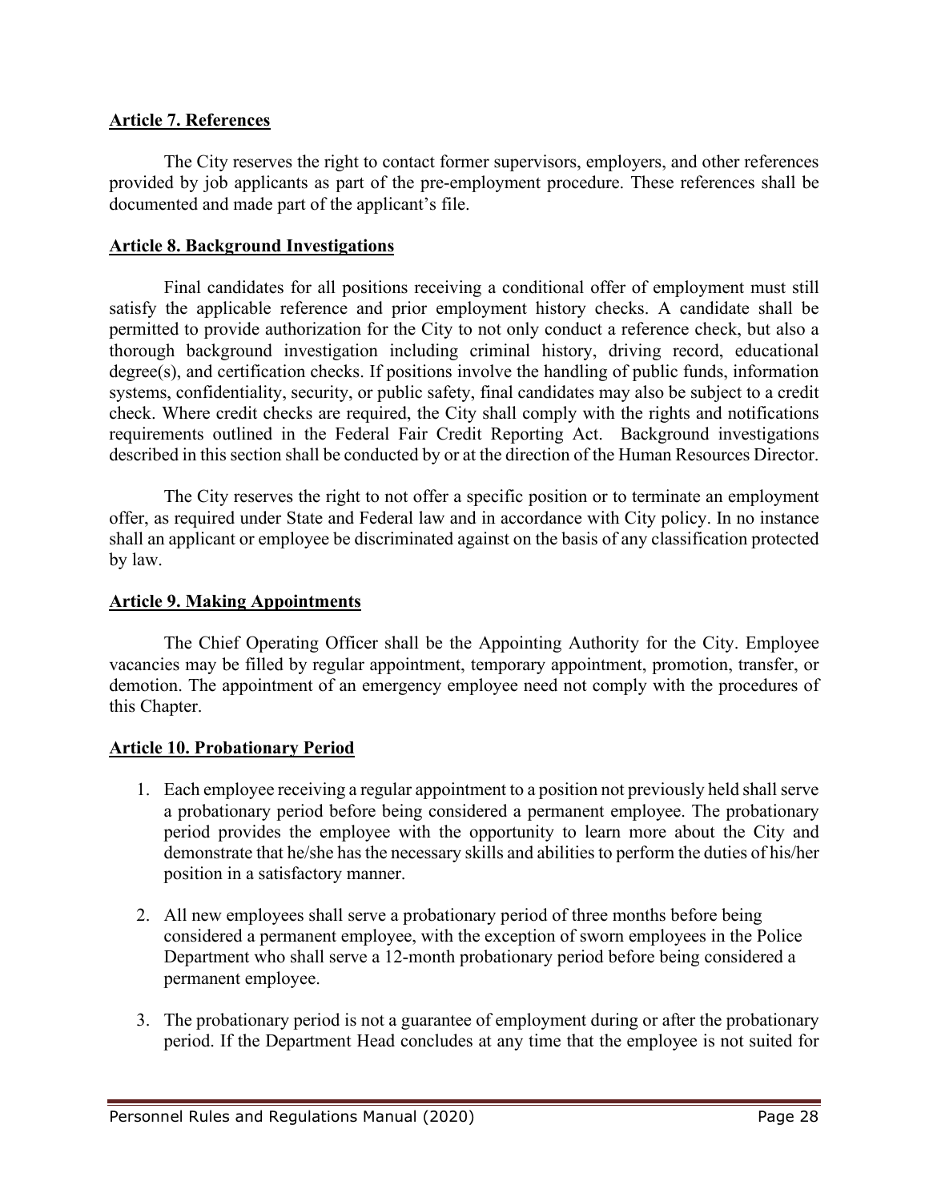**Article 7. References**

The City reserves the right to contact former supervisors, employers, and other references provided by job applicants as part of the pre-employment procedure. These references shall be documented and made part of the applicant's file.

**Article 8. Background Investigations**

Final candidates for all positions receiving a conditional offer of employment must still satisfy the applicable reference and prior employment history checks. A candidate shall be permitted to provide authorization for the City to not only conduct a reference check, but also a thorough background investigation including criminal history, driving record, educational degree(s), and certification checks. If positions involve the handling of public funds, information systems, confidentiality, security, or public safety, final candidates may also be subject to a credit check. Where credit checks are required, the City shall comply with the rights and notifications requirements outlined in the Federal Fair Credit Reporting Act. Background investigations described in this section shall be conducted by or at the direction of the Human Resources Director.

The City reserves the right to not offer a specific position or to terminate an employment offer, as required under State and Federal law and in accordance with City policy. In no instance shall an applicant or employee be discriminated against on the basis of any classification protected by law.

**Article 9. Making Appointments**

The Chief Operating Officer shall be the Appointing Authority for the City. Employee vacancies may be filled by regular appointment, temporary appointment, promotion, transfer, or demotion. The appointment of an emergency employee need not comply with the procedures of this Chapter.

**Article 10. Probationary Period**

1. Each employee receiving a regular appointment to a position not previously held shall serve a probationary period before being considered a permanent employee. The probationary period provides the employee with the opportunity to learn more about the City and demonstrate that he/she has the necessary skills and abilities to perform the duties of his/her position in a satisfactory manner.

2. All new employees shall serve a probationary period of three months before being considered a permanent employee, with the exception of sworn employees in the Police Department who shall serve a 12-month probationary period before being considered a permanent employee.

3. The probationary period is not a guarantee of employment during or after the probationary period. If the Department Head concludes at any time that the employee is not suited for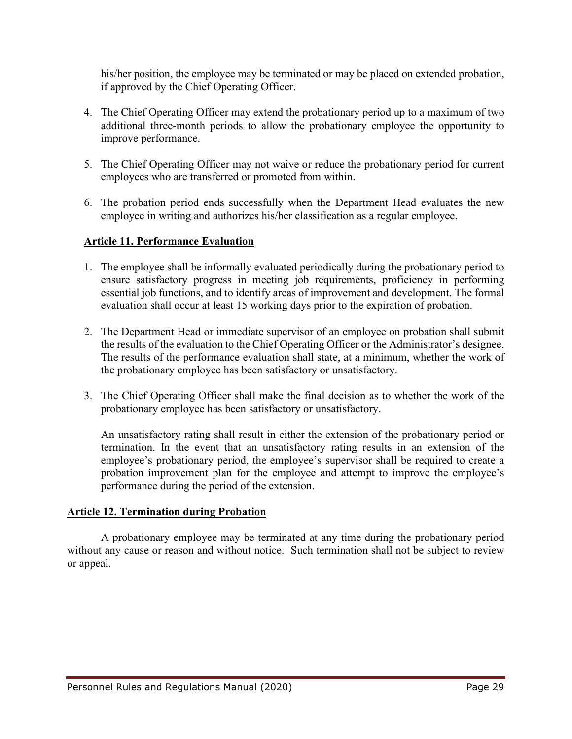his/her position, the employee may be terminated or may be placed on extended probation, if approved by the Chief Operating Officer.

4. The Chief Operating Officer may extend the probationary period up to a maximum of two additional three-month periods to allow the probationary employee the opportunity to improve performance.

5. The Chief Operating Officer may not waive or reduce the probationary period for current employees who are transferred or promoted from within.

6. The probation period ends successfully when the Department Head evaluates the new employee in writing and authorizes his/her classification as a regular employee.

## Article 11. Performance Evaluation

1. The employee shall be informally evaluated periodically during the probationary period to ensure satisfactory progress in meeting job requirements, proficiency in performing essential job functions, and to identify areas of improvement and development. The formal evaluation shall occur at least 15 working days prior to the expiration of probation.

2. The Department Head or immediate supervisor of an employee on probation shall submit the results of the evaluation to the Chief Operating Officer or the Administrator's designee. The results of the performance evaluation shall state, at a minimum, whether the work of the probationary employee has been satisfactory or unsatisfactory.

3. The Chief Operating Officer shall make the final decision as to whether the work of the probationary employee has been satisfactory or unsatisfactory.

   An unsatisfactory rating shall result in either the extension of the probationary period or termination. In the event that an unsatisfactory rating results in an extension of the employee's probationary period, the employee's supervisor shall be required to create a probation improvement plan for the employee and attempt to improve the employee's performance during the period of the extension.

## Article 12. Termination during Probation

A probationary employee may be terminated at any time during the probationary period without any cause or reason and without notice. Such termination shall not be subject to review or appeal.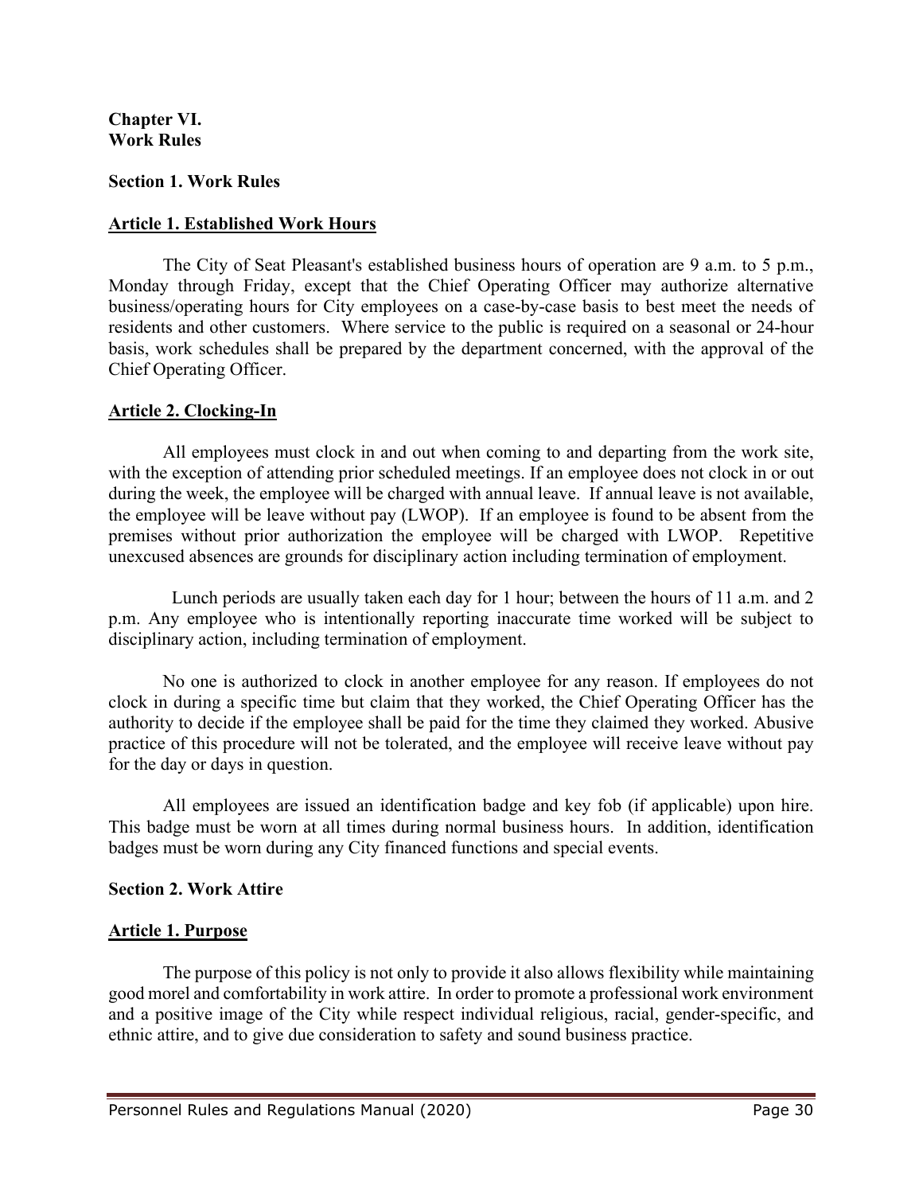**Chapter VI.**
**Work Rules**

**Section 1. Work Rules**

**Article 1. Established Work Hours**

The City of Seat Pleasant's established business hours of operation are 9 a.m. to 5 p.m., Monday through Friday, except that the Chief Operating Officer may authorize alternative business/operating hours for City employees on a case-by-case basis to best meet the needs of residents and other customers. Where service to the public is required on a seasonal or 24-hour basis, work schedules shall be prepared by the department concerned, with the approval of the Chief Operating Officer.

**Article 2. Clocking-In**

All employees must clock in and out when coming to and departing from the work site, with the exception of attending prior scheduled meetings. If an employee does not clock in or out during the week, the employee will be charged with annual leave. If annual leave is not available, the employee will be leave without pay (LWOP). If an employee is found to be absent from the premises without prior authorization the employee will be charged with LWOP. Repetitive unexcused absences are grounds for disciplinary action including termination of employment.

Lunch periods are usually taken each day for 1 hour; between the hours of 11 a.m. and 2 p.m. Any employee who is intentionally reporting inaccurate time worked will be subject to disciplinary action, including termination of employment.

No one is authorized to clock in another employee for any reason. If employees do not clock in during a specific time but claim that they worked, the Chief Operating Officer has the authority to decide if the employee shall be paid for the time they claimed they worked. Abusive practice of this procedure will not be tolerated, and the employee will receive leave without pay for the day or days in question.

All employees are issued an identification badge and key fob (if applicable) upon hire. This badge must be worn at all times during normal business hours. In addition, identification badges must be worn during any City financed functions and special events.

**Section 2. Work Attire**

**Article 1. Purpose**

The purpose of this policy is not only to provide it also allows flexibility while maintaining good morel and comfortability in work attire. In order to promote a professional work environment and a positive image of the City while respect individual religious, racial, gender-specific, and ethnic attire, and to give due consideration to safety and sound business practice.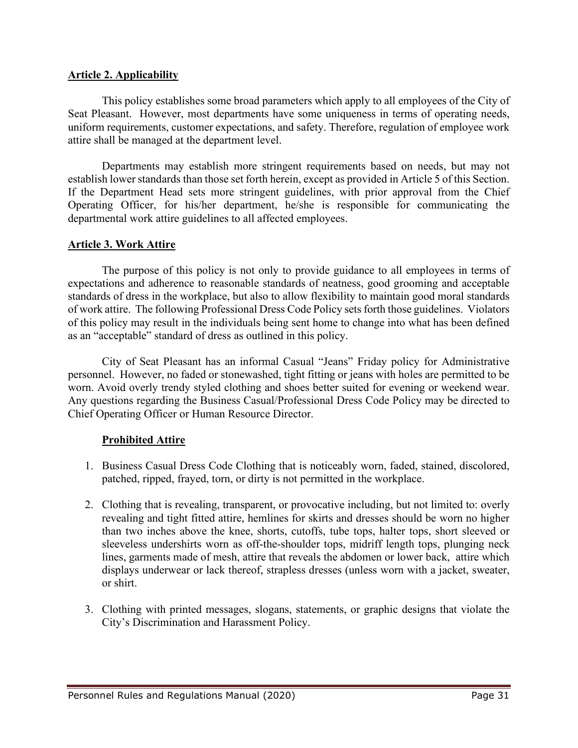## Article 2. Applicability

This policy establishes some broad parameters which apply to all employees of the City of Seat Pleasant. However, most departments have some uniqueness in terms of operating needs, uniform requirements, customer expectations, and safety. Therefore, regulation of employee work attire shall be managed at the department level.

Departments may establish more stringent requirements based on needs, but may not establish lower standards than those set forth herein, except as provided in Article 5 of this Section. If the Department Head sets more stringent guidelines, with prior approval from the Chief Operating Officer, for his/her department, he/she is responsible for communicating the departmental work attire guidelines to all affected employees.

## Article 3. Work Attire

The purpose of this policy is not only to provide guidance to all employees in terms of expectations and adherence to reasonable standards of neatness, good grooming and acceptable standards of dress in the workplace, but also to allow flexibility to maintain good moral standards of work attire. The following Professional Dress Code Policy sets forth those guidelines. Violators of this policy may result in the individuals being sent home to change into what has been defined as an "acceptable" standard of dress as outlined in this policy.

City of Seat Pleasant has an informal Casual "Jeans" Friday policy for Administrative personnel. However, no faded or stonewashed, tight fitting or jeans with holes are permitted to be worn. Avoid overly trendy styled clothing and shoes better suited for evening or weekend wear. Any questions regarding the Business Casual/Professional Dress Code Policy may be directed to Chief Operating Officer or Human Resource Director.

### Prohibited Attire

1. Business Casual Dress Code Clothing that is noticeably worn, faded, stained, discolored, patched, ripped, frayed, torn, or dirty is not permitted in the workplace.

2. Clothing that is revealing, transparent, or provocative including, but not limited to: overly revealing and tight fitted attire, hemlines for skirts and dresses should be worn no higher than two inches above the knee, shorts, cutoffs, tube tops, halter tops, short sleeved or sleeveless undershirts worn as off-the-shoulder tops, midriff length tops, plunging neck lines, garments made of mesh, attire that reveals the abdomen or lower back, attire which displays underwear or lack thereof, strapless dresses (unless worn with a jacket, sweater, or shirt.

3. Clothing with printed messages, slogans, statements, or graphic designs that violate the City's Discrimination and Harassment Policy.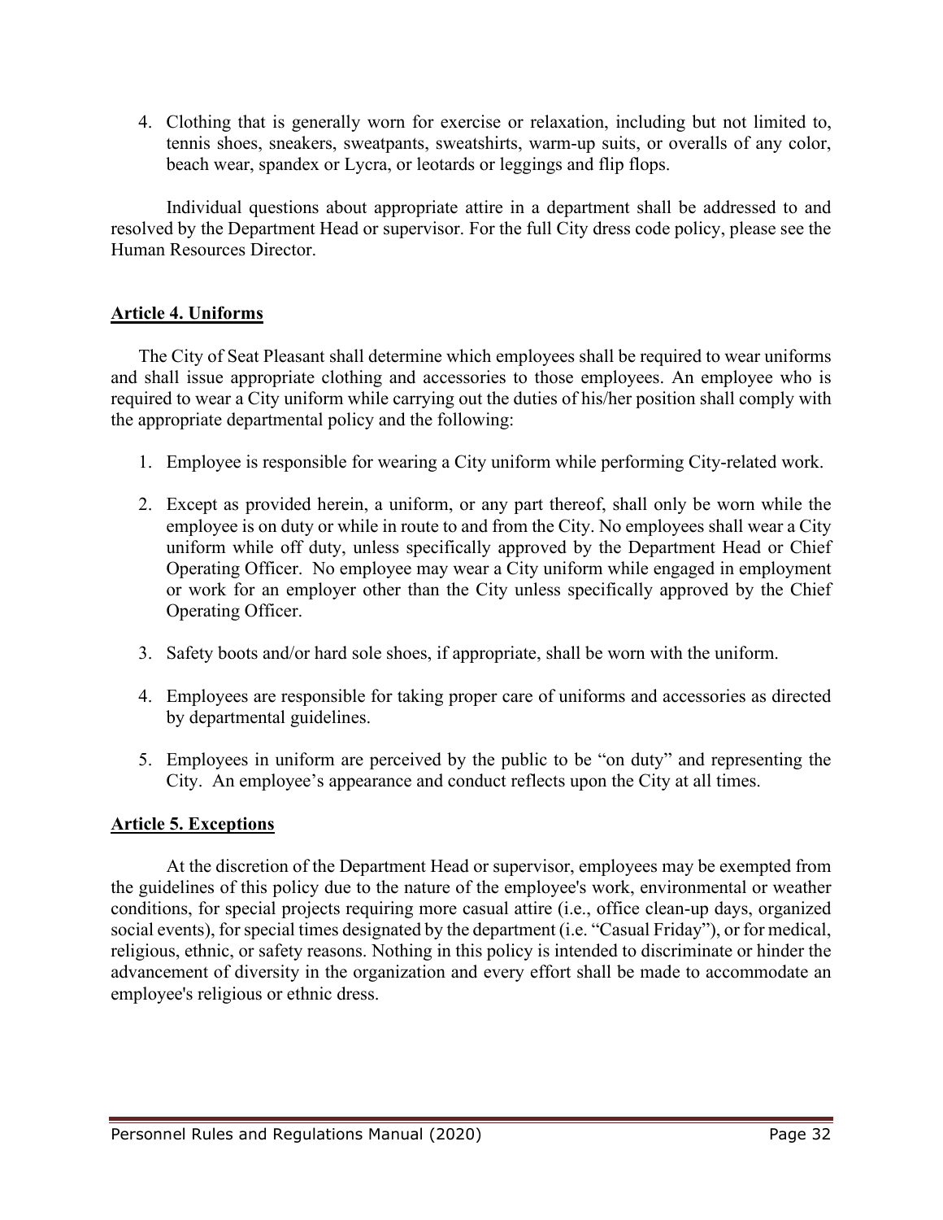4. Clothing that is generally worn for exercise or relaxation, including but not limited to, tennis shoes, sneakers, sweatpants, sweatshirts, warm-up suits, or overalls of any color, beach wear, spandex or Lycra, or leotards or leggings and flip flops.

Individual questions about appropriate attire in a department shall be addressed to and resolved by the Department Head or supervisor. For the full City dress code policy, please see the Human Resources Director.

## Article 4. Uniforms

The City of Seat Pleasant shall determine which employees shall be required to wear uniforms and shall issue appropriate clothing and accessories to those employees. An employee who is required to wear a City uniform while carrying out the duties of his/her position shall comply with the appropriate departmental policy and the following:

1. Employee is responsible for wearing a City uniform while performing City-related work.

2. Except as provided herein, a uniform, or any part thereof, shall only be worn while the employee is on duty or while in route to and from the City. No employees shall wear a City uniform while off duty, unless specifically approved by the Department Head or Chief Operating Officer. No employee may wear a City uniform while engaged in employment or work for an employer other than the City unless specifically approved by the Chief Operating Officer.

3. Safety boots and/or hard sole shoes, if appropriate, shall be worn with the uniform.

4. Employees are responsible for taking proper care of uniforms and accessories as directed by departmental guidelines.

5. Employees in uniform are perceived by the public to be "on duty" and representing the City. An employee's appearance and conduct reflects upon the City at all times.

## Article 5. Exceptions

At the discretion of the Department Head or supervisor, employees may be exempted from the guidelines of this policy due to the nature of the employee's work, environmental or weather conditions, for special projects requiring more casual attire (i.e., office clean-up days, organized social events), for special times designated by the department (i.e. "Casual Friday"), or for medical, religious, ethnic, or safety reasons. Nothing in this policy is intended to discriminate or hinder the advancement of diversity in the organization and every effort shall be made to accommodate an employee's religious or ethnic dress.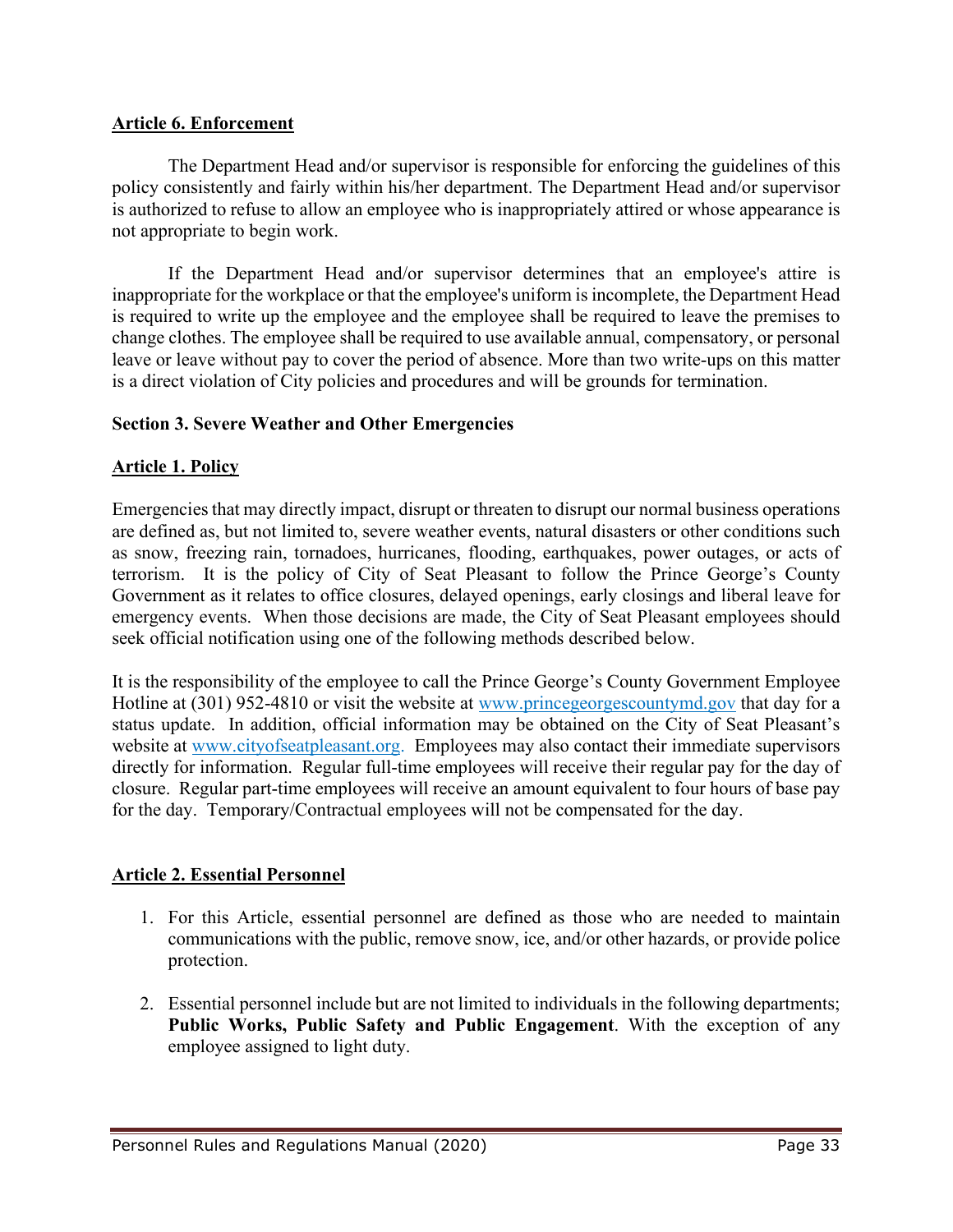**Article 6. Enforcement**

The Department Head and/or supervisor is responsible for enforcing the guidelines of this policy consistently and fairly within his/her department. The Department Head and/or supervisor is authorized to refuse to allow an employee who is inappropriately attired or whose appearance is not appropriate to begin work.

If the Department Head and/or supervisor determines that an employee's attire is inappropriate for the workplace or that the employee's uniform is incomplete, the Department Head is required to write up the employee and the employee shall be required to leave the premises to change clothes. The employee shall be required to use available annual, compensatory, or personal leave or leave without pay to cover the period of absence. More than two write-ups on this matter is a direct violation of City policies and procedures and will be grounds for termination.

**Section 3. Severe Weather and Other Emergencies**

**Article 1. Policy**

Emergencies that may directly impact, disrupt or threaten to disrupt our normal business operations are defined as, but not limited to, severe weather events, natural disasters or other conditions such as snow, freezing rain, tornadoes, hurricanes, flooding, earthquakes, power outages, or acts of terrorism. It is the policy of City of Seat Pleasant to follow the Prince George's County Government as it relates to office closures, delayed openings, early closings and liberal leave for emergency events. When those decisions are made, the City of Seat Pleasant employees should seek official notification using one of the following methods described below.

It is the responsibility of the employee to call the Prince George's County Government Employee Hotline at (301) 952-4810 or visit the website at www.princegeorgescountymd.gov that day for a status update. In addition, official information may be obtained on the City of Seat Pleasant's website at www.cityofseatpleasant.org. Employees may also contact their immediate supervisors directly for information. Regular full-time employees will receive their regular pay for the day of closure. Regular part-time employees will receive an amount equivalent to four hours of base pay for the day. Temporary/Contractual employees will not be compensated for the day.

**Article 2. Essential Personnel**

1. For this Article, essential personnel are defined as those who are needed to maintain communications with the public, remove snow, ice, and/or other hazards, or provide police protection.

2. Essential personnel include but are not limited to individuals in the following departments; **Public Works, Public Safety and Public Engagement**. With the exception of any employee assigned to light duty.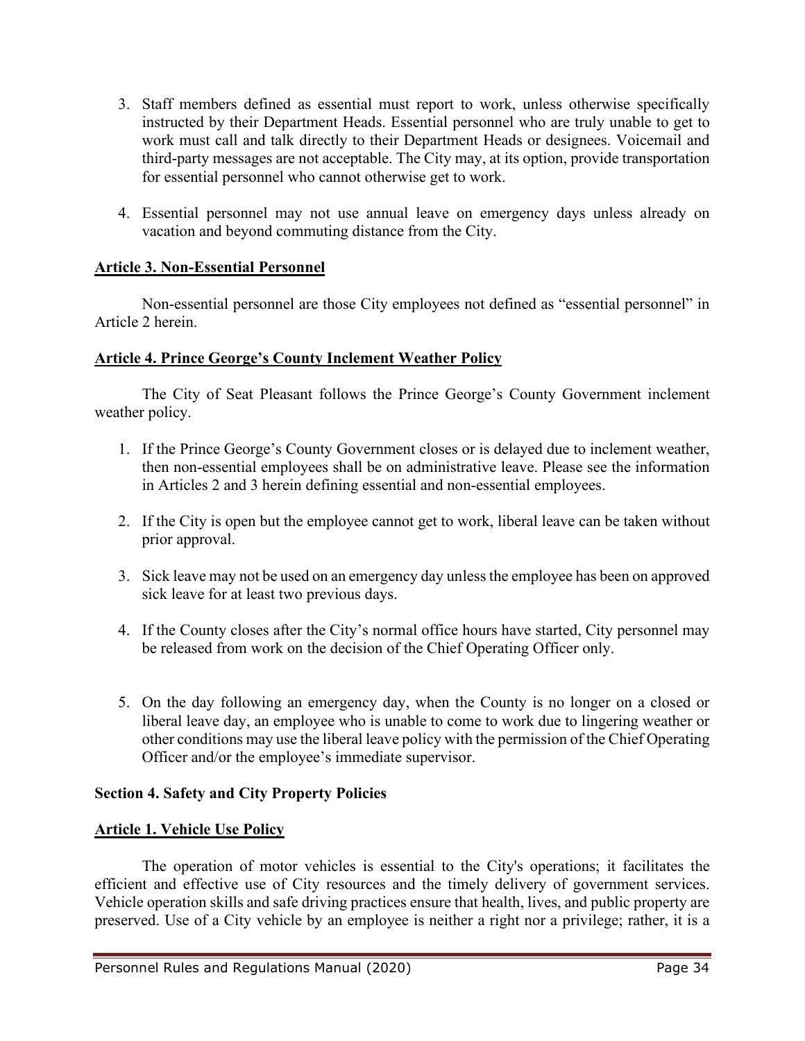3. Staff members defined as essential must report to work, unless otherwise specifically instructed by their Department Heads. Essential personnel who are truly unable to get to work must call and talk directly to their Department Heads or designees. Voicemail and third-party messages are not acceptable. The City may, at its option, provide transportation for essential personnel who cannot otherwise get to work.

4. Essential personnel may not use annual leave on emergency days unless already on vacation and beyond commuting distance from the City.

**Article 3. Non-Essential Personnel**

Non-essential personnel are those City employees not defined as "essential personnel" in Article 2 herein.

**Article 4. Prince George's County Inclement Weather Policy**

The City of Seat Pleasant follows the Prince George's County Government inclement weather policy.

1. If the Prince George's County Government closes or is delayed due to inclement weather, then non-essential employees shall be on administrative leave. Please see the information in Articles 2 and 3 herein defining essential and non-essential employees.

2. If the City is open but the employee cannot get to work, liberal leave can be taken without prior approval.

3. Sick leave may not be used on an emergency day unless the employee has been on approved sick leave for at least two previous days.

4. If the County closes after the City's normal office hours have started, City personnel may be released from work on the decision of the Chief Operating Officer only.

5. On the day following an emergency day, when the County is no longer on a closed or liberal leave day, an employee who is unable to come to work due to lingering weather or other conditions may use the liberal leave policy with the permission of the Chief Operating Officer and/or the employee's immediate supervisor.

## Section 4. Safety and City Property Policies

**Article 1. Vehicle Use Policy**

The operation of motor vehicles is essential to the City's operations; it facilitates the efficient and effective use of City resources and the timely delivery of government services. Vehicle operation skills and safe driving practices ensure that health, lives, and public property are preserved. Use of a City vehicle by an employee is neither a right nor a privilege; rather, it is a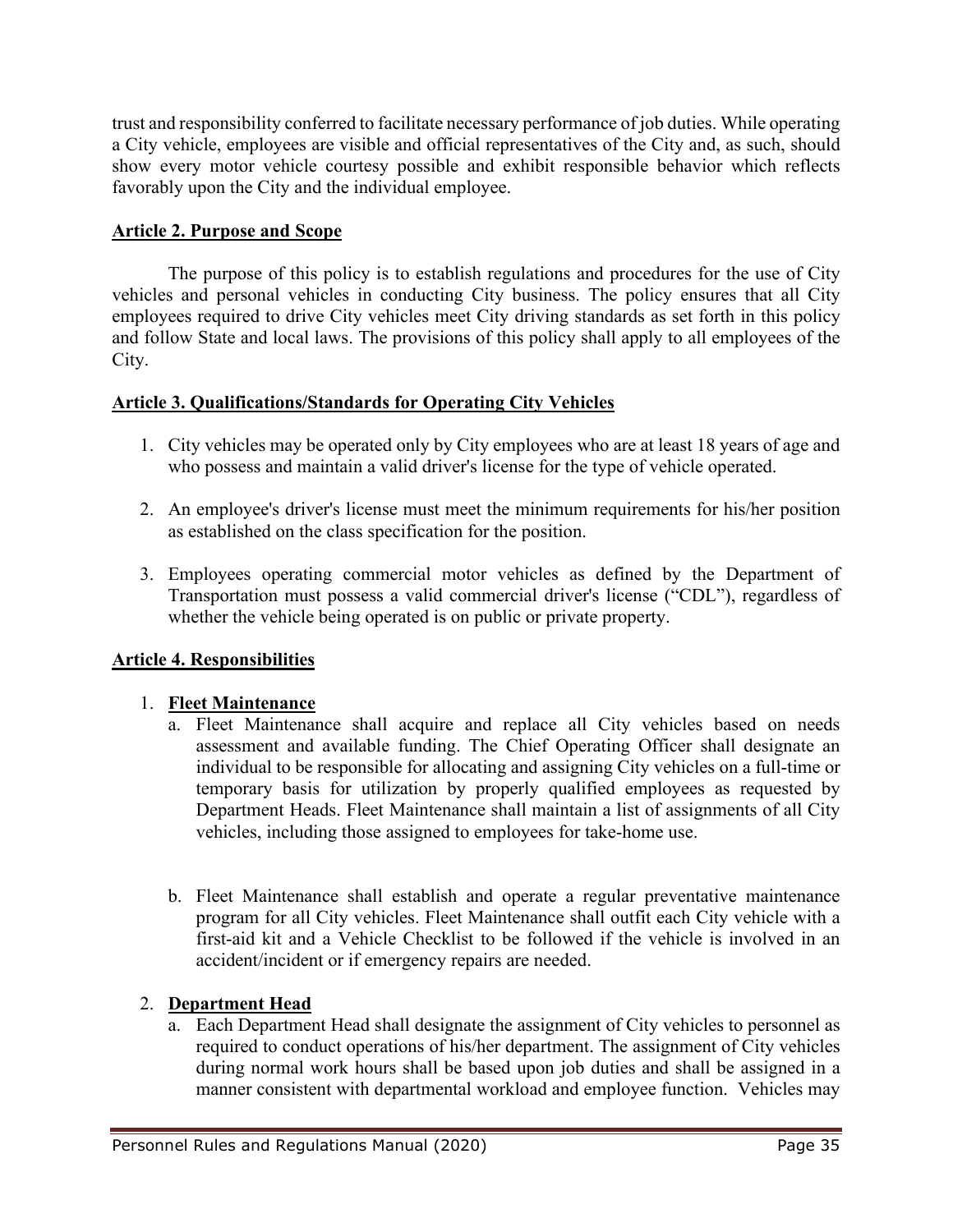trust and responsibility conferred to facilitate necessary performance of job duties. While operating a City vehicle, employees are visible and official representatives of the City and, as such, should show every motor vehicle courtesy possible and exhibit responsible behavior which reflects favorably upon the City and the individual employee.

## Article 2. Purpose and Scope

The purpose of this policy is to establish regulations and procedures for the use of City vehicles and personal vehicles in conducting City business. The policy ensures that all City employees required to drive City vehicles meet City driving standards as set forth in this policy and follow State and local laws. The provisions of this policy shall apply to all employees of the City.

## Article 3. Qualifications/Standards for Operating City Vehicles

1. City vehicles may be operated only by City employees who are at least 18 years of age and who possess and maintain a valid driver's license for the type of vehicle operated.

2. An employee's driver's license must meet the minimum requirements for his/her position as established on the class specification for the position.

3. Employees operating commercial motor vehicles as defined by the Department of Transportation must possess a valid commercial driver's license ("CDL"), regardless of whether the vehicle being operated is on public or private property.

## Article 4. Responsibilities

1. **Fleet Maintenance**
   a. Fleet Maintenance shall acquire and replace all City vehicles based on needs assessment and available funding. The Chief Operating Officer shall designate an individual to be responsible for allocating and assigning City vehicles on a full-time or temporary basis for utilization by properly qualified employees as requested by Department Heads. Fleet Maintenance shall maintain a list of assignments of all City vehicles, including those assigned to employees for take-home use.

   b. Fleet Maintenance shall establish and operate a regular preventative maintenance program for all City vehicles. Fleet Maintenance shall outfit each City vehicle with a first-aid kit and a Vehicle Checklist to be followed if the vehicle is involved in an accident/incident or if emergency repairs are needed.

2. **Department Head**
   a. Each Department Head shall designate the assignment of City vehicles to personnel as required to conduct operations of his/her department. The assignment of City vehicles during normal work hours shall be based upon job duties and shall be assigned in a manner consistent with departmental workload and employee function. Vehicles may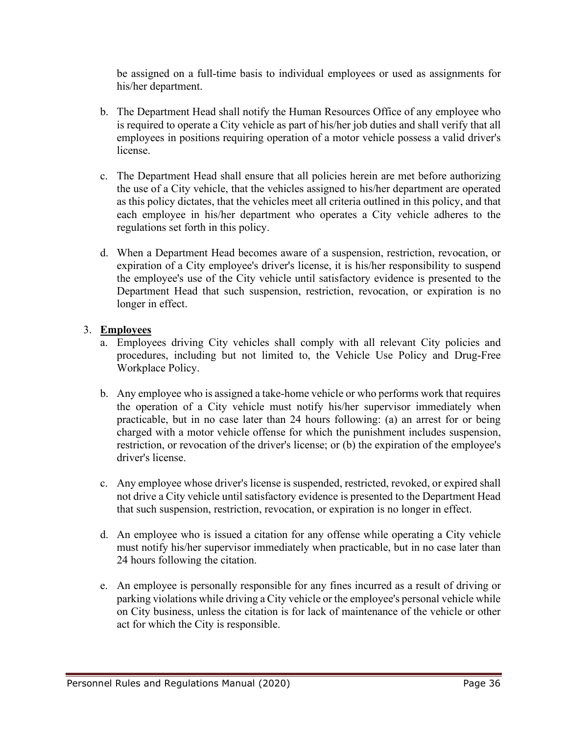be assigned on a full-time basis to individual employees or used as assignments for his/her department.

b. The Department Head shall notify the Human Resources Office of any employee who is required to operate a City vehicle as part of his/her job duties and shall verify that all employees in positions requiring operation of a motor vehicle possess a valid driver's license.

c. The Department Head shall ensure that all policies herein are met before authorizing the use of a City vehicle, that the vehicles assigned to his/her department are operated as this policy dictates, that the vehicles meet all criteria outlined in this policy, and that each employee in his/her department who operates a City vehicle adheres to the regulations set forth in this policy.

d. When a Department Head becomes aware of a suspension, restriction, revocation, or expiration of a City employee's driver's license, it is his/her responsibility to suspend the employee's use of the City vehicle until satisfactory evidence is presented to the Department Head that such suspension, restriction, revocation, or expiration is no longer in effect.

3. **Employees**

a. Employees driving City vehicles shall comply with all relevant City policies and procedures, including but not limited to, the Vehicle Use Policy and Drug-Free Workplace Policy.

b. Any employee who is assigned a take-home vehicle or who performs work that requires the operation of a City vehicle must notify his/her supervisor immediately when practicable, but in no case later than 24 hours following: (a) an arrest for or being charged with a motor vehicle offense for which the punishment includes suspension, restriction, or revocation of the driver's license; or (b) the expiration of the employee's driver's license.

c. Any employee whose driver's license is suspended, restricted, revoked, or expired shall not drive a City vehicle until satisfactory evidence is presented to the Department Head that such suspension, restriction, revocation, or expiration is no longer in effect.

d. An employee who is issued a citation for any offense while operating a City vehicle must notify his/her supervisor immediately when practicable, but in no case later than 24 hours following the citation.

e. An employee is personally responsible for any fines incurred as a result of driving or parking violations while driving a City vehicle or the employee's personal vehicle while on City business, unless the citation is for lack of maintenance of the vehicle or other act for which the City is responsible.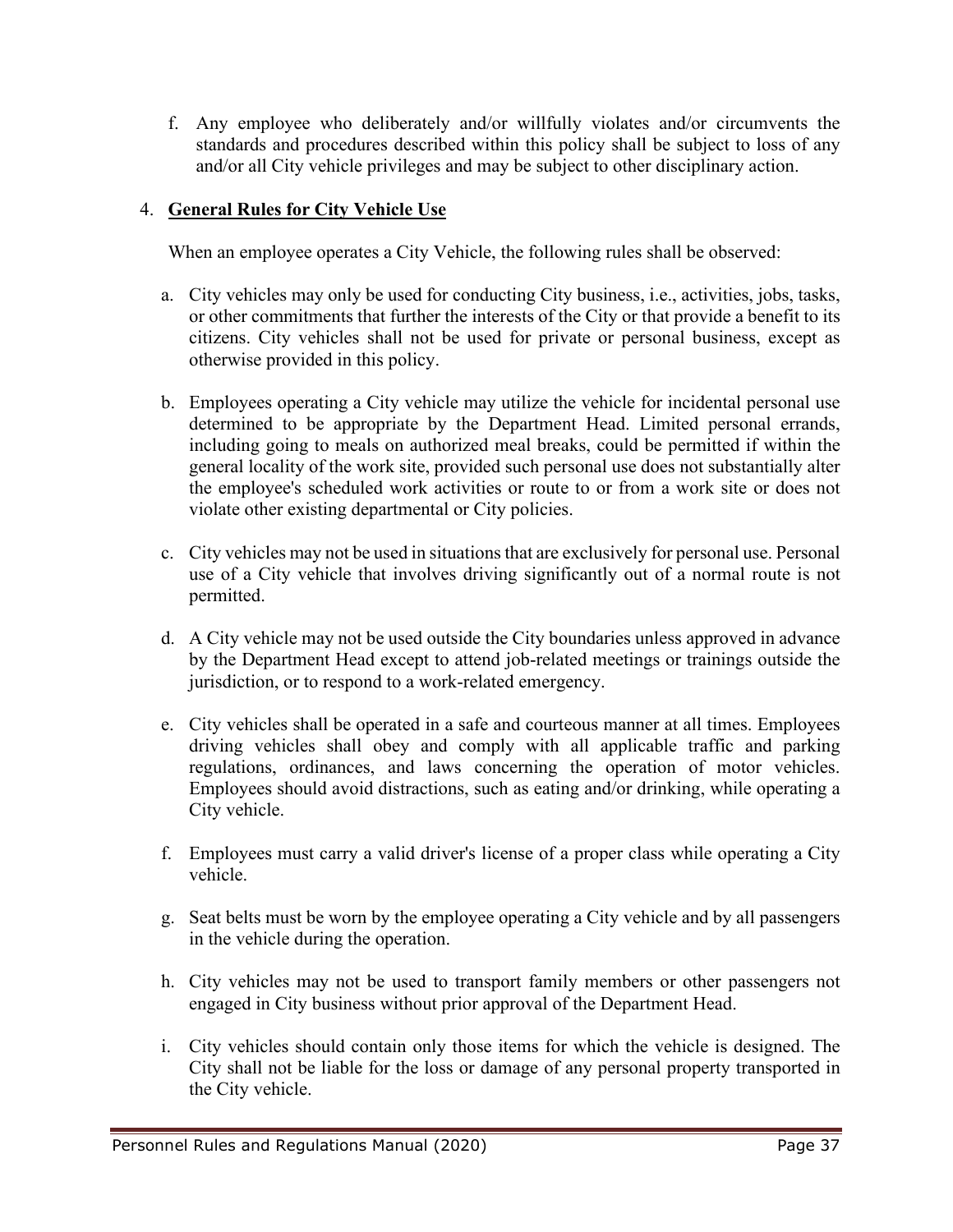f. Any employee who deliberately and/or willfully violates and/or circumvents the standards and procedures described within this policy shall be subject to loss of any and/or all City vehicle privileges and may be subject to other disciplinary action.

4. **General Rules for City Vehicle Use**

When an employee operates a City Vehicle, the following rules shall be observed:

a. City vehicles may only be used for conducting City business, i.e., activities, jobs, tasks, or other commitments that further the interests of the City or that provide a benefit to its citizens. City vehicles shall not be used for private or personal business, except as otherwise provided in this policy.

b. Employees operating a City vehicle may utilize the vehicle for incidental personal use determined to be appropriate by the Department Head. Limited personal errands, including going to meals on authorized meal breaks, could be permitted if within the general locality of the work site, provided such personal use does not substantially alter the employee's scheduled work activities or route to or from a work site or does not violate other existing departmental or City policies.

c. City vehicles may not be used in situations that are exclusively for personal use. Personal use of a City vehicle that involves driving significantly out of a normal route is not permitted.

d. A City vehicle may not be used outside the City boundaries unless approved in advance by the Department Head except to attend job-related meetings or trainings outside the jurisdiction, or to respond to a work-related emergency.

e. City vehicles shall be operated in a safe and courteous manner at all times. Employees driving vehicles shall obey and comply with all applicable traffic and parking regulations, ordinances, and laws concerning the operation of motor vehicles. Employees should avoid distractions, such as eating and/or drinking, while operating a City vehicle.

f. Employees must carry a valid driver's license of a proper class while operating a City vehicle.

g. Seat belts must be worn by the employee operating a City vehicle and by all passengers in the vehicle during the operation.

h. City vehicles may not be used to transport family members or other passengers not engaged in City business without prior approval of the Department Head.

i. City vehicles should contain only those items for which the vehicle is designed. The City shall not be liable for the loss or damage of any personal property transported in the City vehicle.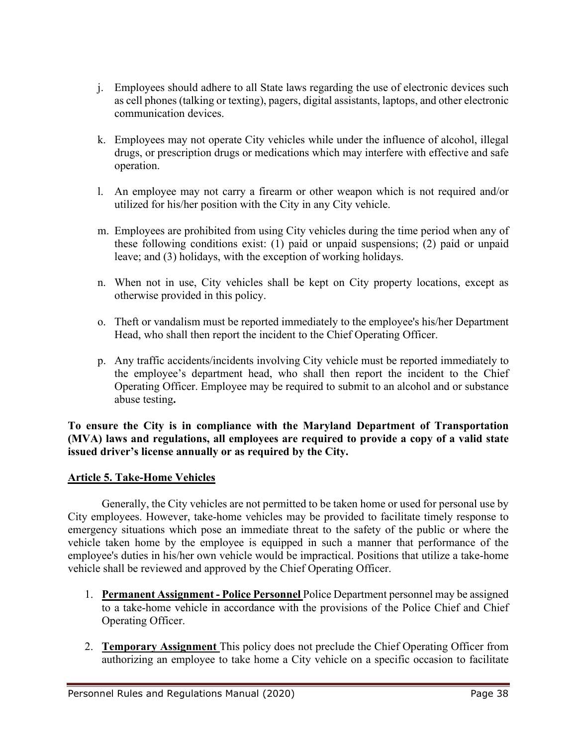j. Employees should adhere to all State laws regarding the use of electronic devices such as cell phones (talking or texting), pagers, digital assistants, laptops, and other electronic communication devices.

k. Employees may not operate City vehicles while under the influence of alcohol, illegal drugs, or prescription drugs or medications which may interfere with effective and safe operation.

l. An employee may not carry a firearm or other weapon which is not required and/or utilized for his/her position with the City in any City vehicle.

m. Employees are prohibited from using City vehicles during the time period when any of these following conditions exist: (1) paid or unpaid suspensions; (2) paid or unpaid leave; and (3) holidays, with the exception of working holidays.

n. When not in use, City vehicles shall be kept on City property locations, except as otherwise provided in this policy.

o. Theft or vandalism must be reported immediately to the employee's his/her Department Head, who shall then report the incident to the Chief Operating Officer.

p. Any traffic accidents/incidents involving City vehicle must be reported immediately to the employee's department head, who shall then report the incident to the Chief Operating Officer. Employee may be required to submit to an alcohol and or substance abuse testing**.**

**To ensure the City is in compliance with the Maryland Department of Transportation (MVA) laws and regulations, all employees are required to provide a copy of a valid state issued driver's license annually or as required by the City.**

## Article 5. Take-Home Vehicles

Generally, the City vehicles are not permitted to be taken home or used for personal use by City employees. However, take-home vehicles may be provided to facilitate timely response to emergency situations which pose an immediate threat to the safety of the public or where the vehicle taken home by the employee is equipped in such a manner that performance of the employee's duties in his/her own vehicle would be impractical. Positions that utilize a take-home vehicle shall be reviewed and approved by the Chief Operating Officer.

1. **Permanent Assignment - Police Personnel** Police Department personnel may be assigned to a take-home vehicle in accordance with the provisions of the Police Chief and Chief Operating Officer.

2. **Temporary Assignment** This policy does not preclude the Chief Operating Officer from authorizing an employee to take home a City vehicle on a specific occasion to facilitate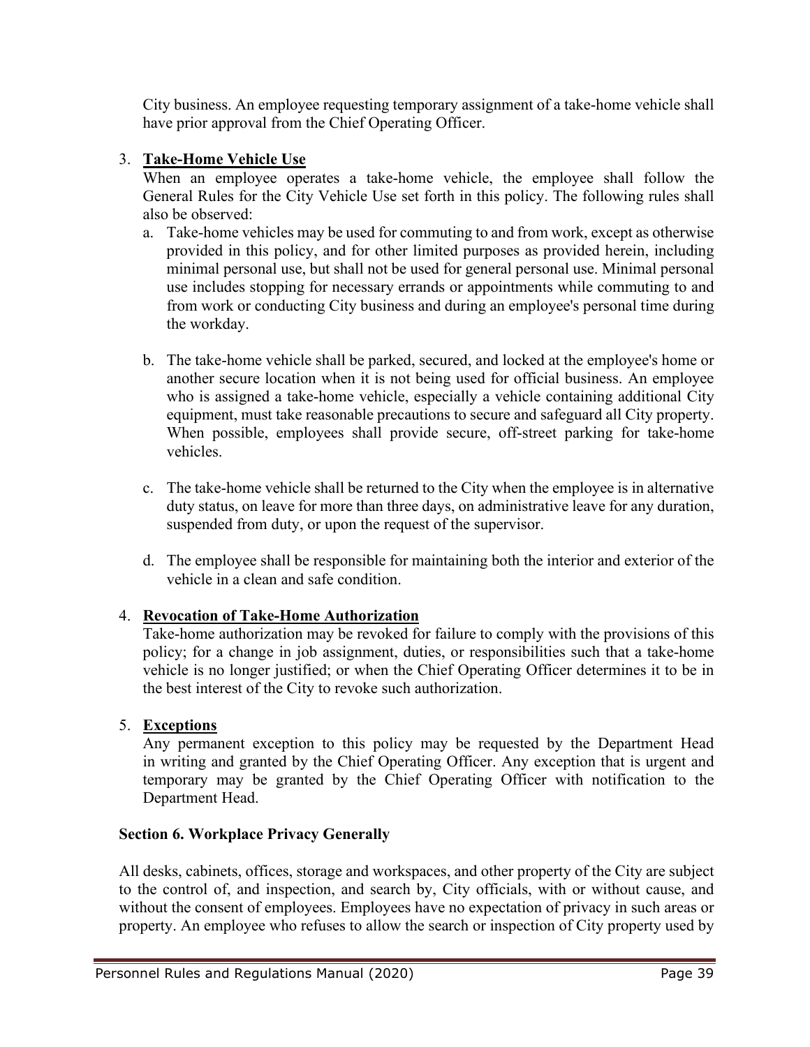City business. An employee requesting temporary assignment of a take-home vehicle shall have prior approval from the Chief Operating Officer.

3. **<u>Take-Home Vehicle Use</u>**
   When an employee operates a take-home vehicle, the employee shall follow the General Rules for the City Vehicle Use set forth in this policy. The following rules shall also be observed:
   a. Take-home vehicles may be used for commuting to and from work, except as otherwise provided in this policy, and for other limited purposes as provided herein, including minimal personal use, but shall not be used for general personal use. Minimal personal use includes stopping for necessary errands or appointments while commuting to and from work or conducting City business and during an employee's personal time during the workday.

   b. The take-home vehicle shall be parked, secured, and locked at the employee's home or another secure location when it is not being used for official business. An employee who is assigned a take-home vehicle, especially a vehicle containing additional City equipment, must take reasonable precautions to secure and safeguard all City property. When possible, employees shall provide secure, off-street parking for take-home vehicles.

   c. The take-home vehicle shall be returned to the City when the employee is in alternative duty status, on leave for more than three days, on administrative leave for any duration, suspended from duty, or upon the request of the supervisor.

   d. The employee shall be responsible for maintaining both the interior and exterior of the vehicle in a clean and safe condition.

4. **<u>Revocation of Take-Home Authorization</u>**
   Take-home authorization may be revoked for failure to comply with the provisions of this policy; for a change in job assignment, duties, or responsibilities such that a take-home vehicle is no longer justified; or when the Chief Operating Officer determines it to be in the best interest of the City to revoke such authorization.

5. **<u>Exceptions</u>**
   Any permanent exception to this policy may be requested by the Department Head in writing and granted by the Chief Operating Officer. Any exception that is urgent and temporary may be granted by the Chief Operating Officer with notification to the Department Head.

**Section 6. Workplace Privacy Generally**

All desks, cabinets, offices, storage and workspaces, and other property of the City are subject to the control of, and inspection, and search by, City officials, with or without cause, and without the consent of employees. Employees have no expectation of privacy in such areas or property. An employee who refuses to allow the search or inspection of City property used by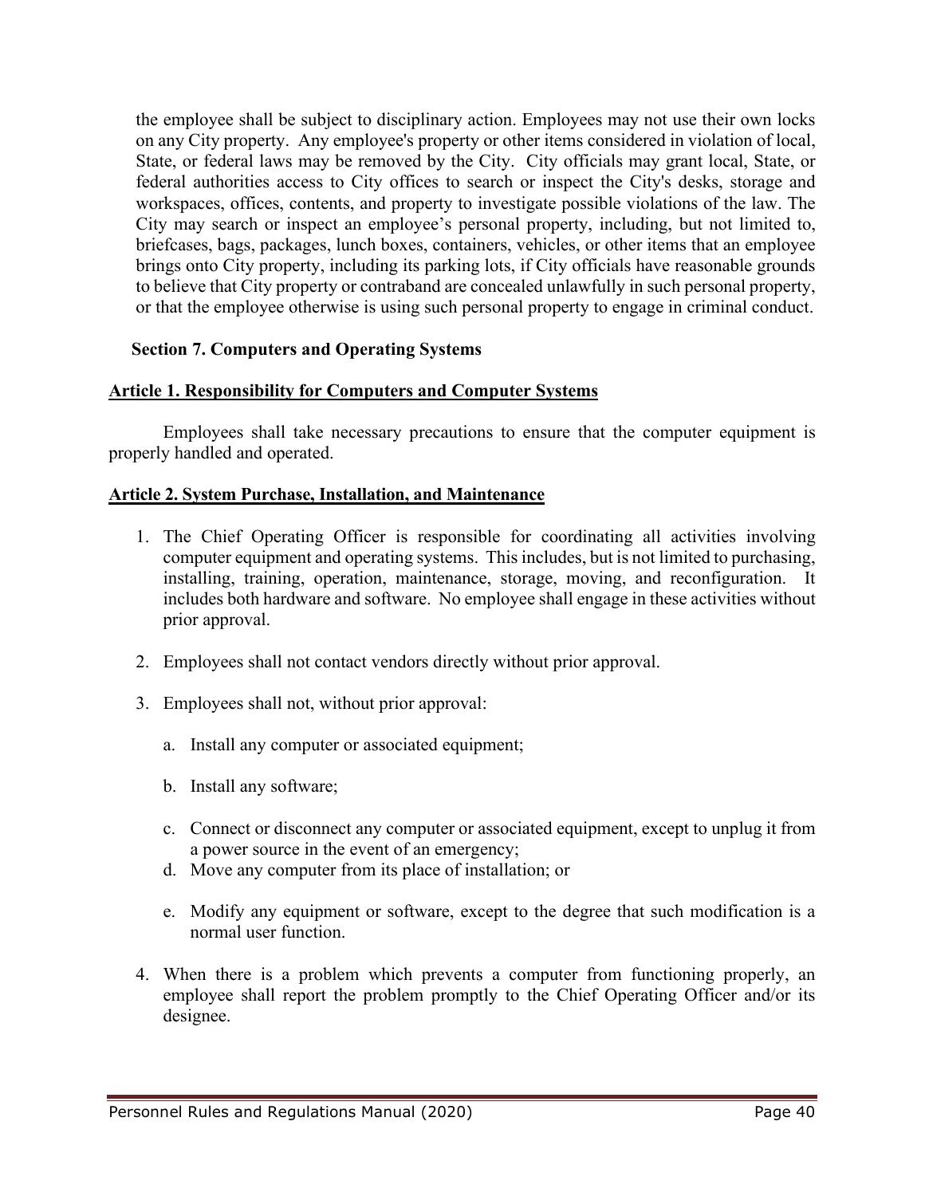the employee shall be subject to disciplinary action. Employees may not use their own locks on any City property. Any employee's property or other items considered in violation of local, State, or federal laws may be removed by the City. City officials may grant local, State, or federal authorities access to City offices to search or inspect the City's desks, storage and workspaces, offices, contents, and property to investigate possible violations of the law. The City may search or inspect an employee's personal property, including, but not limited to, briefcases, bags, packages, lunch boxes, containers, vehicles, or other items that an employee brings onto City property, including its parking lots, if City officials have reasonable grounds to believe that City property or contraband are concealed unlawfully in such personal property, or that the employee otherwise is using such personal property to engage in criminal conduct.

### Section 7. Computers and Operating Systems

#### Article 1. Responsibility for Computers and Computer Systems

Employees shall take necessary precautions to ensure that the computer equipment is properly handled and operated.

#### Article 2. System Purchase, Installation, and Maintenance

1. The Chief Operating Officer is responsible for coordinating all activities involving computer equipment and operating systems. This includes, but is not limited to purchasing, installing, training, operation, maintenance, storage, moving, and reconfiguration. It includes both hardware and software. No employee shall engage in these activities without prior approval.

2. Employees shall not contact vendors directly without prior approval.

3. Employees shall not, without prior approval:

   a. Install any computer or associated equipment;

   b. Install any software;

   c. Connect or disconnect any computer or associated equipment, except to unplug it from a power source in the event of an emergency;

   d. Move any computer from its place of installation; or

   e. Modify any equipment or software, except to the degree that such modification is a normal user function.

4. When there is a problem which prevents a computer from functioning properly, an employee shall report the problem promptly to the Chief Operating Officer and/or its designee.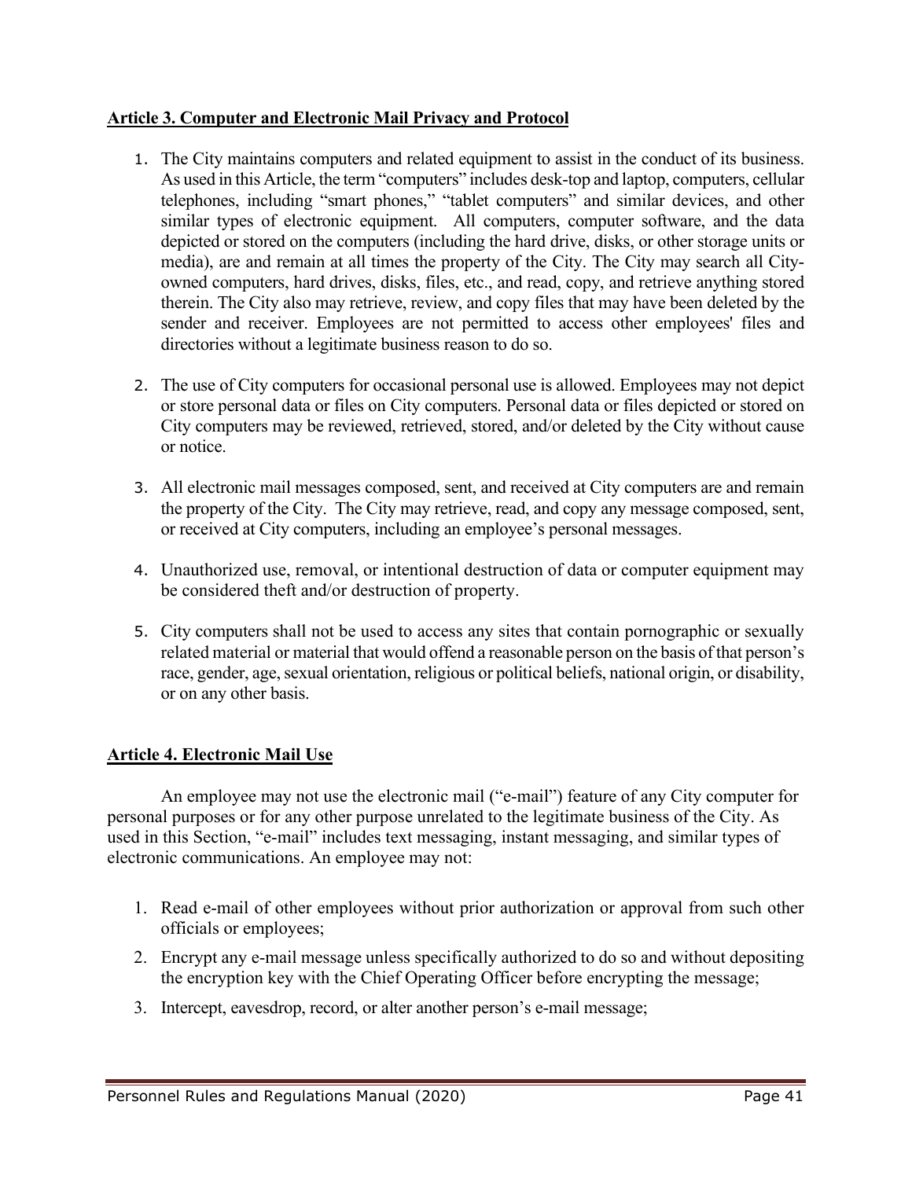## Article 3. Computer and Electronic Mail Privacy and Protocol

1. The City maintains computers and related equipment to assist in the conduct of its business. As used in this Article, the term "computers" includes desk-top and laptop, computers, cellular telephones, including "smart phones," "tablet computers" and similar devices, and other similar types of electronic equipment. All computers, computer software, and the data depicted or stored on the computers (including the hard drive, disks, or other storage units or media), are and remain at all times the property of the City. The City may search all City-owned computers, hard drives, disks, files, etc., and read, copy, and retrieve anything stored therein. The City also may retrieve, review, and copy files that may have been deleted by the sender and receiver. Employees are not permitted to access other employees' files and directories without a legitimate business reason to do so.

2. The use of City computers for occasional personal use is allowed. Employees may not depict or store personal data or files on City computers. Personal data or files depicted or stored on City computers may be reviewed, retrieved, stored, and/or deleted by the City without cause or notice.

3. All electronic mail messages composed, sent, and received at City computers are and remain the property of the City. The City may retrieve, read, and copy any message composed, sent, or received at City computers, including an employee's personal messages.

4. Unauthorized use, removal, or intentional destruction of data or computer equipment may be considered theft and/or destruction of property.

5. City computers shall not be used to access any sites that contain pornographic or sexually related material or material that would offend a reasonable person on the basis of that person's race, gender, age, sexual orientation, religious or political beliefs, national origin, or disability, or on any other basis.

## Article 4. Electronic Mail Use

An employee may not use the electronic mail ("e-mail") feature of any City computer for personal purposes or for any other purpose unrelated to the legitimate business of the City. As used in this Section, "e-mail" includes text messaging, instant messaging, and similar types of electronic communications. An employee may not:

1. Read e-mail of other employees without prior authorization or approval from such other officials or employees;
2. Encrypt any e-mail message unless specifically authorized to do so and without depositing the encryption key with the Chief Operating Officer before encrypting the message;
3. Intercept, eavesdrop, record, or alter another person's e-mail message;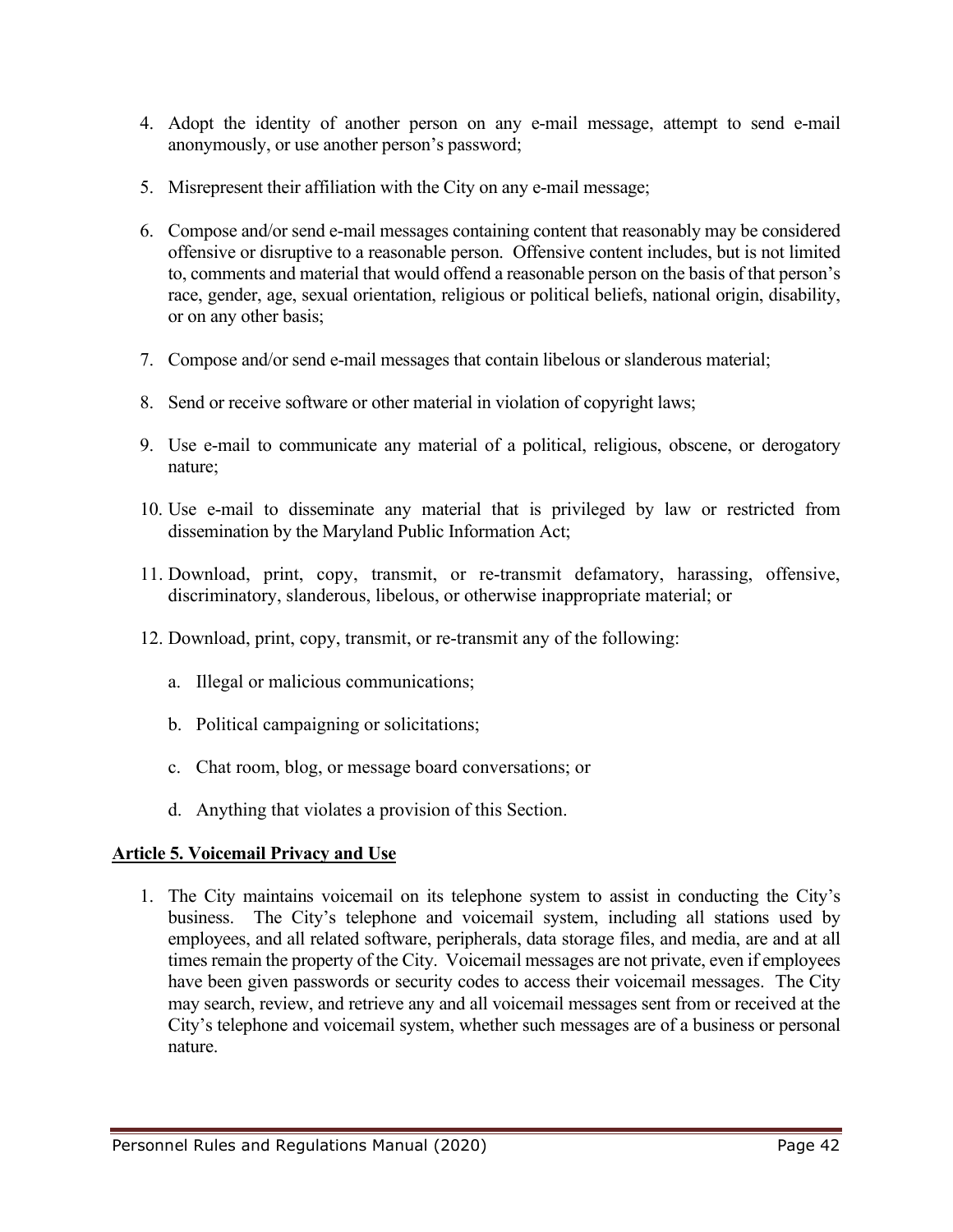4. Adopt the identity of another person on any e-mail message, attempt to send e-mail anonymously, or use another person's password;

5. Misrepresent their affiliation with the City on any e-mail message;

6. Compose and/or send e-mail messages containing content that reasonably may be considered offensive or disruptive to a reasonable person. Offensive content includes, but is not limited to, comments and material that would offend a reasonable person on the basis of that person's race, gender, age, sexual orientation, religious or political beliefs, national origin, disability, or on any other basis;

7. Compose and/or send e-mail messages that contain libelous or slanderous material;

8. Send or receive software or other material in violation of copyright laws;

9. Use e-mail to communicate any material of a political, religious, obscene, or derogatory nature;

10. Use e-mail to disseminate any material that is privileged by law or restricted from dissemination by the Maryland Public Information Act;

11. Download, print, copy, transmit, or re-transmit defamatory, harassing, offensive, discriminatory, slanderous, libelous, or otherwise inappropriate material; or

12. Download, print, copy, transmit, or re-transmit any of the following:

    a. Illegal or malicious communications;

    b. Political campaigning or solicitations;

    c. Chat room, blog, or message board conversations; or

    d. Anything that violates a provision of this Section.

**Article 5. Voicemail Privacy and Use**

1. The City maintains voicemail on its telephone system to assist in conducting the City's business. The City's telephone and voicemail system, including all stations used by employees, and all related software, peripherals, data storage files, and media, are and at all times remain the property of the City. Voicemail messages are not private, even if employees have been given passwords or security codes to access their voicemail messages. The City may search, review, and retrieve any and all voicemail messages sent from or received at the City's telephone and voicemail system, whether such messages are of a business or personal nature.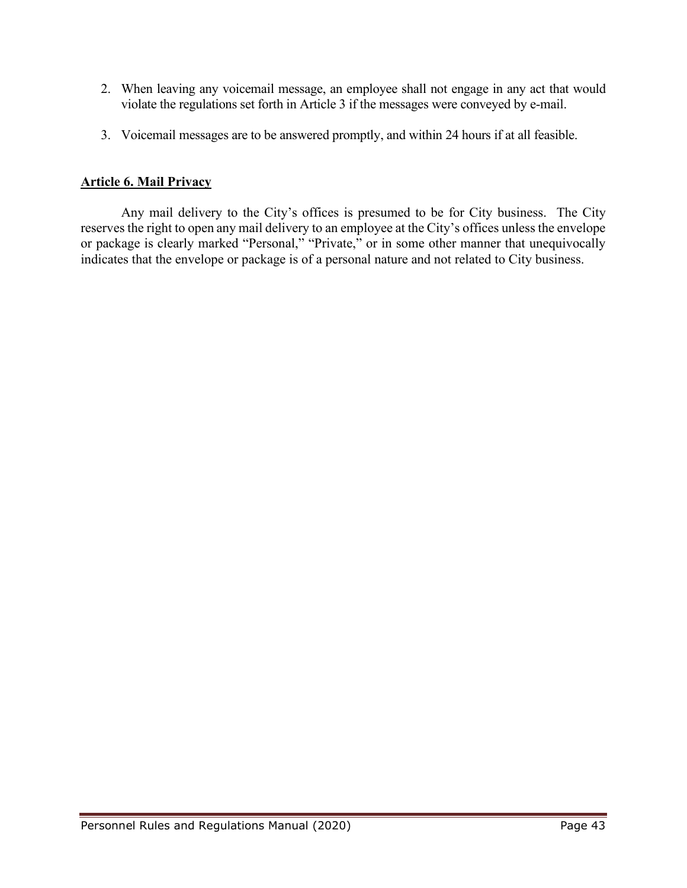2. When leaving any voicemail message, an employee shall not engage in any act that would violate the regulations set forth in Article 3 if the messages were conveyed by e-mail.

3. Voicemail messages are to be answered promptly, and within 24 hours if at all feasible.

## Article 6. Mail Privacy

Any mail delivery to the City's offices is presumed to be for City business. The City reserves the right to open any mail delivery to an employee at the City's offices unless the envelope or package is clearly marked "Personal," "Private," or in some other manner that unequivocally indicates that the envelope or package is of a personal nature and not related to City business.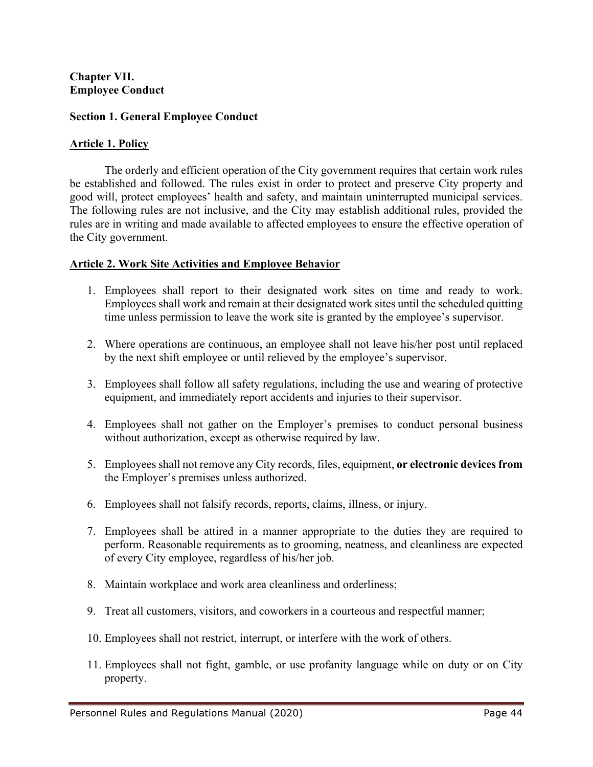**Chapter VII.**
**Employee Conduct**

**Section 1. General Employee Conduct**

**Article 1. Policy**

The orderly and efficient operation of the City government requires that certain work rules be established and followed. The rules exist in order to protect and preserve City property and good will, protect employees' health and safety, and maintain uninterrupted municipal services. The following rules are not inclusive, and the City may establish additional rules, provided the rules are in writing and made available to affected employees to ensure the effective operation of the City government.

**Article 2. Work Site Activities and Employee Behavior**

1. Employees shall report to their designated work sites on time and ready to work. Employees shall work and remain at their designated work sites until the scheduled quitting time unless permission to leave the work site is granted by the employee's supervisor.

2. Where operations are continuous, an employee shall not leave his/her post until replaced by the next shift employee or until relieved by the employee's supervisor.

3. Employees shall follow all safety regulations, including the use and wearing of protective equipment, and immediately report accidents and injuries to their supervisor.

4. Employees shall not gather on the Employer's premises to conduct personal business without authorization, except as otherwise required by law.

5. Employees shall not remove any City records, files, equipment, **or electronic devices from** the Employer's premises unless authorized.

6. Employees shall not falsify records, reports, claims, illness, or injury.

7. Employees shall be attired in a manner appropriate to the duties they are required to perform. Reasonable requirements as to grooming, neatness, and cleanliness are expected of every City employee, regardless of his/her job.

8. Maintain workplace and work area cleanliness and orderliness;

9. Treat all customers, visitors, and coworkers in a courteous and respectful manner;

10. Employees shall not restrict, interrupt, or interfere with the work of others.

11. Employees shall not fight, gamble, or use profanity language while on duty or on City property.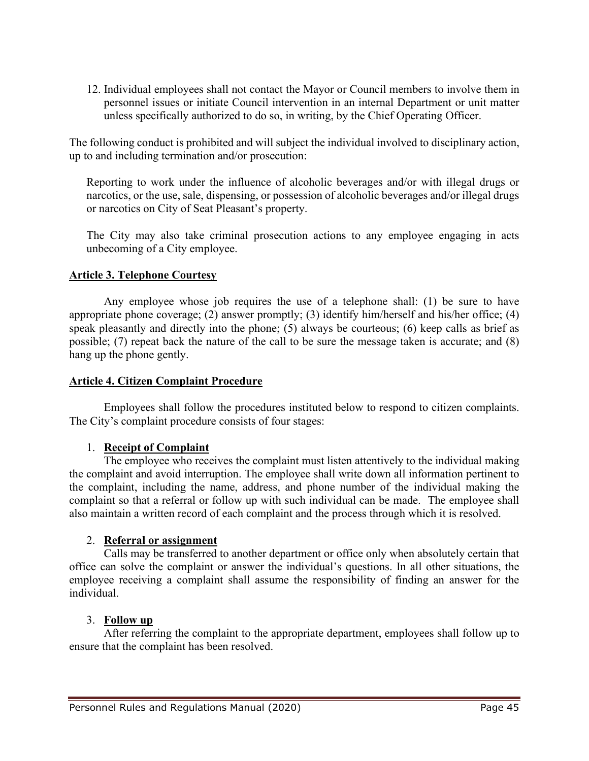12. Individual employees shall not contact the Mayor or Council members to involve them in personnel issues or initiate Council intervention in an internal Department or unit matter unless specifically authorized to do so, in writing, by the Chief Operating Officer.

The following conduct is prohibited and will subject the individual involved to disciplinary action, up to and including termination and/or prosecution:

Reporting to work under the influence of alcoholic beverages and/or with illegal drugs or narcotics, or the use, sale, dispensing, or possession of alcoholic beverages and/or illegal drugs or narcotics on City of Seat Pleasant's property.

The City may also take criminal prosecution actions to any employee engaging in acts unbecoming of a City employee.

## Article 3. Telephone Courtesy

Any employee whose job requires the use of a telephone shall: (1) be sure to have appropriate phone coverage; (2) answer promptly; (3) identify him/herself and his/her office; (4) speak pleasantly and directly into the phone; (5) always be courteous; (6) keep calls as brief as possible; (7) repeat back the nature of the call to be sure the message taken is accurate; and (8) hang up the phone gently.

## Article 4. Citizen Complaint Procedure

Employees shall follow the procedures instituted below to respond to citizen complaints. The City's complaint procedure consists of four stages:

1. **Receipt of Complaint**

   The employee who receives the complaint must listen attentively to the individual making the complaint and avoid interruption. The employee shall write down all information pertinent to the complaint, including the name, address, and phone number of the individual making the complaint so that a referral or follow up with such individual can be made. The employee shall also maintain a written record of each complaint and the process through which it is resolved.

2. **Referral or assignment**

   Calls may be transferred to another department or office only when absolutely certain that office can solve the complaint or answer the individual's questions. In all other situations, the employee receiving a complaint shall assume the responsibility of finding an answer for the individual.

3. **Follow up**

   After referring the complaint to the appropriate department, employees shall follow up to ensure that the complaint has been resolved.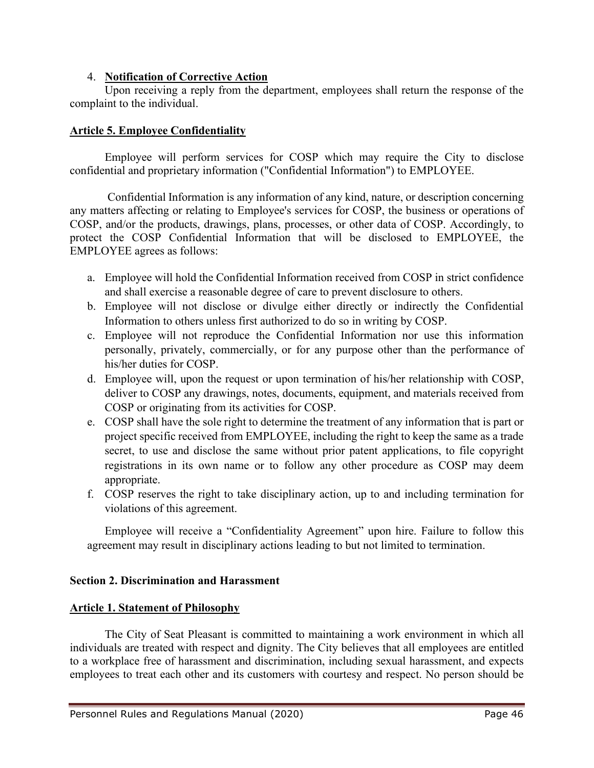4. **Notification of Corrective Action**

Upon receiving a reply from the department, employees shall return the response of the complaint to the individual.

### Article 5. Employee Confidentiality

Employee will perform services for COSP which may require the City to disclose confidential and proprietary information ("Confidential Information") to EMPLOYEE.

Confidential Information is any information of any kind, nature, or description concerning any matters affecting or relating to Employee's services for COSP, the business or operations of COSP, and/or the products, drawings, plans, processes, or other data of COSP. Accordingly, to protect the COSP Confidential Information that will be disclosed to EMPLOYEE, the EMPLOYEE agrees as follows:

a. Employee will hold the Confidential Information received from COSP in strict confidence and shall exercise a reasonable degree of care to prevent disclosure to others.
b. Employee will not disclose or divulge either directly or indirectly the Confidential Information to others unless first authorized to do so in writing by COSP.
c. Employee will not reproduce the Confidential Information nor use this information personally, privately, commercially, or for any purpose other than the performance of his/her duties for COSP.
d. Employee will, upon the request or upon termination of his/her relationship with COSP, deliver to COSP any drawings, notes, documents, equipment, and materials received from COSP or originating from its activities for COSP.
e. COSP shall have the sole right to determine the treatment of any information that is part or project specific received from EMPLOYEE, including the right to keep the same as a trade secret, to use and disclose the same without prior patent applications, to file copyright registrations in its own name or to follow any other procedure as COSP may deem appropriate.
f. COSP reserves the right to take disciplinary action, up to and including termination for violations of this agreement.

Employee will receive a "Confidentiality Agreement" upon hire. Failure to follow this agreement may result in disciplinary actions leading to but not limited to termination.

## Section 2. Discrimination and Harassment

### Article 1. Statement of Philosophy

The City of Seat Pleasant is committed to maintaining a work environment in which all individuals are treated with respect and dignity. The City believes that all employees are entitled to a workplace free of harassment and discrimination, including sexual harassment, and expects employees to treat each other and its customers with courtesy and respect. No person should be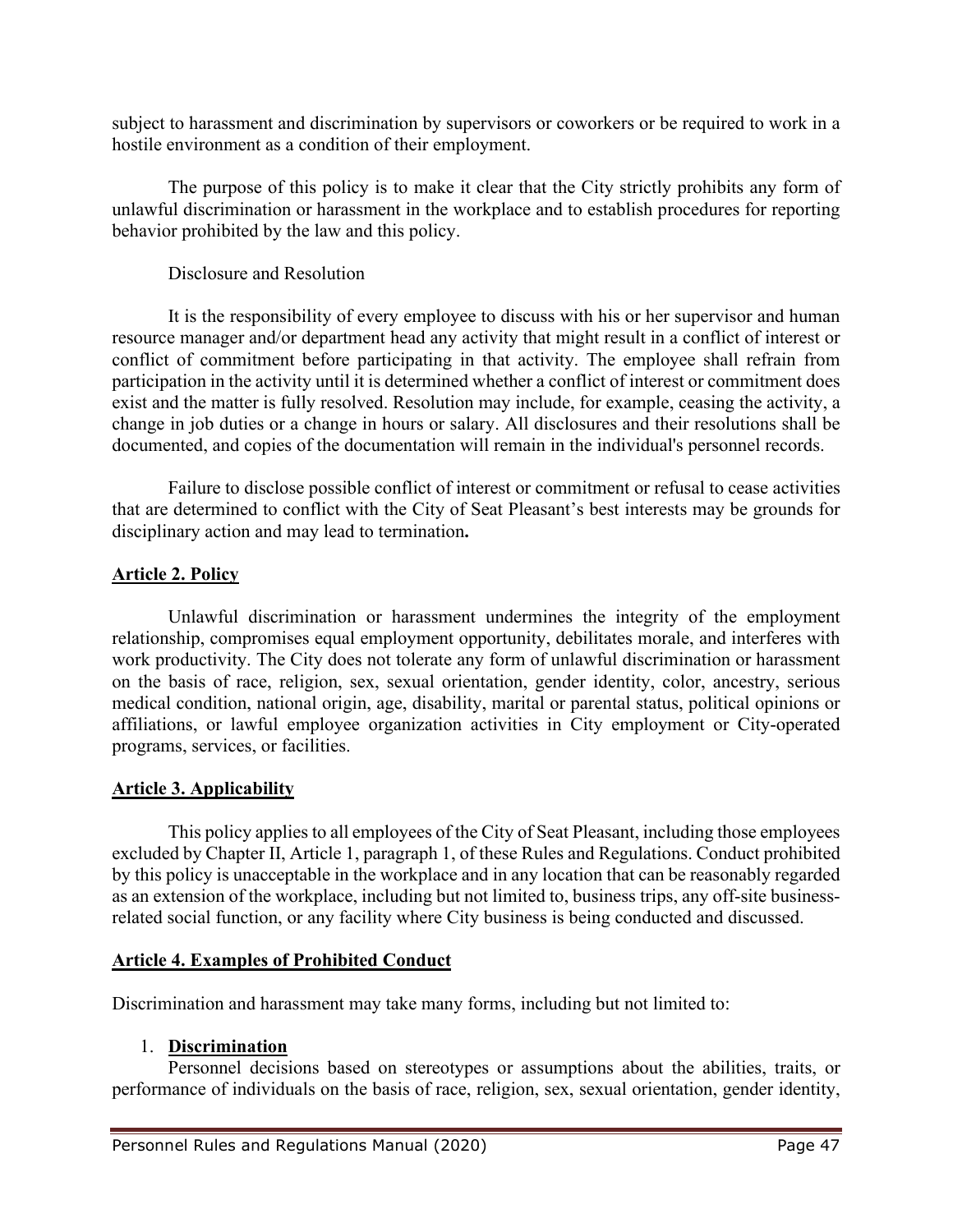subject to harassment and discrimination by supervisors or coworkers or be required to work in a hostile environment as a condition of their employment.

The purpose of this policy is to make it clear that the City strictly prohibits any form of unlawful discrimination or harassment in the workplace and to establish procedures for reporting behavior prohibited by the law and this policy.

Disclosure and Resolution

It is the responsibility of every employee to discuss with his or her supervisor and human resource manager and/or department head any activity that might result in a conflict of interest or conflict of commitment before participating in that activity. The employee shall refrain from participation in the activity until it is determined whether a conflict of interest or commitment does exist and the matter is fully resolved. Resolution may include, for example, ceasing the activity, a change in job duties or a change in hours or salary. All disclosures and their resolutions shall be documented, and copies of the documentation will remain in the individual's personnel records.

Failure to disclose possible conflict of interest or commitment or refusal to cease activities that are determined to conflict with the City of Seat Pleasant's best interests may be grounds for disciplinary action and may lead to termination**.**

## Article 2. Policy

Unlawful discrimination or harassment undermines the integrity of the employment relationship, compromises equal employment opportunity, debilitates morale, and interferes with work productivity. The City does not tolerate any form of unlawful discrimination or harassment on the basis of race, religion, sex, sexual orientation, gender identity, color, ancestry, serious medical condition, national origin, age, disability, marital or parental status, political opinions or affiliations, or lawful employee organization activities in City employment or City-operated programs, services, or facilities.

## Article 3. Applicability

This policy applies to all employees of the City of Seat Pleasant, including those employees excluded by Chapter II, Article 1, paragraph 1, of these Rules and Regulations. Conduct prohibited by this policy is unacceptable in the workplace and in any location that can be reasonably regarded as an extension of the workplace, including but not limited to, business trips, any off-site business-related social function, or any facility where City business is being conducted and discussed.

## Article 4. Examples of Prohibited Conduct

Discrimination and harassment may take many forms, including but not limited to:

1. **Discrimination**

   Personnel decisions based on stereotypes or assumptions about the abilities, traits, or performance of individuals on the basis of race, religion, sex, sexual orientation, gender identity,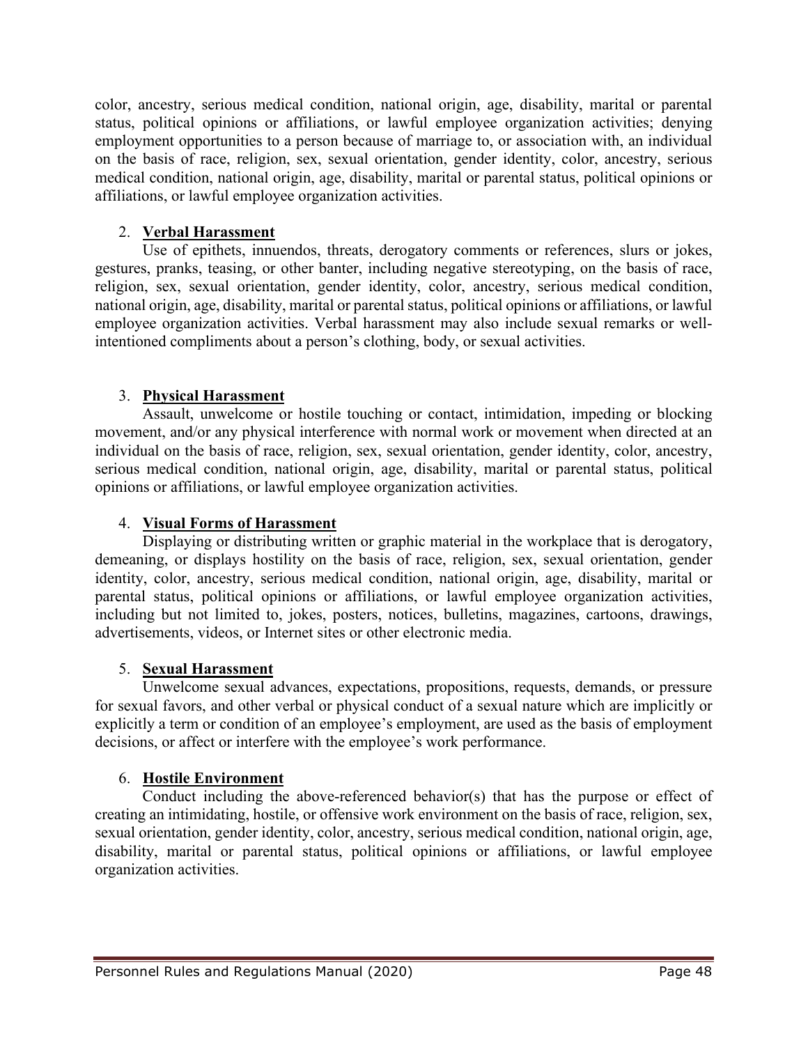color, ancestry, serious medical condition, national origin, age, disability, marital or parental status, political opinions or affiliations, or lawful employee organization activities; denying employment opportunities to a person because of marriage to, or association with, an individual on the basis of race, religion, sex, sexual orientation, gender identity, color, ancestry, serious medical condition, national origin, age, disability, marital or parental status, political opinions or affiliations, or lawful employee organization activities.

2. **Verbal Harassment**

Use of epithets, innuendos, threats, derogatory comments or references, slurs or jokes, gestures, pranks, teasing, or other banter, including negative stereotyping, on the basis of race, religion, sex, sexual orientation, gender identity, color, ancestry, serious medical condition, national origin, age, disability, marital or parental status, political opinions or affiliations, or lawful employee organization activities. Verbal harassment may also include sexual remarks or well-intentioned compliments about a person's clothing, body, or sexual activities.

3. **Physical Harassment**

Assault, unwelcome or hostile touching or contact, intimidation, impeding or blocking movement, and/or any physical interference with normal work or movement when directed at an individual on the basis of race, religion, sex, sexual orientation, gender identity, color, ancestry, serious medical condition, national origin, age, disability, marital or parental status, political opinions or affiliations, or lawful employee organization activities.

4. **Visual Forms of Harassment**

Displaying or distributing written or graphic material in the workplace that is derogatory, demeaning, or displays hostility on the basis of race, religion, sex, sexual orientation, gender identity, color, ancestry, serious medical condition, national origin, age, disability, marital or parental status, political opinions or affiliations, or lawful employee organization activities, including but not limited to, jokes, posters, notices, bulletins, magazines, cartoons, drawings, advertisements, videos, or Internet sites or other electronic media.

5. **Sexual Harassment**

Unwelcome sexual advances, expectations, propositions, requests, demands, or pressure for sexual favors, and other verbal or physical conduct of a sexual nature which are implicitly or explicitly a term or condition of an employee's employment, are used as the basis of employment decisions, or affect or interfere with the employee's work performance.

6. **Hostile Environment**

Conduct including the above-referenced behavior(s) that has the purpose or effect of creating an intimidating, hostile, or offensive work environment on the basis of race, religion, sex, sexual orientation, gender identity, color, ancestry, serious medical condition, national origin, age, disability, marital or parental status, political opinions or affiliations, or lawful employee organization activities.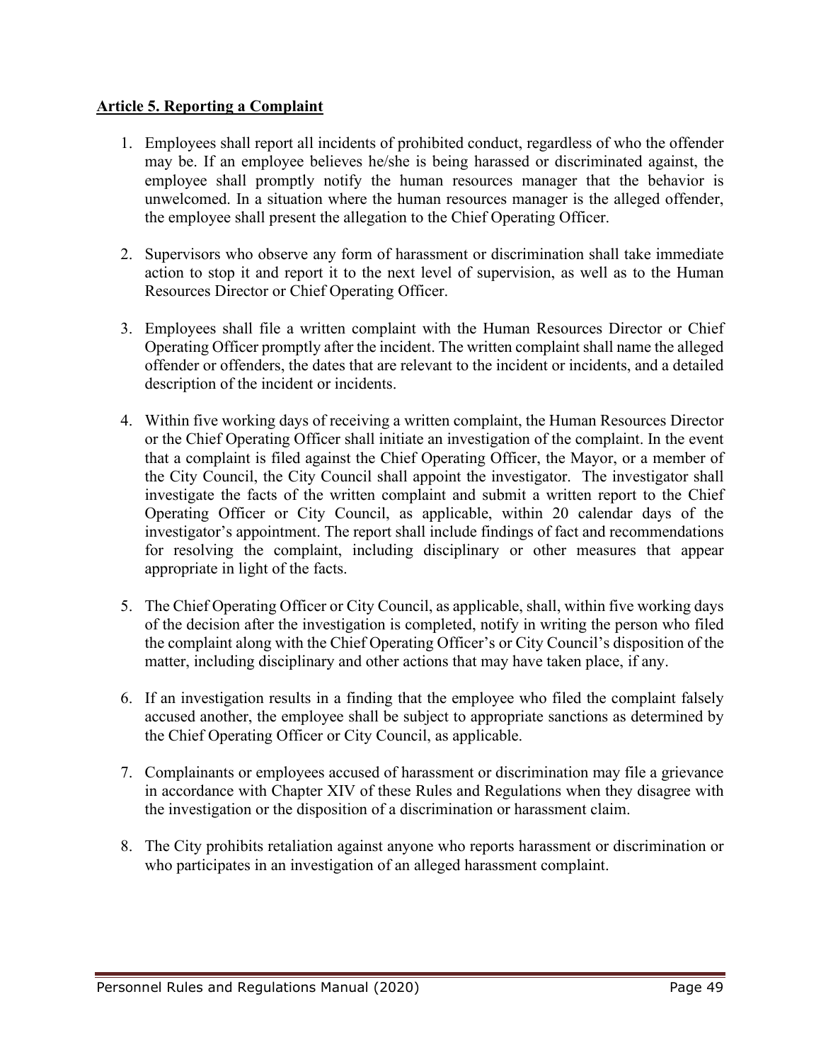**Article 5. Reporting a Complaint**

1. Employees shall report all incidents of prohibited conduct, regardless of who the offender may be. If an employee believes he/she is being harassed or discriminated against, the employee shall promptly notify the human resources manager that the behavior is unwelcomed. In a situation where the human resources manager is the alleged offender, the employee shall present the allegation to the Chief Operating Officer.

2. Supervisors who observe any form of harassment or discrimination shall take immediate action to stop it and report it to the next level of supervision, as well as to the Human Resources Director or Chief Operating Officer.

3. Employees shall file a written complaint with the Human Resources Director or Chief Operating Officer promptly after the incident. The written complaint shall name the alleged offender or offenders, the dates that are relevant to the incident or incidents, and a detailed description of the incident or incidents.

4. Within five working days of receiving a written complaint, the Human Resources Director or the Chief Operating Officer shall initiate an investigation of the complaint. In the event that a complaint is filed against the Chief Operating Officer, the Mayor, or a member of the City Council, the City Council shall appoint the investigator. The investigator shall investigate the facts of the written complaint and submit a written report to the Chief Operating Officer or City Council, as applicable, within 20 calendar days of the investigator's appointment. The report shall include findings of fact and recommendations for resolving the complaint, including disciplinary or other measures that appear appropriate in light of the facts.

5. The Chief Operating Officer or City Council, as applicable, shall, within five working days of the decision after the investigation is completed, notify in writing the person who filed the complaint along with the Chief Operating Officer's or City Council's disposition of the matter, including disciplinary and other actions that may have taken place, if any.

6. If an investigation results in a finding that the employee who filed the complaint falsely accused another, the employee shall be subject to appropriate sanctions as determined by the Chief Operating Officer or City Council, as applicable.

7. Complainants or employees accused of harassment or discrimination may file a grievance in accordance with Chapter XIV of these Rules and Regulations when they disagree with the investigation or the disposition of a discrimination or harassment claim.

8. The City prohibits retaliation against anyone who reports harassment or discrimination or who participates in an investigation of an alleged harassment complaint.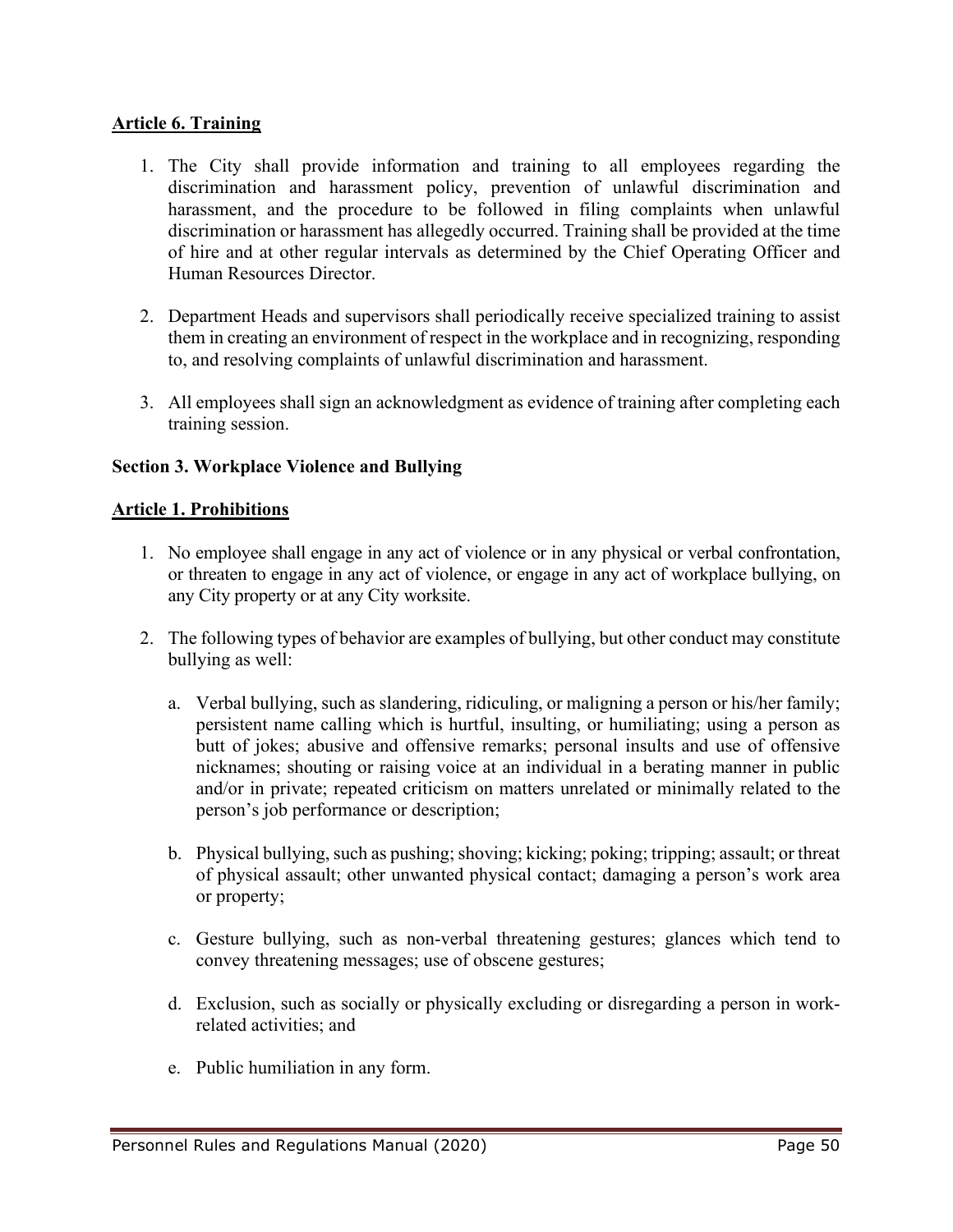**Article 6. Training**

1. The City shall provide information and training to all employees regarding the discrimination and harassment policy, prevention of unlawful discrimination and harassment, and the procedure to be followed in filing complaints when unlawful discrimination or harassment has allegedly occurred. Training shall be provided at the time of hire and at other regular intervals as determined by the Chief Operating Officer and Human Resources Director.

2. Department Heads and supervisors shall periodically receive specialized training to assist them in creating an environment of respect in the workplace and in recognizing, responding to, and resolving complaints of unlawful discrimination and harassment.

3. All employees shall sign an acknowledgment as evidence of training after completing each training session.

**Section 3. Workplace Violence and Bullying**

**Article 1. Prohibitions**

1. No employee shall engage in any act of violence or in any physical or verbal confrontation, or threaten to engage in any act of violence, or engage in any act of workplace bullying, on any City property or at any City worksite.

2. The following types of behavior are examples of bullying, but other conduct may constitute bullying as well:

   a. Verbal bullying, such as slandering, ridiculing, or maligning a person or his/her family; persistent name calling which is hurtful, insulting, or humiliating; using a person as butt of jokes; abusive and offensive remarks; personal insults and use of offensive nicknames; shouting or raising voice at an individual in a berating manner in public and/or in private; repeated criticism on matters unrelated or minimally related to the person's job performance or description;

   b. Physical bullying, such as pushing; shoving; kicking; poking; tripping; assault; or threat of physical assault; other unwanted physical contact; damaging a person's work area or property;

   c. Gesture bullying, such as non-verbal threatening gestures; glances which tend to convey threatening messages; use of obscene gestures;

   d. Exclusion, such as socially or physically excluding or disregarding a person in work-related activities; and

   e. Public humiliation in any form.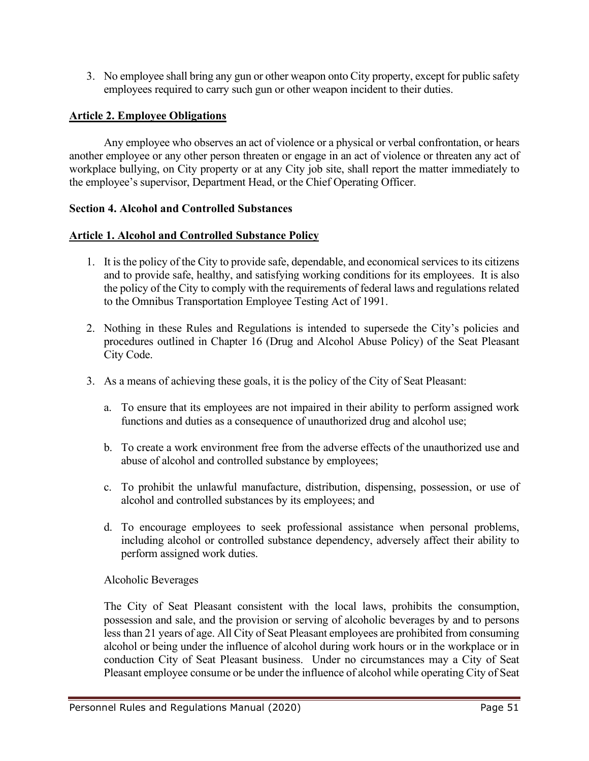3. No employee shall bring any gun or other weapon onto City property, except for public safety employees required to carry such gun or other weapon incident to their duties.

**<u>Article 2. Employee Obligations</u>**

Any employee who observes an act of violence or a physical or verbal confrontation, or hears another employee or any other person threaten or engage in an act of violence or threaten any act of workplace bullying, on City property or at any City job site, shall report the matter immediately to the employee's supervisor, Department Head, or the Chief Operating Officer.

**Section 4. Alcohol and Controlled Substances**

**<u>Article 1. Alcohol and Controlled Substance Policy</u>**

1. It is the policy of the City to provide safe, dependable, and economical services to its citizens and to provide safe, healthy, and satisfying working conditions for its employees. It is also the policy of the City to comply with the requirements of federal laws and regulations related to the Omnibus Transportation Employee Testing Act of 1991.

2. Nothing in these Rules and Regulations is intended to supersede the City's policies and procedures outlined in Chapter 16 (Drug and Alcohol Abuse Policy) of the Seat Pleasant City Code.

3. As a means of achieving these goals, it is the policy of the City of Seat Pleasant:

   a. To ensure that its employees are not impaired in their ability to perform assigned work functions and duties as a consequence of unauthorized drug and alcohol use;

   b. To create a work environment free from the adverse effects of the unauthorized use and abuse of alcohol and controlled substance by employees;

   c. To prohibit the unlawful manufacture, distribution, dispensing, possession, or use of alcohol and controlled substances by its employees; and

   d. To encourage employees to seek professional assistance when personal problems, including alcohol or controlled substance dependency, adversely affect their ability to perform assigned work duties.

   Alcoholic Beverages

   The City of Seat Pleasant consistent with the local laws, prohibits the consumption, possession and sale, and the provision or serving of alcoholic beverages by and to persons less than 21 years of age. All City of Seat Pleasant employees are prohibited from consuming alcohol or being under the influence of alcohol during work hours or in the workplace or in conduction City of Seat Pleasant business. Under no circumstances may a City of Seat Pleasant employee consume or be under the influence of alcohol while operating City of Seat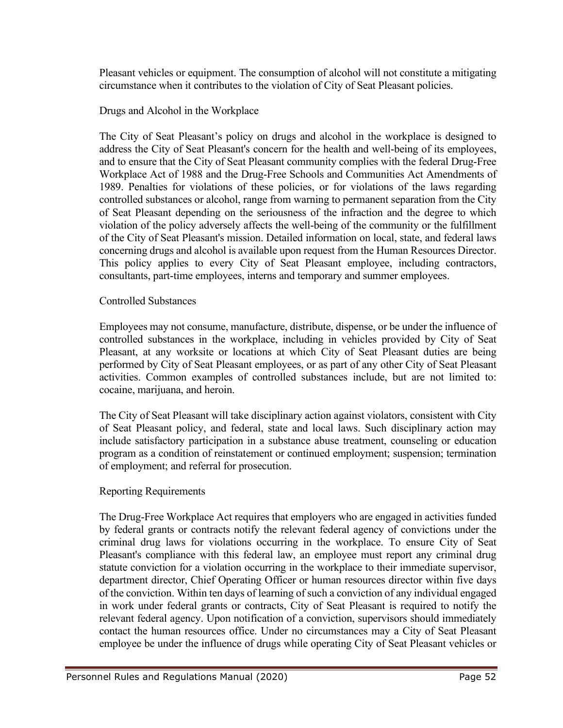Pleasant vehicles or equipment. The consumption of alcohol will not constitute a mitigating circumstance when it contributes to the violation of City of Seat Pleasant policies.

### Drugs and Alcohol in the Workplace

The City of Seat Pleasant's policy on drugs and alcohol in the workplace is designed to address the City of Seat Pleasant's concern for the health and well-being of its employees, and to ensure that the City of Seat Pleasant community complies with the federal Drug-Free Workplace Act of 1988 and the Drug-Free Schools and Communities Act Amendments of 1989. Penalties for violations of these policies, or for violations of the laws regarding controlled substances or alcohol, range from warning to permanent separation from the City of Seat Pleasant depending on the seriousness of the infraction and the degree to which violation of the policy adversely affects the well-being of the community or the fulfillment of the City of Seat Pleasant's mission. Detailed information on local, state, and federal laws concerning drugs and alcohol is available upon request from the Human Resources Director. This policy applies to every City of Seat Pleasant employee, including contractors, consultants, part-time employees, interns and temporary and summer employees.

### Controlled Substances

Employees may not consume, manufacture, distribute, dispense, or be under the influence of controlled substances in the workplace, including in vehicles provided by City of Seat Pleasant, at any worksite or locations at which City of Seat Pleasant duties are being performed by City of Seat Pleasant employees, or as part of any other City of Seat Pleasant activities. Common examples of controlled substances include, but are not limited to: cocaine, marijuana, and heroin.

The City of Seat Pleasant will take disciplinary action against violators, consistent with City of Seat Pleasant policy, and federal, state and local laws. Such disciplinary action may include satisfactory participation in a substance abuse treatment, counseling or education program as a condition of reinstatement or continued employment; suspension; termination of employment; and referral for prosecution.

### Reporting Requirements

The Drug-Free Workplace Act requires that employers who are engaged in activities funded by federal grants or contracts notify the relevant federal agency of convictions under the criminal drug laws for violations occurring in the workplace. To ensure City of Seat Pleasant's compliance with this federal law, an employee must report any criminal drug statute conviction for a violation occurring in the workplace to their immediate supervisor, department director, Chief Operating Officer or human resources director within five days of the conviction. Within ten days of learning of such a conviction of any individual engaged in work under federal grants or contracts, City of Seat Pleasant is required to notify the relevant federal agency. Upon notification of a conviction, supervisors should immediately contact the human resources office. Under no circumstances may a City of Seat Pleasant employee be under the influence of drugs while operating City of Seat Pleasant vehicles or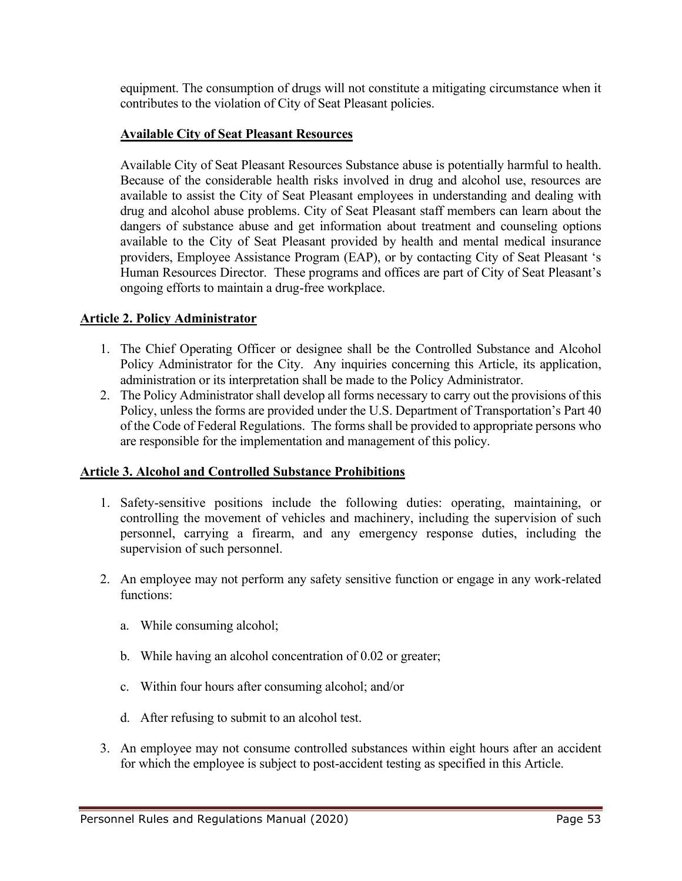equipment. The consumption of drugs will not constitute a mitigating circumstance when it contributes to the violation of City of Seat Pleasant policies.

**Available City of Seat Pleasant Resources**

Available City of Seat Pleasant Resources Substance abuse is potentially harmful to health. Because of the considerable health risks involved in drug and alcohol use, resources are available to assist the City of Seat Pleasant employees in understanding and dealing with drug and alcohol abuse problems. City of Seat Pleasant staff members can learn about the dangers of substance abuse and get information about treatment and counseling options available to the City of Seat Pleasant provided by health and mental medical insurance providers, Employee Assistance Program (EAP), or by contacting City of Seat Pleasant 's Human Resources Director. These programs and offices are part of City of Seat Pleasant's ongoing efforts to maintain a drug-free workplace.

## Article 2. Policy Administrator

1. The Chief Operating Officer or designee shall be the Controlled Substance and Alcohol Policy Administrator for the City. Any inquiries concerning this Article, its application, administration or its interpretation shall be made to the Policy Administrator.
2. The Policy Administrator shall develop all forms necessary to carry out the provisions of this Policy, unless the forms are provided under the U.S. Department of Transportation's Part 40 of the Code of Federal Regulations. The forms shall be provided to appropriate persons who are responsible for the implementation and management of this policy.

## Article 3. Alcohol and Controlled Substance Prohibitions

1. Safety-sensitive positions include the following duties: operating, maintaining, or controlling the movement of vehicles and machinery, including the supervision of such personnel, carrying a firearm, and any emergency response duties, including the supervision of such personnel.

2. An employee may not perform any safety sensitive function or engage in any work-related functions:

   a. While consuming alcohol;

   b. While having an alcohol concentration of 0.02 or greater;

   c. Within four hours after consuming alcohol; and/or

   d. After refusing to submit to an alcohol test.

3. An employee may not consume controlled substances within eight hours after an accident for which the employee is subject to post-accident testing as specified in this Article.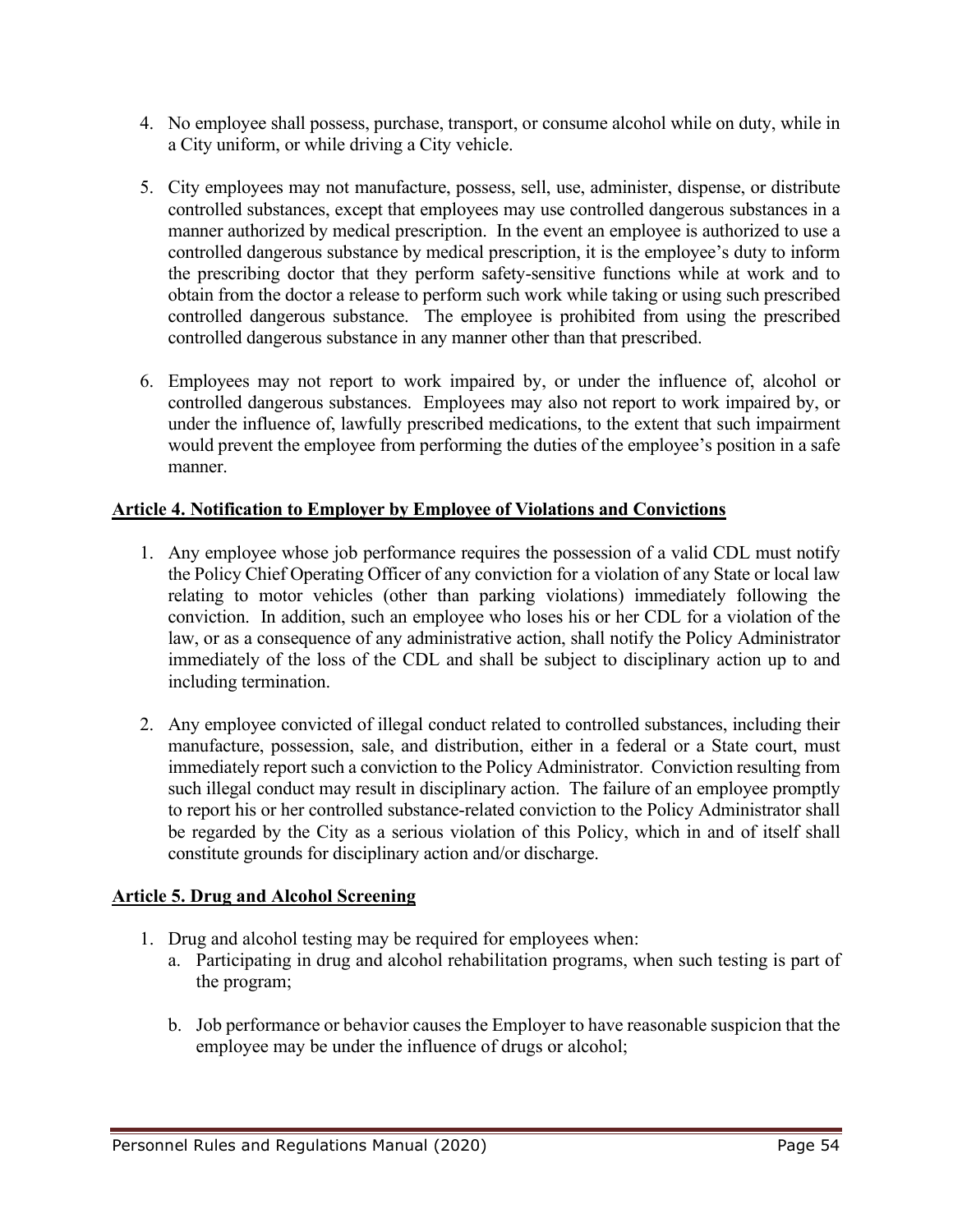4. No employee shall possess, purchase, transport, or consume alcohol while on duty, while in a City uniform, or while driving a City vehicle.

5. City employees may not manufacture, possess, sell, use, administer, dispense, or distribute controlled substances, except that employees may use controlled dangerous substances in a manner authorized by medical prescription. In the event an employee is authorized to use a controlled dangerous substance by medical prescription, it is the employee's duty to inform the prescribing doctor that they perform safety-sensitive functions while at work and to obtain from the doctor a release to perform such work while taking or using such prescribed controlled dangerous substance. The employee is prohibited from using the prescribed controlled dangerous substance in any manner other than that prescribed.

6. Employees may not report to work impaired by, or under the influence of, alcohol or controlled dangerous substances. Employees may also not report to work impaired by, or under the influence of, lawfully prescribed medications, to the extent that such impairment would prevent the employee from performing the duties of the employee's position in a safe manner.

## Article 4. Notification to Employer by Employee of Violations and Convictions

1. Any employee whose job performance requires the possession of a valid CDL must notify the Policy Chief Operating Officer of any conviction for a violation of any State or local law relating to motor vehicles (other than parking violations) immediately following the conviction. In addition, such an employee who loses his or her CDL for a violation of the law, or as a consequence of any administrative action, shall notify the Policy Administrator immediately of the loss of the CDL and shall be subject to disciplinary action up to and including termination.

2. Any employee convicted of illegal conduct related to controlled substances, including their manufacture, possession, sale, and distribution, either in a federal or a State court, must immediately report such a conviction to the Policy Administrator. Conviction resulting from such illegal conduct may result in disciplinary action. The failure of an employee promptly to report his or her controlled substance-related conviction to the Policy Administrator shall be regarded by the City as a serious violation of this Policy, which in and of itself shall constitute grounds for disciplinary action and/or discharge.

## Article 5. Drug and Alcohol Screening

1. Drug and alcohol testing may be required for employees when:
   a. Participating in drug and alcohol rehabilitation programs, when such testing is part of the program;

   b. Job performance or behavior causes the Employer to have reasonable suspicion that the employee may be under the influence of drugs or alcohol;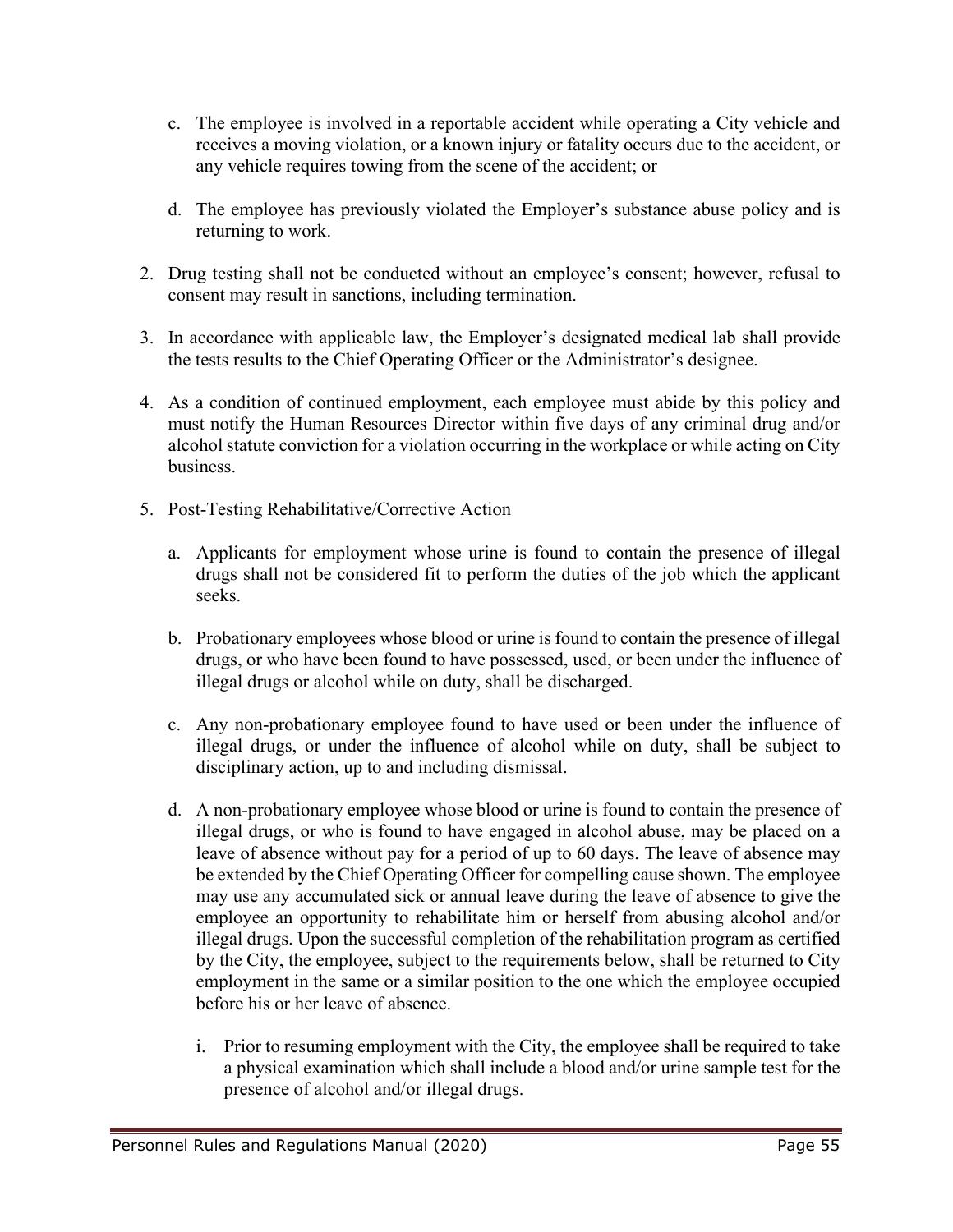c. The employee is involved in a reportable accident while operating a City vehicle and receives a moving violation, or a known injury or fatality occurs due to the accident, or any vehicle requires towing from the scene of the accident; or

d. The employee has previously violated the Employer's substance abuse policy and is returning to work.

2. Drug testing shall not be conducted without an employee's consent; however, refusal to consent may result in sanctions, including termination.

3. In accordance with applicable law, the Employer's designated medical lab shall provide the tests results to the Chief Operating Officer or the Administrator's designee.

4. As a condition of continued employment, each employee must abide by this policy and must notify the Human Resources Director within five days of any criminal drug and/or alcohol statute conviction for a violation occurring in the workplace or while acting on City business.

5. Post-Testing Rehabilitative/Corrective Action

   a. Applicants for employment whose urine is found to contain the presence of illegal drugs shall not be considered fit to perform the duties of the job which the applicant seeks.

   b. Probationary employees whose blood or urine is found to contain the presence of illegal drugs, or who have been found to have possessed, used, or been under the influence of illegal drugs or alcohol while on duty, shall be discharged.

   c. Any non-probationary employee found to have used or been under the influence of illegal drugs, or under the influence of alcohol while on duty, shall be subject to disciplinary action, up to and including dismissal.

   d. A non-probationary employee whose blood or urine is found to contain the presence of illegal drugs, or who is found to have engaged in alcohol abuse, may be placed on a leave of absence without pay for a period of up to 60 days. The leave of absence may be extended by the Chief Operating Officer for compelling cause shown. The employee may use any accumulated sick or annual leave during the leave of absence to give the employee an opportunity to rehabilitate him or herself from abusing alcohol and/or illegal drugs. Upon the successful completion of the rehabilitation program as certified by the City, the employee, subject to the requirements below, shall be returned to City employment in the same or a similar position to the one which the employee occupied before his or her leave of absence.

      i. Prior to resuming employment with the City, the employee shall be required to take a physical examination which shall include a blood and/or urine sample test for the presence of alcohol and/or illegal drugs.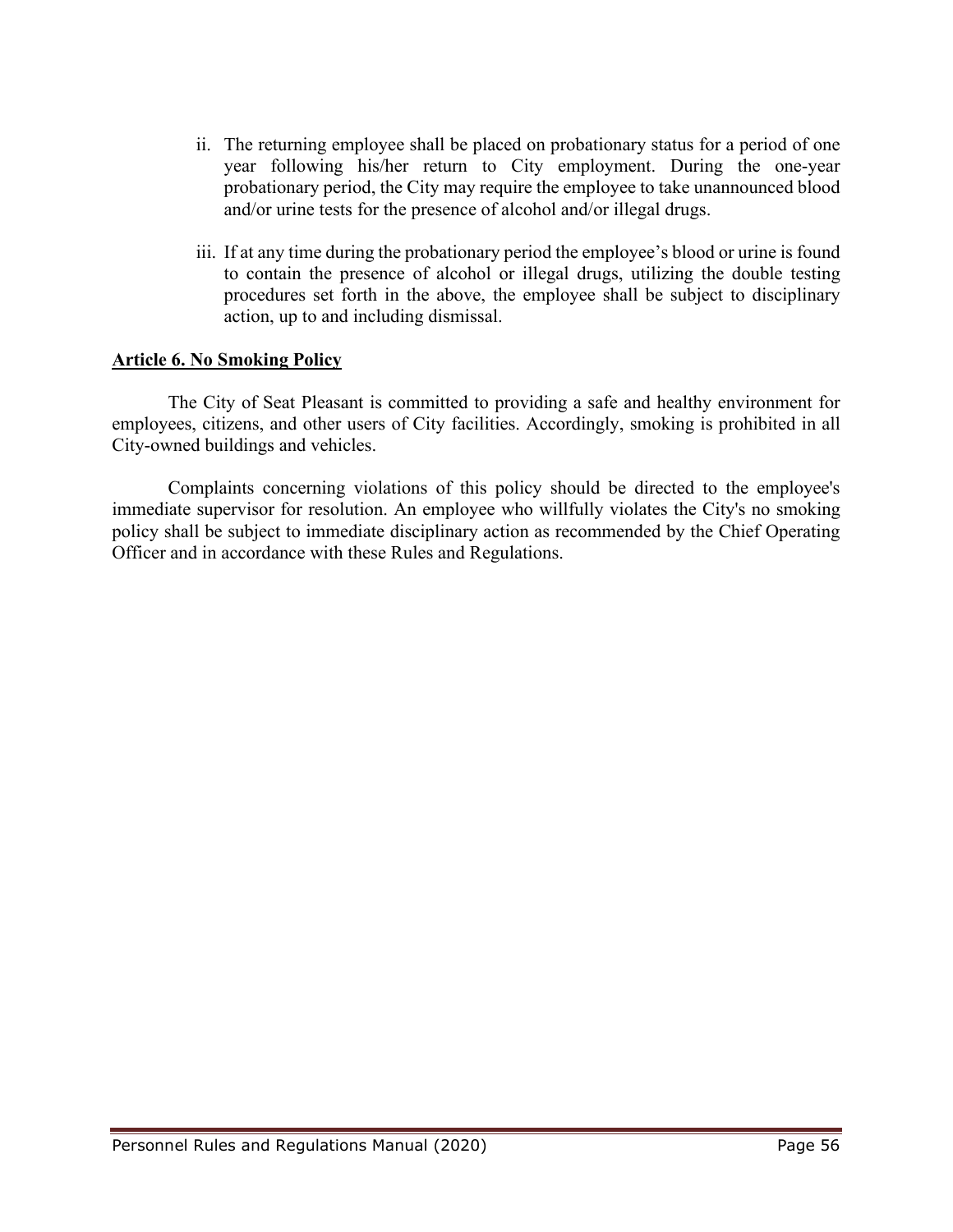ii. The returning employee shall be placed on probationary status for a period of one year following his/her return to City employment. During the one-year probationary period, the City may require the employee to take unannounced blood and/or urine tests for the presence of alcohol and/or illegal drugs.

iii. If at any time during the probationary period the employee's blood or urine is found to contain the presence of alcohol or illegal drugs, utilizing the double testing procedures set forth in the above, the employee shall be subject to disciplinary action, up to and including dismissal.

**Article 6. No Smoking Policy**

The City of Seat Pleasant is committed to providing a safe and healthy environment for employees, citizens, and other users of City facilities. Accordingly, smoking is prohibited in all City-owned buildings and vehicles.

Complaints concerning violations of this policy should be directed to the employee's immediate supervisor for resolution. An employee who willfully violates the City's no smoking policy shall be subject to immediate disciplinary action as recommended by the Chief Operating Officer and in accordance with these Rules and Regulations.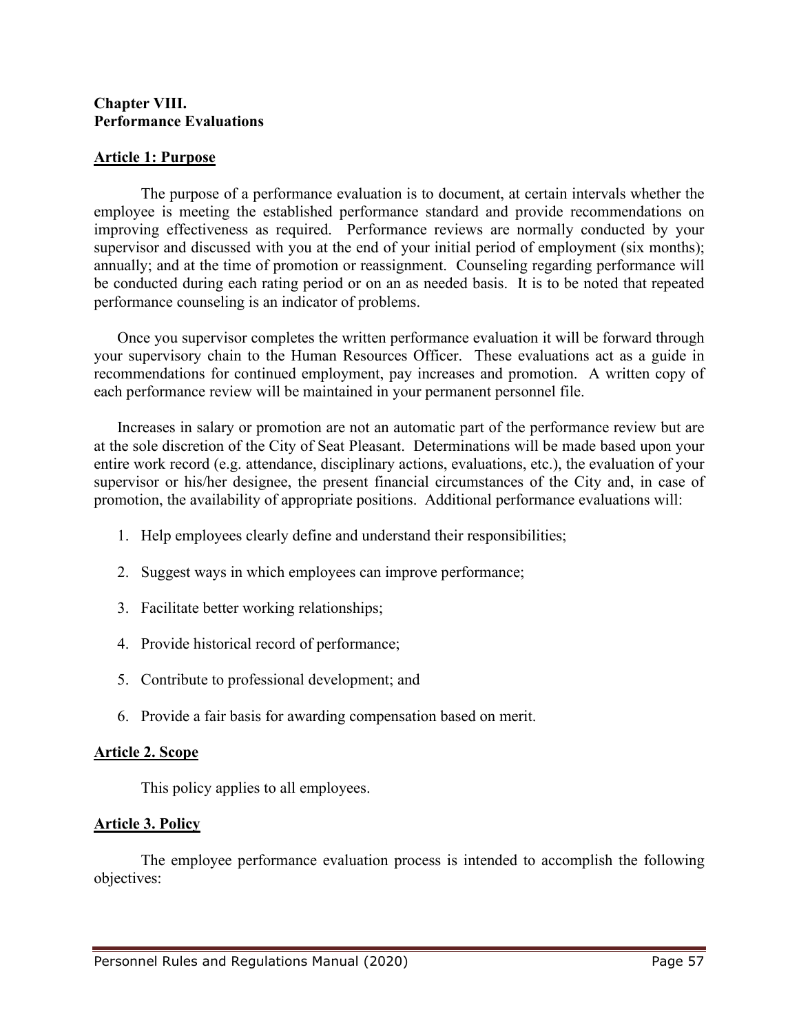**Chapter VIII.**
**Performance Evaluations**

## Article 1: Purpose

The purpose of a performance evaluation is to document, at certain intervals whether the employee is meeting the established performance standard and provide recommendations on improving effectiveness as required. Performance reviews are normally conducted by your supervisor and discussed with you at the end of your initial period of employment (six months); annually; and at the time of promotion or reassignment. Counseling regarding performance will be conducted during each rating period or on an as needed basis. It is to be noted that repeated performance counseling is an indicator of problems.

Once you supervisor completes the written performance evaluation it will be forward through your supervisory chain to the Human Resources Officer. These evaluations act as a guide in recommendations for continued employment, pay increases and promotion. A written copy of each performance review will be maintained in your permanent personnel file.

Increases in salary or promotion are not an automatic part of the performance review but are at the sole discretion of the City of Seat Pleasant. Determinations will be made based upon your entire work record (e.g. attendance, disciplinary actions, evaluations, etc.), the evaluation of your supervisor or his/her designee, the present financial circumstances of the City and, in case of promotion, the availability of appropriate positions. Additional performance evaluations will:

1. Help employees clearly define and understand their responsibilities;
2. Suggest ways in which employees can improve performance;
3. Facilitate better working relationships;
4. Provide historical record of performance;
5. Contribute to professional development; and
6. Provide a fair basis for awarding compensation based on merit.

## Article 2. Scope

This policy applies to all employees.

## Article 3. Policy

The employee performance evaluation process is intended to accomplish the following objectives: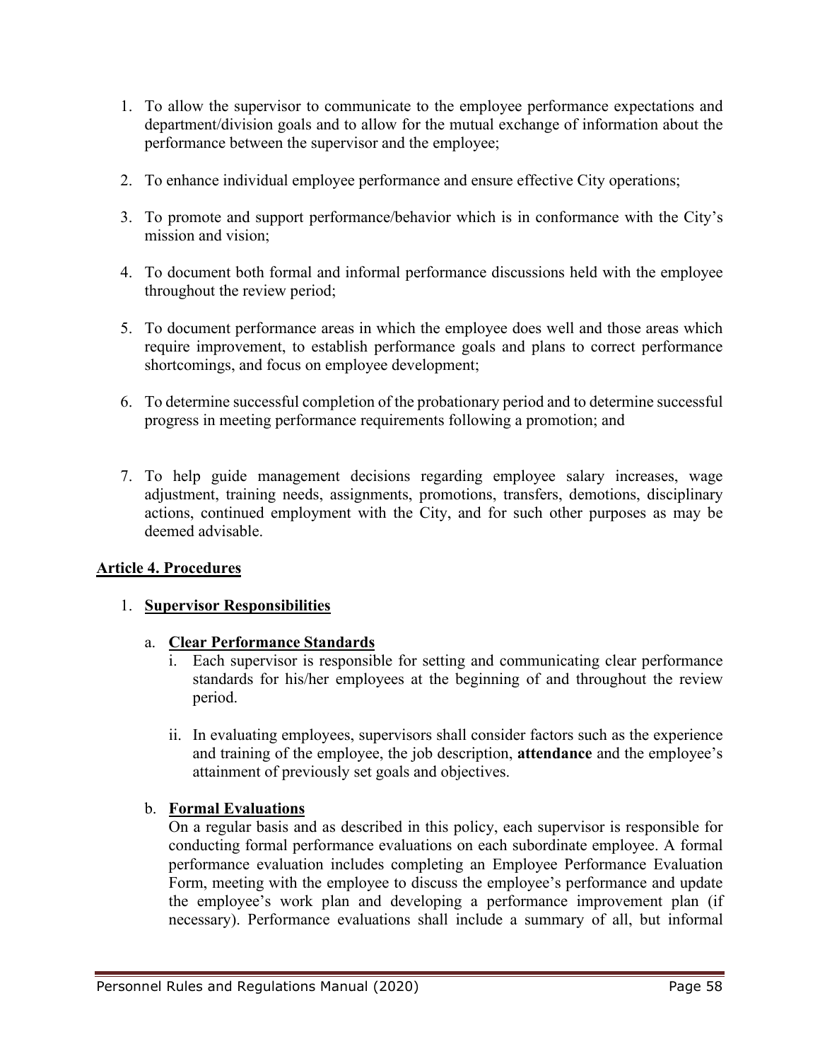1. To allow the supervisor to communicate to the employee performance expectations and department/division goals and to allow for the mutual exchange of information about the performance between the supervisor and the employee;

2. To enhance individual employee performance and ensure effective City operations;

3. To promote and support performance/behavior which is in conformance with the City's mission and vision;

4. To document both formal and informal performance discussions held with the employee throughout the review period;

5. To document performance areas in which the employee does well and those areas which require improvement, to establish performance goals and plans to correct performance shortcomings, and focus on employee development;

6. To determine successful completion of the probationary period and to determine successful progress in meeting performance requirements following a promotion; and

7. To help guide management decisions regarding employee salary increases, wage adjustment, training needs, assignments, promotions, transfers, demotions, disciplinary actions, continued employment with the City, and for such other purposes as may be deemed advisable.

## Article 4. Procedures

1. **Supervisor Responsibilities**

   a. **Clear Performance Standards**

      i. Each supervisor is responsible for setting and communicating clear performance standards for his/her employees at the beginning of and throughout the review period.

      ii. In evaluating employees, supervisors shall consider factors such as the experience and training of the employee, the job description, **attendance** and the employee's attainment of previously set goals and objectives.

   b. **Formal Evaluations**

      On a regular basis and as described in this policy, each supervisor is responsible for conducting formal performance evaluations on each subordinate employee. A formal performance evaluation includes completing an Employee Performance Evaluation Form, meeting with the employee to discuss the employee's performance and update the employee's work plan and developing a performance improvement plan (if necessary). Performance evaluations shall include a summary of all, but informal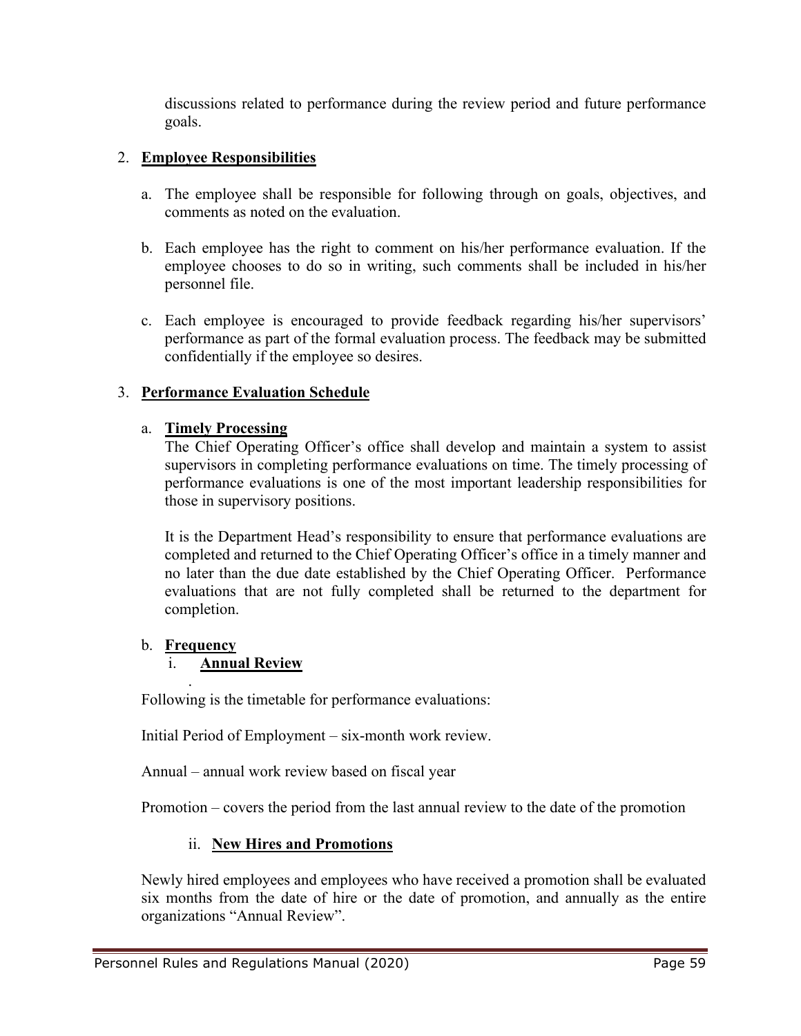discussions related to performance during the review period and future performance goals.

2. **Employee Responsibilities**

   a. The employee shall be responsible for following through on goals, objectives, and comments as noted on the evaluation.

   b. Each employee has the right to comment on his/her performance evaluation. If the employee chooses to do so in writing, such comments shall be included in his/her personnel file.

   c. Each employee is encouraged to provide feedback regarding his/her supervisors' performance as part of the formal evaluation process. The feedback may be submitted confidentially if the employee so desires.

3. **Performance Evaluation Schedule**

   a. **Timely Processing**

   The Chief Operating Officer's office shall develop and maintain a system to assist supervisors in completing performance evaluations on time. The timely processing of performance evaluations is one of the most important leadership responsibilities for those in supervisory positions.

   It is the Department Head's responsibility to ensure that performance evaluations are completed and returned to the Chief Operating Officer's office in a timely manner and no later than the due date established by the Chief Operating Officer. Performance evaluations that are not fully completed shall be returned to the department for completion.

   b. **Frequency**

      i. **Annual Review**

Following is the timetable for performance evaluations:

Initial Period of Employment – six-month work review.

Annual – annual work review based on fiscal year

Promotion – covers the period from the last annual review to the date of the promotion

   ii. **New Hires and Promotions**

Newly hired employees and employees who have received a promotion shall be evaluated six months from the date of hire or the date of promotion, and annually as the entire organizations "Annual Review".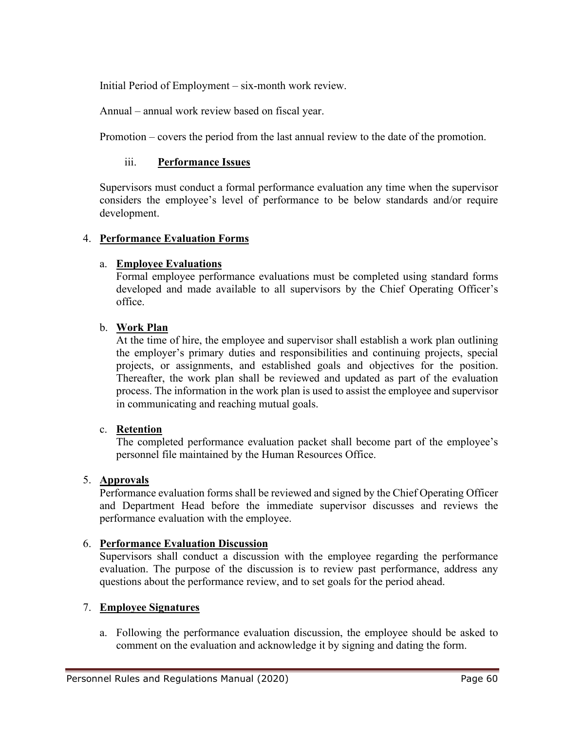Initial Period of Employment – six-month work review.

Annual – annual work review based on fiscal year.

Promotion – covers the period from the last annual review to the date of the promotion.

iii. **Performance Issues**

Supervisors must conduct a formal performance evaluation any time when the supervisor considers the employee's level of performance to be below standards and/or require development.

4. **Performance Evaluation Forms**

   a. **Employee Evaluations**
   Formal employee performance evaluations must be completed using standard forms developed and made available to all supervisors by the Chief Operating Officer's office.

   b. **Work Plan**
   At the time of hire, the employee and supervisor shall establish a work plan outlining the employer's primary duties and responsibilities and continuing projects, special projects, or assignments, and established goals and objectives for the position. Thereafter, the work plan shall be reviewed and updated as part of the evaluation process. The information in the work plan is used to assist the employee and supervisor in communicating and reaching mutual goals.

   c. **Retention**
   The completed performance evaluation packet shall become part of the employee's personnel file maintained by the Human Resources Office.

5. **Approvals**
   Performance evaluation forms shall be reviewed and signed by the Chief Operating Officer and Department Head before the immediate supervisor discusses and reviews the performance evaluation with the employee.

6. **Performance Evaluation Discussion**
   Supervisors shall conduct a discussion with the employee regarding the performance evaluation. The purpose of the discussion is to review past performance, address any questions about the performance review, and to set goals for the period ahead.

7. **Employee Signatures**

   a. Following the performance evaluation discussion, the employee should be asked to comment on the evaluation and acknowledge it by signing and dating the form.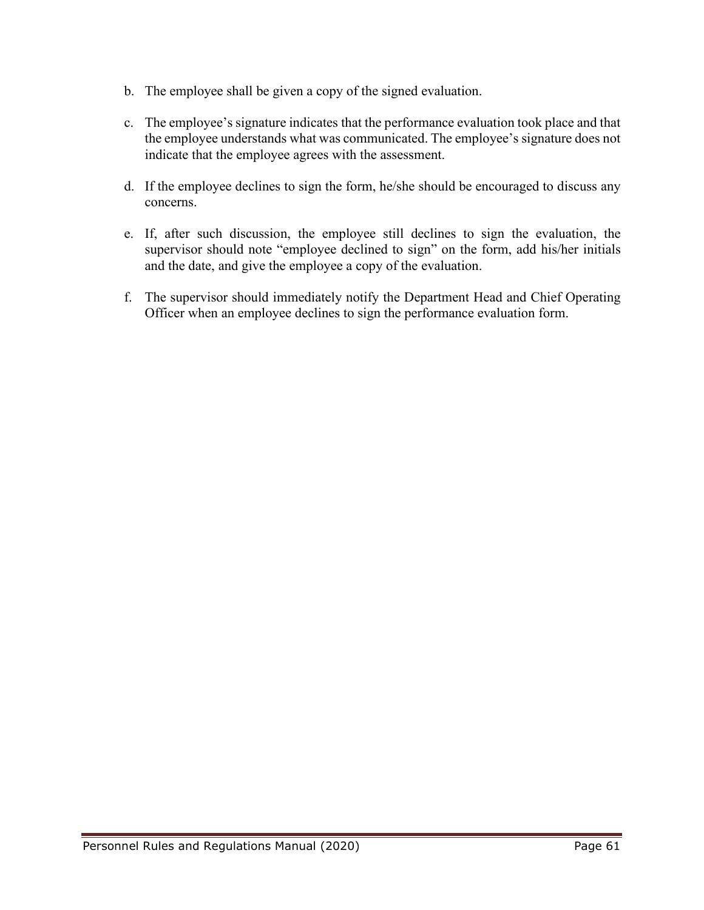b. The employee shall be given a copy of the signed evaluation.

c. The employee's signature indicates that the performance evaluation took place and that the employee understands what was communicated. The employee's signature does not indicate that the employee agrees with the assessment.

d. If the employee declines to sign the form, he/she should be encouraged to discuss any concerns.

e. If, after such discussion, the employee still declines to sign the evaluation, the supervisor should note "employee declined to sign" on the form, add his/her initials and the date, and give the employee a copy of the evaluation.

f. The supervisor should immediately notify the Department Head and Chief Operating Officer when an employee declines to sign the performance evaluation form.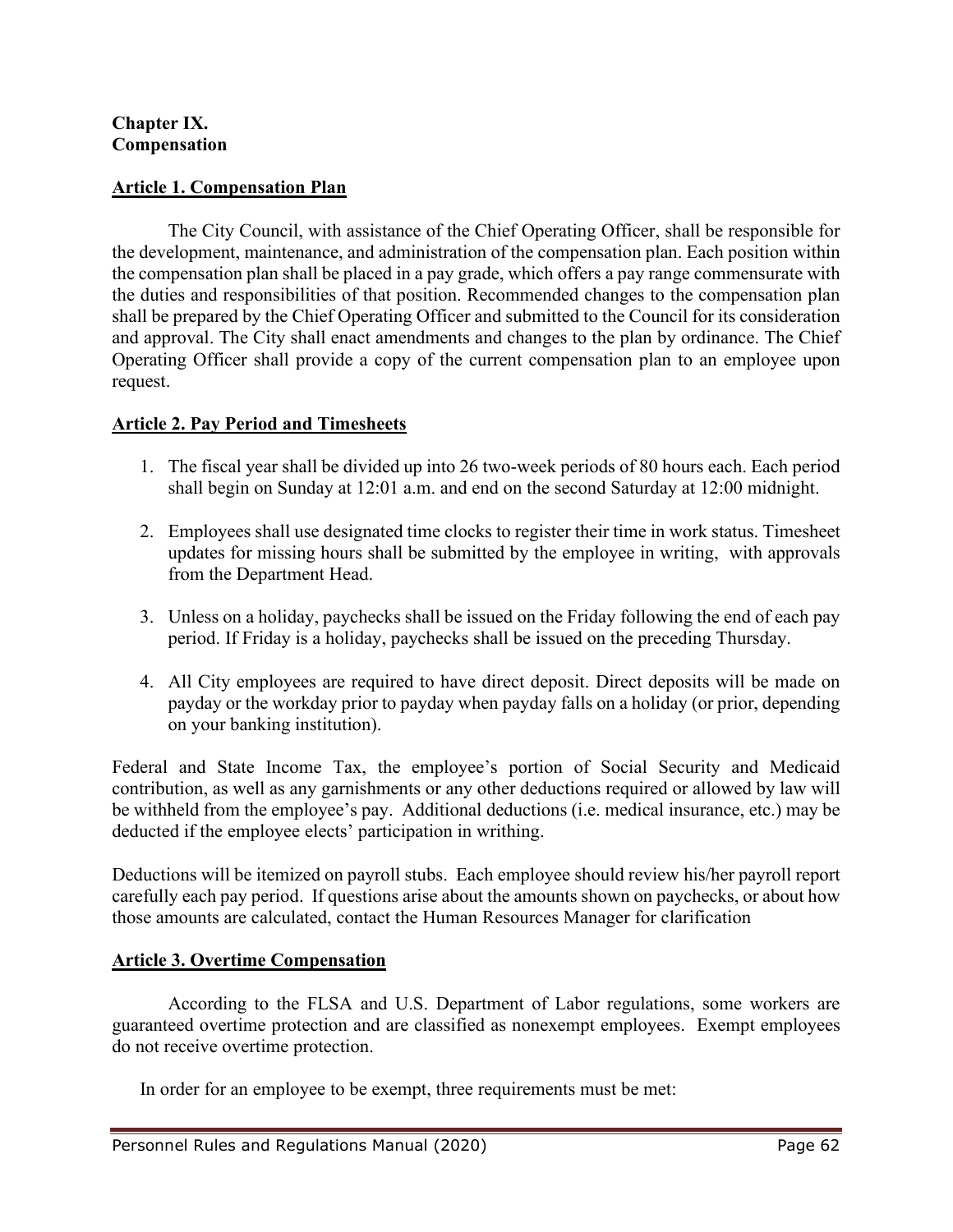**Chapter IX.**
**Compensation**

## Article 1. Compensation Plan

The City Council, with assistance of the Chief Operating Officer, shall be responsible for the development, maintenance, and administration of the compensation plan. Each position within the compensation plan shall be placed in a pay grade, which offers a pay range commensurate with the duties and responsibilities of that position. Recommended changes to the compensation plan shall be prepared by the Chief Operating Officer and submitted to the Council for its consideration and approval. The City shall enact amendments and changes to the plan by ordinance. The Chief Operating Officer shall provide a copy of the current compensation plan to an employee upon request.

## Article 2. Pay Period and Timesheets

1. The fiscal year shall be divided up into 26 two-week periods of 80 hours each. Each period shall begin on Sunday at 12:01 a.m. and end on the second Saturday at 12:00 midnight.

2. Employees shall use designated time clocks to register their time in work status. Timesheet updates for missing hours shall be submitted by the employee in writing, with approvals from the Department Head.

3. Unless on a holiday, paychecks shall be issued on the Friday following the end of each pay period. If Friday is a holiday, paychecks shall be issued on the preceding Thursday.

4. All City employees are required to have direct deposit. Direct deposits will be made on payday or the workday prior to payday when payday falls on a holiday (or prior, depending on your banking institution).

Federal and State Income Tax, the employee's portion of Social Security and Medicaid contribution, as well as any garnishments or any other deductions required or allowed by law will be withheld from the employee's pay. Additional deductions (i.e. medical insurance, etc.) may be deducted if the employee elects' participation in writhing.

Deductions will be itemized on payroll stubs. Each employee should review his/her payroll report carefully each pay period. If questions arise about the amounts shown on paychecks, or about how those amounts are calculated, contact the Human Resources Manager for clarification

## Article 3. Overtime Compensation

According to the FLSA and U.S. Department of Labor regulations, some workers are guaranteed overtime protection and are classified as nonexempt employees. Exempt employees do not receive overtime protection.

In order for an employee to be exempt, three requirements must be met: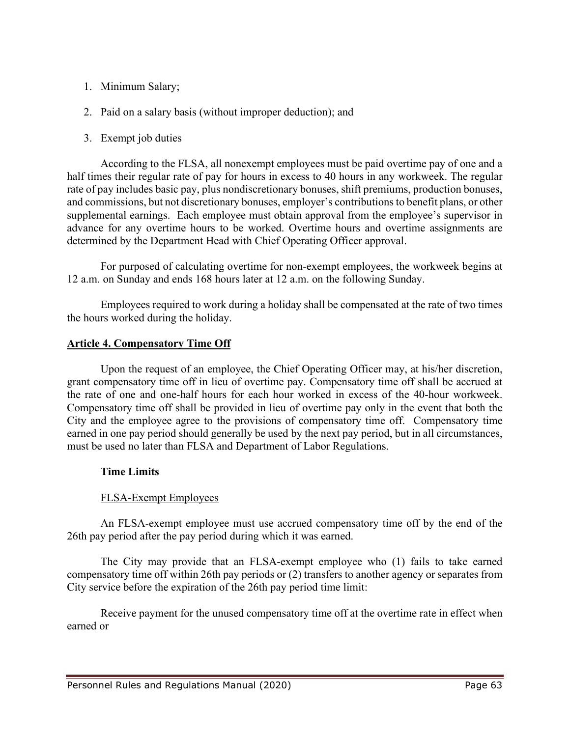1. Minimum Salary;
2. Paid on a salary basis (without improper deduction); and
3. Exempt job duties

According to the FLSA, all nonexempt employees must be paid overtime pay of one and a half times their regular rate of pay for hours in excess to 40 hours in any workweek. The regular rate of pay includes basic pay, plus nondiscretionary bonuses, shift premiums, production bonuses, and commissions, but not discretionary bonuses, employer's contributions to benefit plans, or other supplemental earnings. Each employee must obtain approval from the employee's supervisor in advance for any overtime hours to be worked. Overtime hours and overtime assignments are determined by the Department Head with Chief Operating Officer approval.

For purposed of calculating overtime for non-exempt employees, the workweek begins at 12 a.m. on Sunday and ends 168 hours later at 12 a.m. on the following Sunday.

Employees required to work during a holiday shall be compensated at the rate of two times the hours worked during the holiday.

## Article 4. Compensatory Time Off

Upon the request of an employee, the Chief Operating Officer may, at his/her discretion, grant compensatory time off in lieu of overtime pay. Compensatory time off shall be accrued at the rate of one and one-half hours for each hour worked in excess of the 40-hour workweek. Compensatory time off shall be provided in lieu of overtime pay only in the event that both the City and the employee agree to the provisions of compensatory time off. Compensatory time earned in one pay period should generally be used by the next pay period, but in all circumstances, must be used no later than FLSA and Department of Labor Regulations.

### Time Limits

FLSA-Exempt Employees

An FLSA-exempt employee must use accrued compensatory time off by the end of the 26th pay period after the pay period during which it was earned.

The City may provide that an FLSA-exempt employee who (1) fails to take earned compensatory time off within 26th pay periods or (2) transfers to another agency or separates from City service before the expiration of the 26th pay period time limit:

Receive payment for the unused compensatory time off at the overtime rate in effect when earned or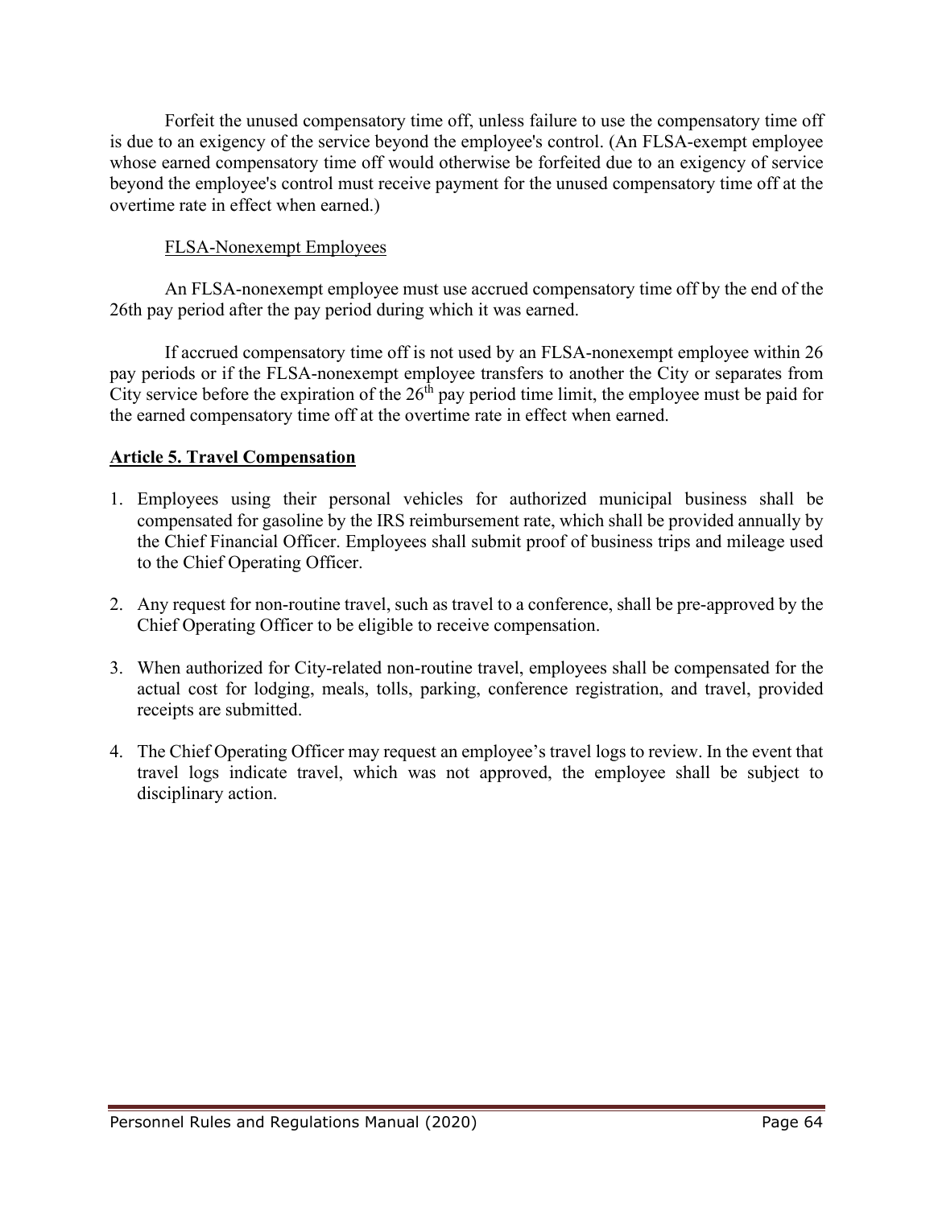Forfeit the unused compensatory time off, unless failure to use the compensatory time off is due to an exigency of the service beyond the employee's control. (An FLSA-exempt employee whose earned compensatory time off would otherwise be forfeited due to an exigency of service beyond the employee's control must receive payment for the unused compensatory time off at the overtime rate in effect when earned.)

FLSA-Nonexempt Employees

An FLSA-nonexempt employee must use accrued compensatory time off by the end of the 26th pay period after the pay period during which it was earned.

If accrued compensatory time off is not used by an FLSA-nonexempt employee within 26 pay periods or if the FLSA-nonexempt employee transfers to another the City or separates from City service before the expiration of the 26th pay period time limit, the employee must be paid for the earned compensatory time off at the overtime rate in effect when earned.

## Article 5. Travel Compensation

1. Employees using their personal vehicles for authorized municipal business shall be compensated for gasoline by the IRS reimbursement rate, which shall be provided annually by the Chief Financial Officer. Employees shall submit proof of business trips and mileage used to the Chief Operating Officer.

2. Any request for non-routine travel, such as travel to a conference, shall be pre-approved by the Chief Operating Officer to be eligible to receive compensation.

3. When authorized for City-related non-routine travel, employees shall be compensated for the actual cost for lodging, meals, tolls, parking, conference registration, and travel, provided receipts are submitted.

4. The Chief Operating Officer may request an employee's travel logs to review. In the event that travel logs indicate travel, which was not approved, the employee shall be subject to disciplinary action.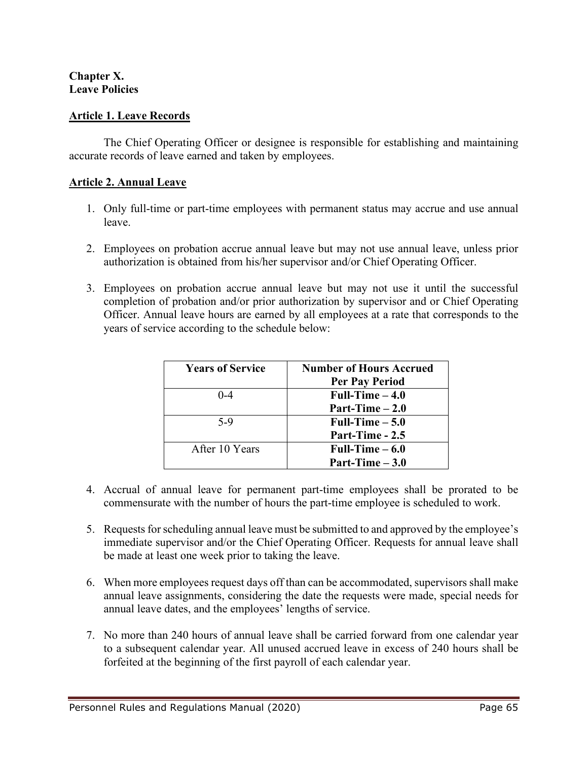**Chapter X.**
**Leave Policies**

## Article 1. Leave Records

The Chief Operating Officer or designee is responsible for establishing and maintaining accurate records of leave earned and taken by employees.

## Article 2. Annual Leave

1. Only full-time or part-time employees with permanent status may accrue and use annual leave.

2. Employees on probation accrue annual leave but may not use annual leave, unless prior authorization is obtained from his/her supervisor and/or Chief Operating Officer.

3. Employees on probation accrue annual leave but may not use it until the successful completion of probation and/or prior authorization by supervisor and or Chief Operating Officer. Annual leave hours are earned by all employees at a rate that corresponds to the years of service according to the schedule below:

| Years of Service | Number of Hours Accrued Per Pay Period |
|---|---|
| 0-4 | **Full-Time – 4.0**<br>**Part-Time – 2.0** |
| 5-9 | **Full-Time – 5.0**<br>**Part-Time - 2.5** |
| After 10 Years | **Full-Time – 6.0**<br>**Part-Time – 3.0** |

4. Accrual of annual leave for permanent part-time employees shall be prorated to be commensurate with the number of hours the part-time employee is scheduled to work.

5. Requests for scheduling annual leave must be submitted to and approved by the employee's immediate supervisor and/or the Chief Operating Officer. Requests for annual leave shall be made at least one week prior to taking the leave.

6. When more employees request days off than can be accommodated, supervisors shall make annual leave assignments, considering the date the requests were made, special needs for annual leave dates, and the employees' lengths of service.

7. No more than 240 hours of annual leave shall be carried forward from one calendar year to a subsequent calendar year. All unused accrued leave in excess of 240 hours shall be forfeited at the beginning of the first payroll of each calendar year.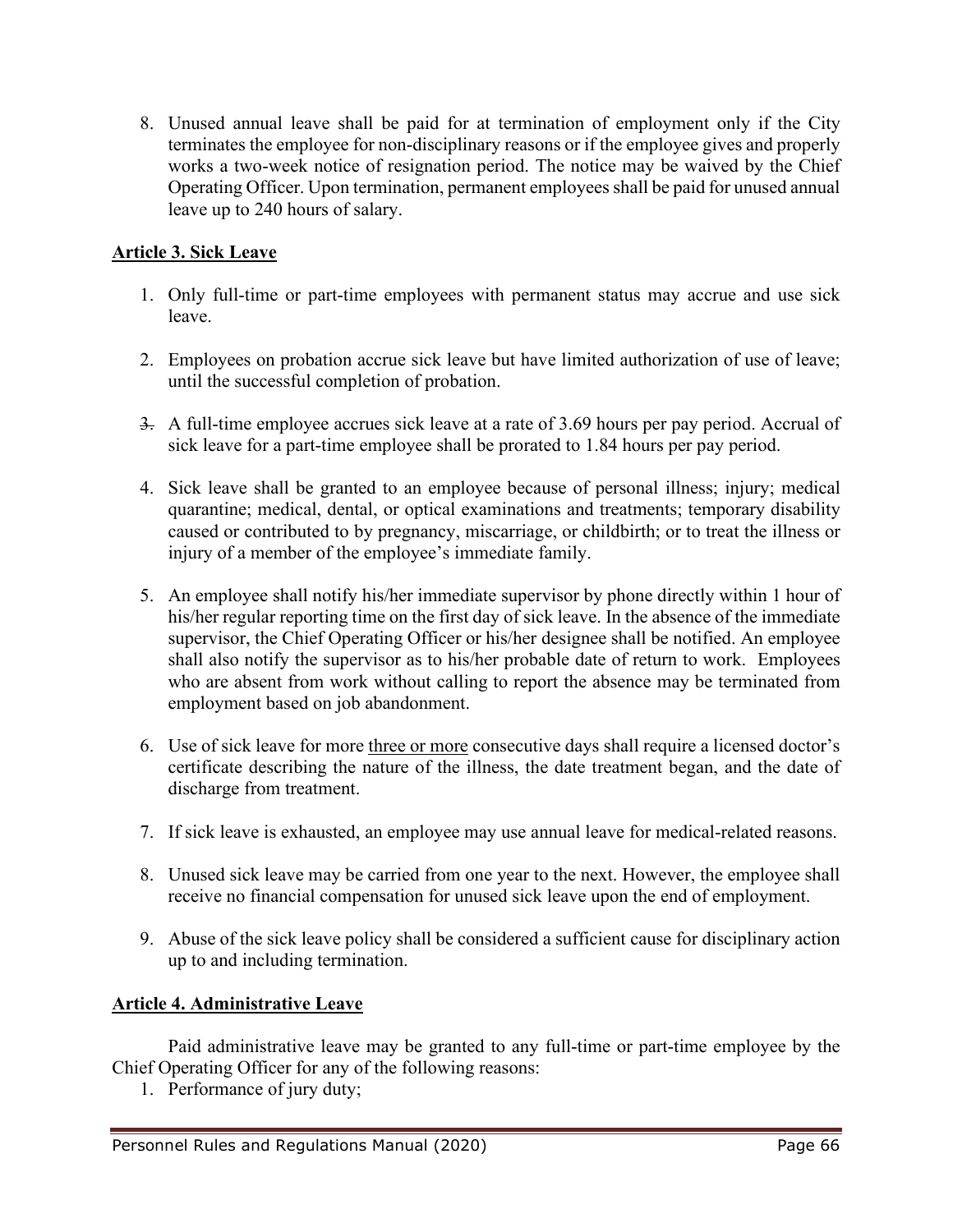8. Unused annual leave shall be paid for at termination of employment only if the City terminates the employee for non-disciplinary reasons or if the employee gives and properly works a two-week notice of resignation period. The notice may be waived by the Chief Operating Officer. Upon termination, permanent employees shall be paid for unused annual leave up to 240 hours of salary.

**Article 3. Sick Leave**

1. Only full-time or part-time employees with permanent status may accrue and use sick leave.

2. Employees on probation accrue sick leave but have limited authorization of use of leave; until the successful completion of probation.

3. A full-time employee accrues sick leave at a rate of 3.69 hours per pay period. Accrual of sick leave for a part-time employee shall be prorated to 1.84 hours per pay period.

4. Sick leave shall be granted to an employee because of personal illness; injury; medical quarantine; medical, dental, or optical examinations and treatments; temporary disability caused or contributed to by pregnancy, miscarriage, or childbirth; or to treat the illness or injury of a member of the employee's immediate family.

5. An employee shall notify his/her immediate supervisor by phone directly within 1 hour of his/her regular reporting time on the first day of sick leave. In the absence of the immediate supervisor, the Chief Operating Officer or his/her designee shall be notified. An employee shall also notify the supervisor as to his/her probable date of return to work. Employees who are absent from work without calling to report the absence may be terminated from employment based on job abandonment.

6. Use of sick leave for more three or more consecutive days shall require a licensed doctor's certificate describing the nature of the illness, the date treatment began, and the date of discharge from treatment.

7. If sick leave is exhausted, an employee may use annual leave for medical-related reasons.

8. Unused sick leave may be carried from one year to the next. However, the employee shall receive no financial compensation for unused sick leave upon the end of employment.

9. Abuse of the sick leave policy shall be considered a sufficient cause for disciplinary action up to and including termination.

**Article 4. Administrative Leave**

Paid administrative leave may be granted to any full-time or part-time employee by the Chief Operating Officer for any of the following reasons:

1. Performance of jury duty;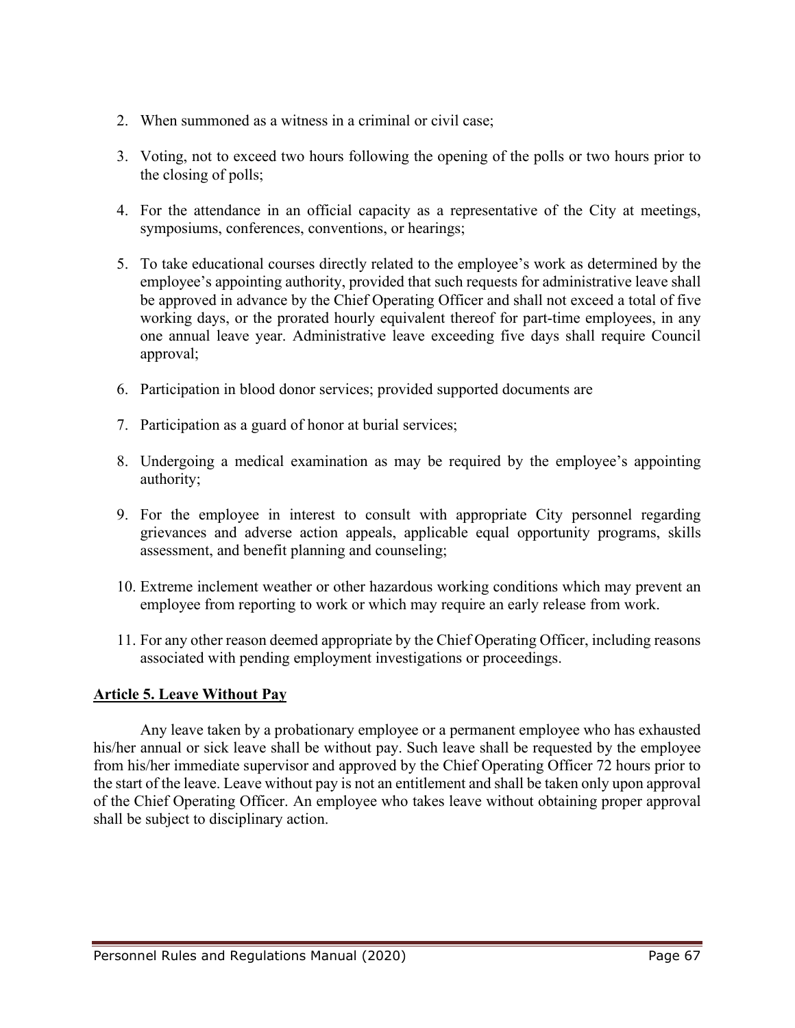2. When summoned as a witness in a criminal or civil case;

3. Voting, not to exceed two hours following the opening of the polls or two hours prior to the closing of polls;

4. For the attendance in an official capacity as a representative of the City at meetings, symposiums, conferences, conventions, or hearings;

5. To take educational courses directly related to the employee's work as determined by the employee's appointing authority, provided that such requests for administrative leave shall be approved in advance by the Chief Operating Officer and shall not exceed a total of five working days, or the prorated hourly equivalent thereof for part-time employees, in any one annual leave year. Administrative leave exceeding five days shall require Council approval;

6. Participation in blood donor services; provided supported documents are

7. Participation as a guard of honor at burial services;

8. Undergoing a medical examination as may be required by the employee's appointing authority;

9. For the employee in interest to consult with appropriate City personnel regarding grievances and adverse action appeals, applicable equal opportunity programs, skills assessment, and benefit planning and counseling;

10. Extreme inclement weather or other hazardous working conditions which may prevent an employee from reporting to work or which may require an early release from work.

11. For any other reason deemed appropriate by the Chief Operating Officer, including reasons associated with pending employment investigations or proceedings.

## Article 5. Leave Without Pay

Any leave taken by a probationary employee or a permanent employee who has exhausted his/her annual or sick leave shall be without pay. Such leave shall be requested by the employee from his/her immediate supervisor and approved by the Chief Operating Officer 72 hours prior to the start of the leave. Leave without pay is not an entitlement and shall be taken only upon approval of the Chief Operating Officer. An employee who takes leave without obtaining proper approval shall be subject to disciplinary action.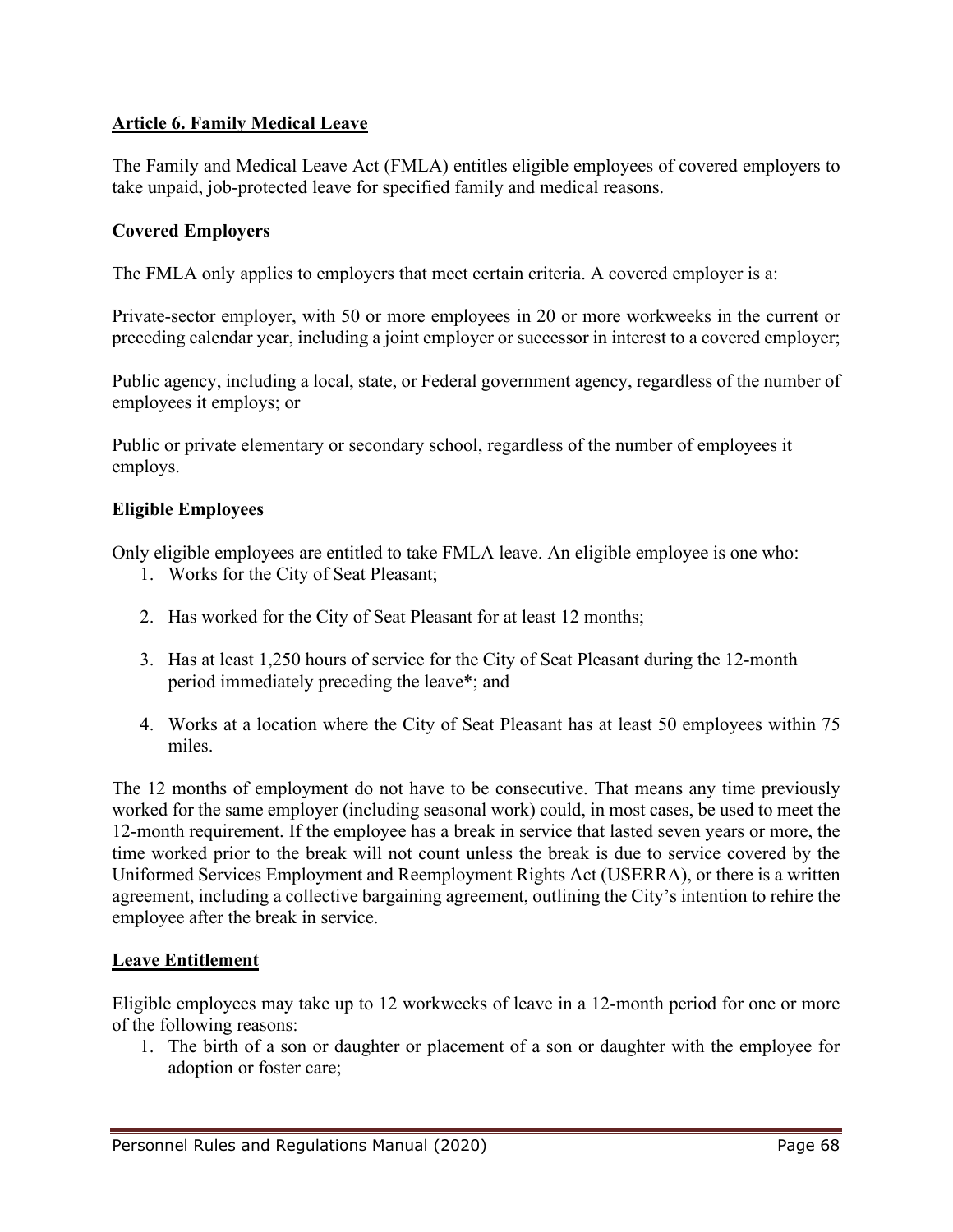## Article 6. Family Medical Leave

The Family and Medical Leave Act (FMLA) entitles eligible employees of covered employers to take unpaid, job-protected leave for specified family and medical reasons.

### Covered Employers

The FMLA only applies to employers that meet certain criteria. A covered employer is a:

Private-sector employer, with 50 or more employees in 20 or more workweeks in the current or preceding calendar year, including a joint employer or successor in interest to a covered employer;

Public agency, including a local, state, or Federal government agency, regardless of the number of employees it employs; or

Public or private elementary or secondary school, regardless of the number of employees it employs.

### Eligible Employees

Only eligible employees are entitled to take FMLA leave. An eligible employee is one who:

1. Works for the City of Seat Pleasant;
2. Has worked for the City of Seat Pleasant for at least 12 months;
3. Has at least 1,250 hours of service for the City of Seat Pleasant during the 12-month period immediately preceding the leave*; and
4. Works at a location where the City of Seat Pleasant has at least 50 employees within 75 miles.

The 12 months of employment do not have to be consecutive. That means any time previously worked for the same employer (including seasonal work) could, in most cases, be used to meet the 12-month requirement. If the employee has a break in service that lasted seven years or more, the time worked prior to the break will not count unless the break is due to service covered by the Uniformed Services Employment and Reemployment Rights Act (USERRA), or there is a written agreement, including a collective bargaining agreement, outlining the City's intention to rehire the employee after the break in service.

### Leave Entitlement

Eligible employees may take up to 12 workweeks of leave in a 12-month period for one or more of the following reasons:

1. The birth of a son or daughter or placement of a son or daughter with the employee for adoption or foster care;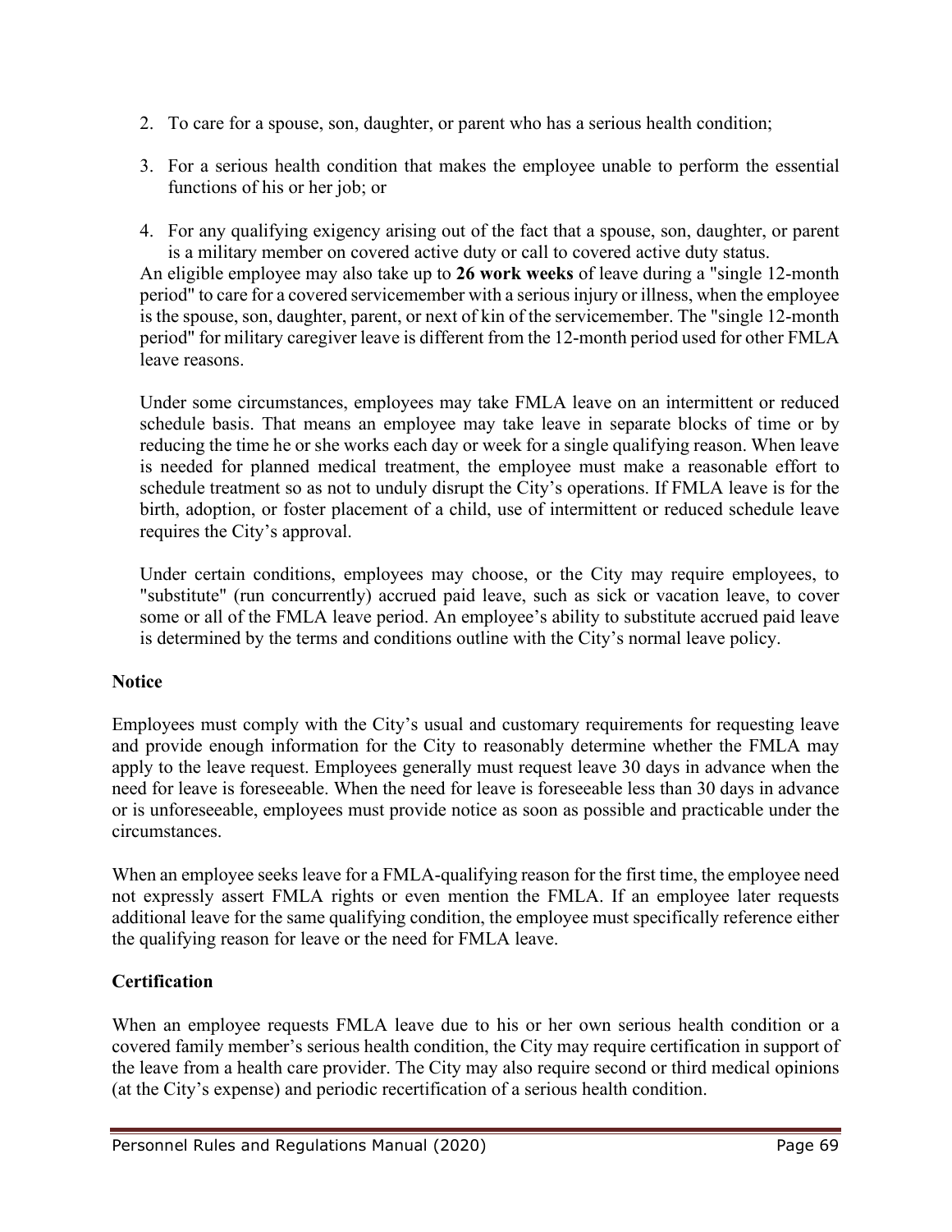2. To care for a spouse, son, daughter, or parent who has a serious health condition;
3. For a serious health condition that makes the employee unable to perform the essential functions of his or her job; or
4. For any qualifying exigency arising out of the fact that a spouse, son, daughter, or parent is a military member on covered active duty or call to covered active duty status.

An eligible employee may also take up to **26 work weeks** of leave during a "single 12-month period" to care for a covered servicemember with a serious injury or illness, when the employee is the spouse, son, daughter, parent, or next of kin of the servicemember. The "single 12-month period" for military caregiver leave is different from the 12-month period used for other FMLA leave reasons.

Under some circumstances, employees may take FMLA leave on an intermittent or reduced schedule basis. That means an employee may take leave in separate blocks of time or by reducing the time he or she works each day or week for a single qualifying reason. When leave is needed for planned medical treatment, the employee must make a reasonable effort to schedule treatment so as not to unduly disrupt the City's operations. If FMLA leave is for the birth, adoption, or foster placement of a child, use of intermittent or reduced schedule leave requires the City's approval.

Under certain conditions, employees may choose, or the City may require employees, to "substitute" (run concurrently) accrued paid leave, such as sick or vacation leave, to cover some or all of the FMLA leave period. An employee's ability to substitute accrued paid leave is determined by the terms and conditions outline with the City's normal leave policy.

**Notice**

Employees must comply with the City's usual and customary requirements for requesting leave and provide enough information for the City to reasonably determine whether the FMLA may apply to the leave request. Employees generally must request leave 30 days in advance when the need for leave is foreseeable. When the need for leave is foreseeable less than 30 days in advance or is unforeseeable, employees must provide notice as soon as possible and practicable under the circumstances.

When an employee seeks leave for a FMLA-qualifying reason for the first time, the employee need not expressly assert FMLA rights or even mention the FMLA. If an employee later requests additional leave for the same qualifying condition, the employee must specifically reference either the qualifying reason for leave or the need for FMLA leave.

**Certification**

When an employee requests FMLA leave due to his or her own serious health condition or a covered family member's serious health condition, the City may require certification in support of the leave from a health care provider. The City may also require second or third medical opinions (at the City's expense) and periodic recertification of a serious health condition.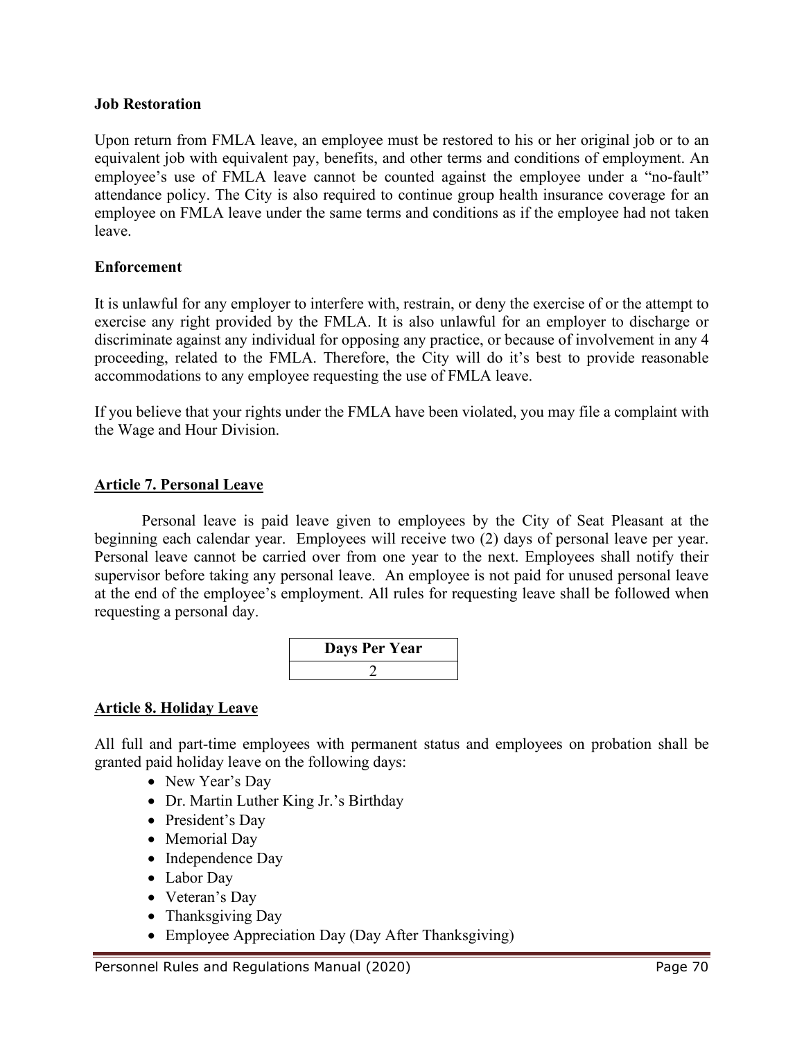**Job Restoration**

Upon return from FMLA leave, an employee must be restored to his or her original job or to an equivalent job with equivalent pay, benefits, and other terms and conditions of employment. An employee's use of FMLA leave cannot be counted against the employee under a "no-fault" attendance policy. The City is also required to continue group health insurance coverage for an employee on FMLA leave under the same terms and conditions as if the employee had not taken leave.

**Enforcement**

It is unlawful for any employer to interfere with, restrain, or deny the exercise of or the attempt to exercise any right provided by the FMLA. It is also unlawful for an employer to discharge or discriminate against any individual for opposing any practice, or because of involvement in any 4 proceeding, related to the FMLA. Therefore, the City will do it's best to provide reasonable accommodations to any employee requesting the use of FMLA leave.

If you believe that your rights under the FMLA have been violated, you may file a complaint with the Wage and Hour Division.

## Article 7. Personal Leave

Personal leave is paid leave given to employees by the City of Seat Pleasant at the beginning each calendar year. Employees will receive two (2) days of personal leave per year. Personal leave cannot be carried over from one year to the next. Employees shall notify their supervisor before taking any personal leave. An employee is not paid for unused personal leave at the end of the employee's employment. All rules for requesting leave shall be followed when requesting a personal day.

| Days Per Year |
|---|
| 2 |

## Article 8. Holiday Leave

All full and part-time employees with permanent status and employees on probation shall be granted paid holiday leave on the following days:

- New Year's Day
- Dr. Martin Luther King Jr.'s Birthday
- President's Day
- Memorial Day
- Independence Day
- Labor Day
- Veteran's Day
- Thanksgiving Day
- Employee Appreciation Day (Day After Thanksgiving)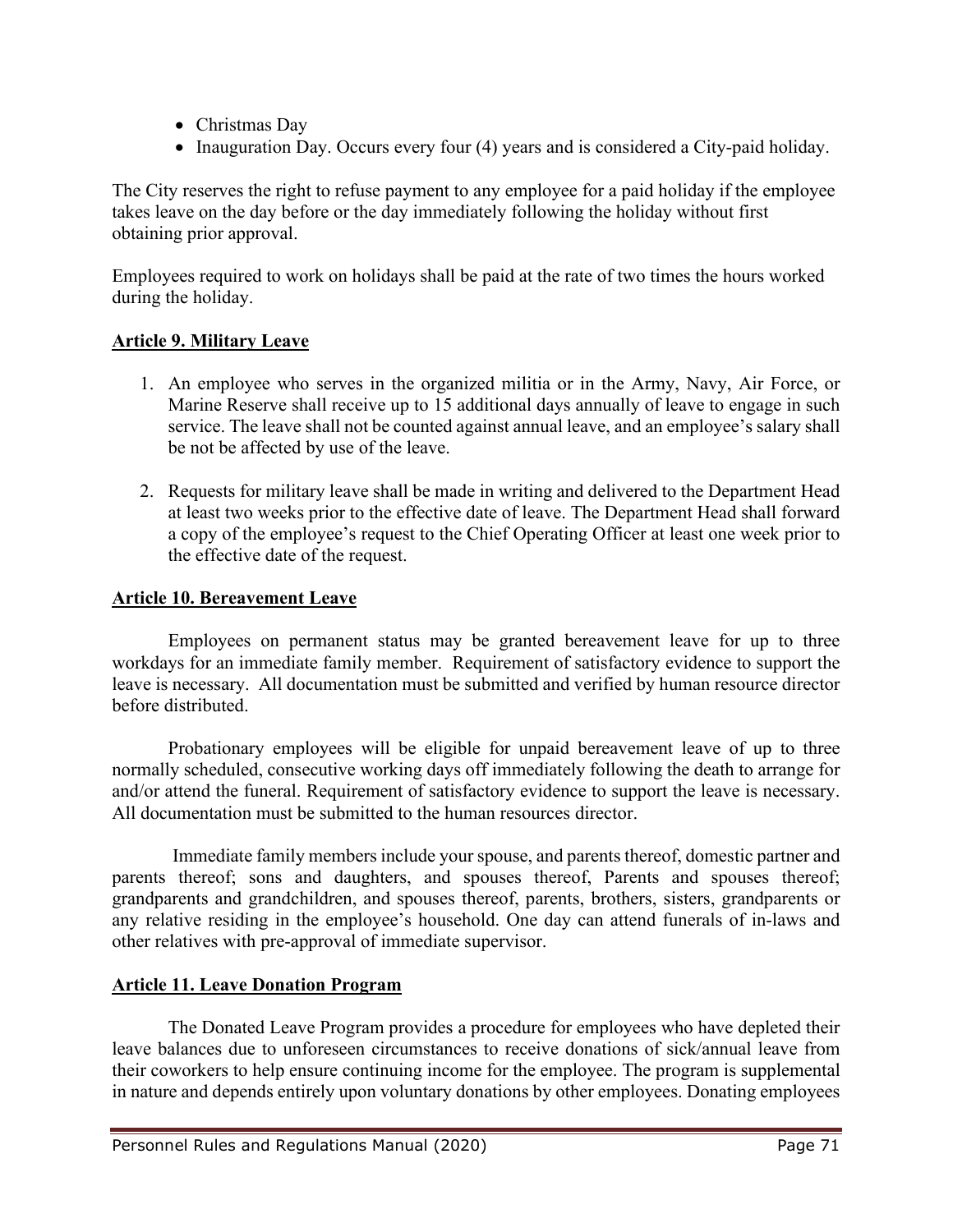- Christmas Day
- Inauguration Day. Occurs every four (4) years and is considered a City-paid holiday.

The City reserves the right to refuse payment to any employee for a paid holiday if the employee takes leave on the day before or the day immediately following the holiday without first obtaining prior approval.

Employees required to work on holidays shall be paid at the rate of two times the hours worked during the holiday.

## Article 9. Military Leave

1. An employee who serves in the organized militia or in the Army, Navy, Air Force, or Marine Reserve shall receive up to 15 additional days annually of leave to engage in such service. The leave shall not be counted against annual leave, and an employee's salary shall be not be affected by use of the leave.

2. Requests for military leave shall be made in writing and delivered to the Department Head at least two weeks prior to the effective date of leave. The Department Head shall forward a copy of the employee's request to the Chief Operating Officer at least one week prior to the effective date of the request.

## Article 10. Bereavement Leave

Employees on permanent status may be granted bereavement leave for up to three workdays for an immediate family member. Requirement of satisfactory evidence to support the leave is necessary. All documentation must be submitted and verified by human resource director before distributed.

Probationary employees will be eligible for unpaid bereavement leave of up to three normally scheduled, consecutive working days off immediately following the death to arrange for and/or attend the funeral. Requirement of satisfactory evidence to support the leave is necessary. All documentation must be submitted to the human resources director.

Immediate family members include your spouse, and parents thereof, domestic partner and parents thereof; sons and daughters, and spouses thereof, Parents and spouses thereof; grandparents and grandchildren, and spouses thereof, parents, brothers, sisters, grandparents or any relative residing in the employee's household. One day can attend funerals of in-laws and other relatives with pre-approval of immediate supervisor.

## Article 11. Leave Donation Program

The Donated Leave Program provides a procedure for employees who have depleted their leave balances due to unforeseen circumstances to receive donations of sick/annual leave from their coworkers to help ensure continuing income for the employee. The program is supplemental in nature and depends entirely upon voluntary donations by other employees. Donating employees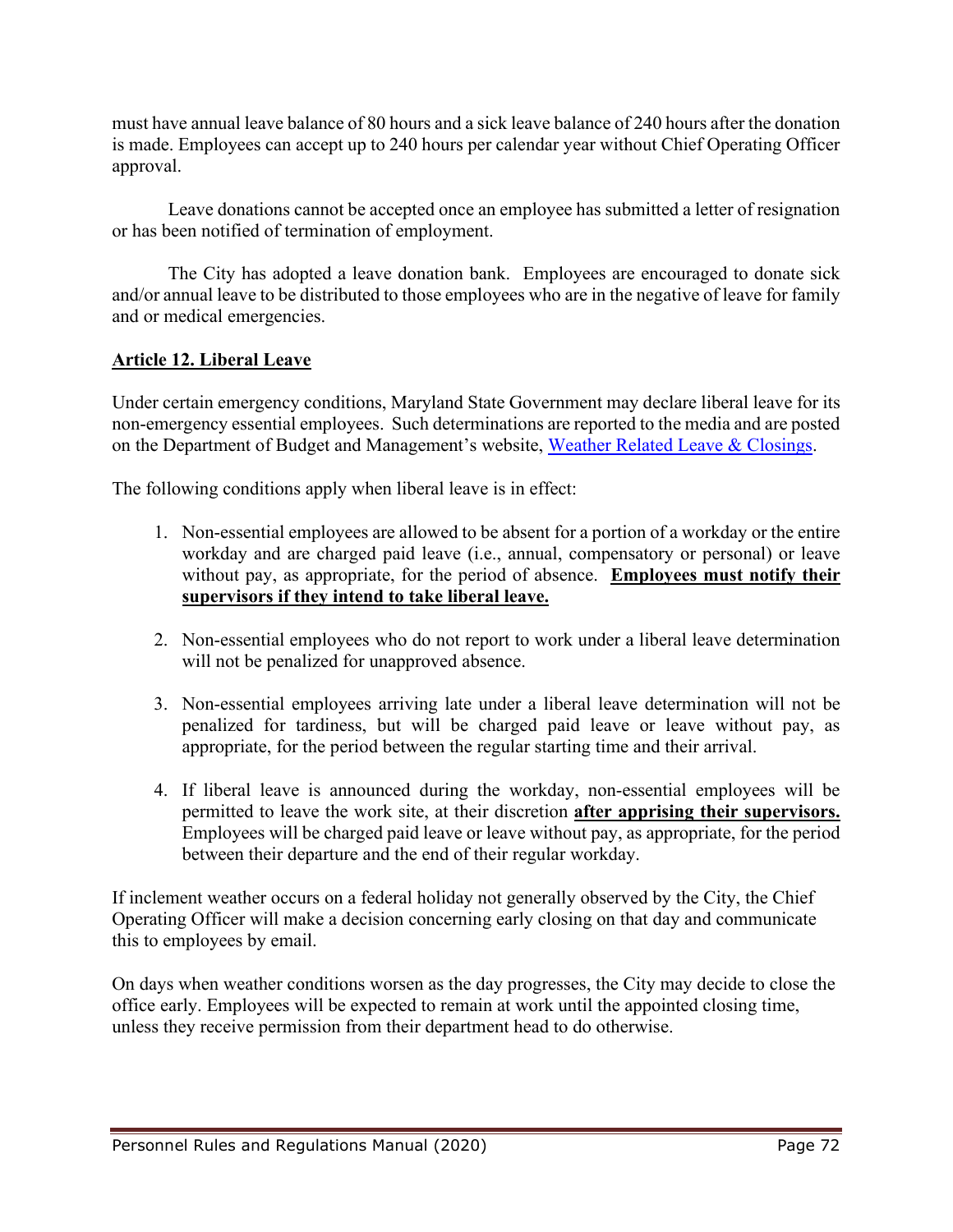must have annual leave balance of 80 hours and a sick leave balance of 240 hours after the donation is made. Employees can accept up to 240 hours per calendar year without Chief Operating Officer approval.

Leave donations cannot be accepted once an employee has submitted a letter of resignation or has been notified of termination of employment.

The City has adopted a leave donation bank. Employees are encouraged to donate sick and/or annual leave to be distributed to those employees who are in the negative of leave for family and or medical emergencies.

## Article 12. Liberal Leave

Under certain emergency conditions, Maryland State Government may declare liberal leave for its non-emergency essential employees. Such determinations are reported to the media and are posted on the Department of Budget and Management's website, [Weather Related Leave & Closings].

The following conditions apply when liberal leave is in effect:

1. Non-essential employees are allowed to be absent for a portion of a workday or the entire workday and are charged paid leave (i.e., annual, compensatory or personal) or leave without pay, as appropriate, for the period of absence. **Employees must notify their supervisors if they intend to take liberal leave.**

2. Non-essential employees who do not report to work under a liberal leave determination will not be penalized for unapproved absence.

3. Non-essential employees arriving late under a liberal leave determination will not be penalized for tardiness, but will be charged paid leave or leave without pay, as appropriate, for the period between the regular starting time and their arrival.

4. If liberal leave is announced during the workday, non-essential employees will be permitted to leave the work site, at their discretion **after apprising their supervisors.** Employees will be charged paid leave or leave without pay, as appropriate, for the period between their departure and the end of their regular workday.

If inclement weather occurs on a federal holiday not generally observed by the City, the Chief Operating Officer will make a decision concerning early closing on that day and communicate this to employees by email.

On days when weather conditions worsen as the day progresses, the City may decide to close the office early. Employees will be expected to remain at work until the appointed closing time, unless they receive permission from their department head to do otherwise.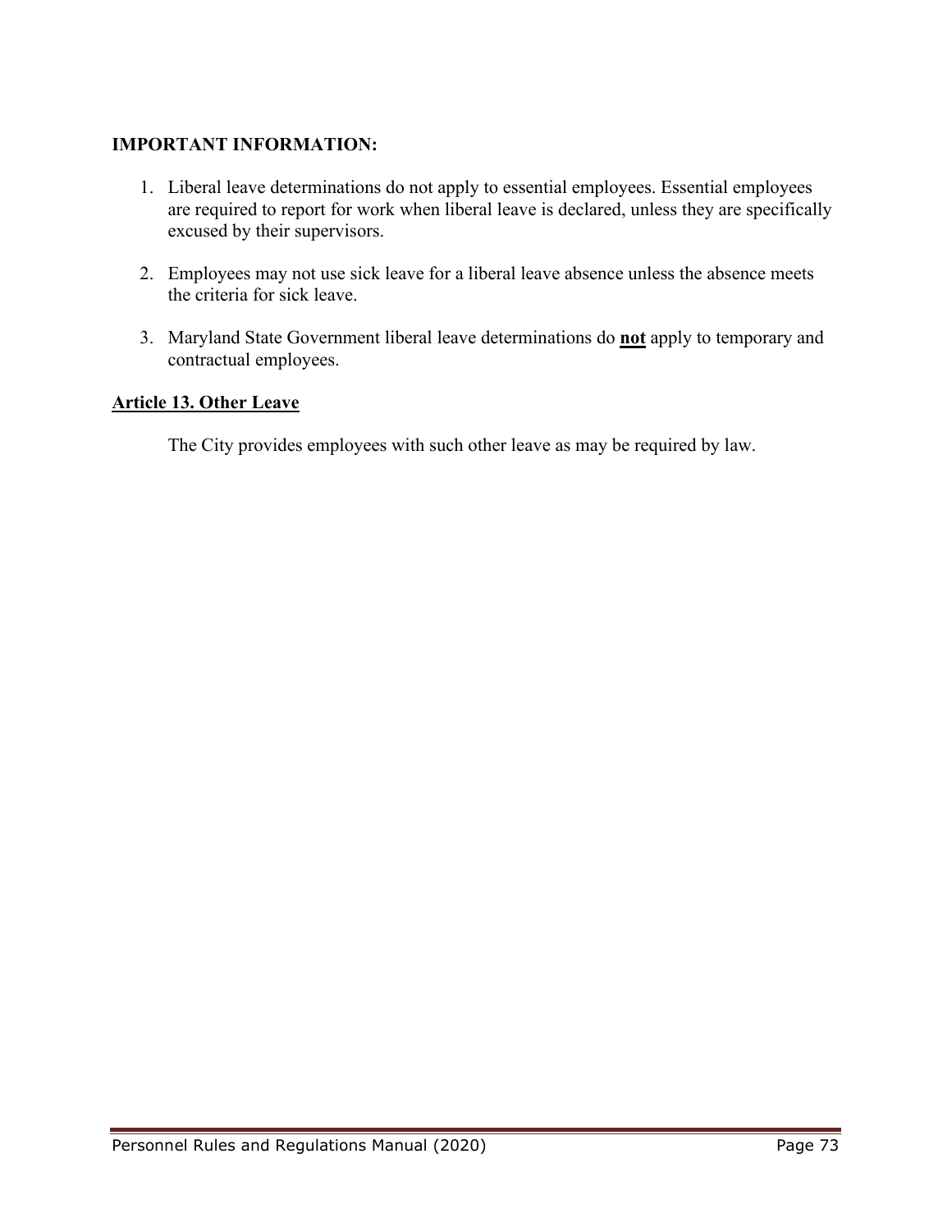**IMPORTANT INFORMATION:**

1. Liberal leave determinations do not apply to essential employees. Essential employees are required to report for work when liberal leave is declared, unless they are specifically excused by their supervisors.

2. Employees may not use sick leave for a liberal leave absence unless the absence meets the criteria for sick leave.

3. Maryland State Government liberal leave determinations do **not** apply to temporary and contractual employees.

## Article 13. Other Leave

The City provides employees with such other leave as may be required by law.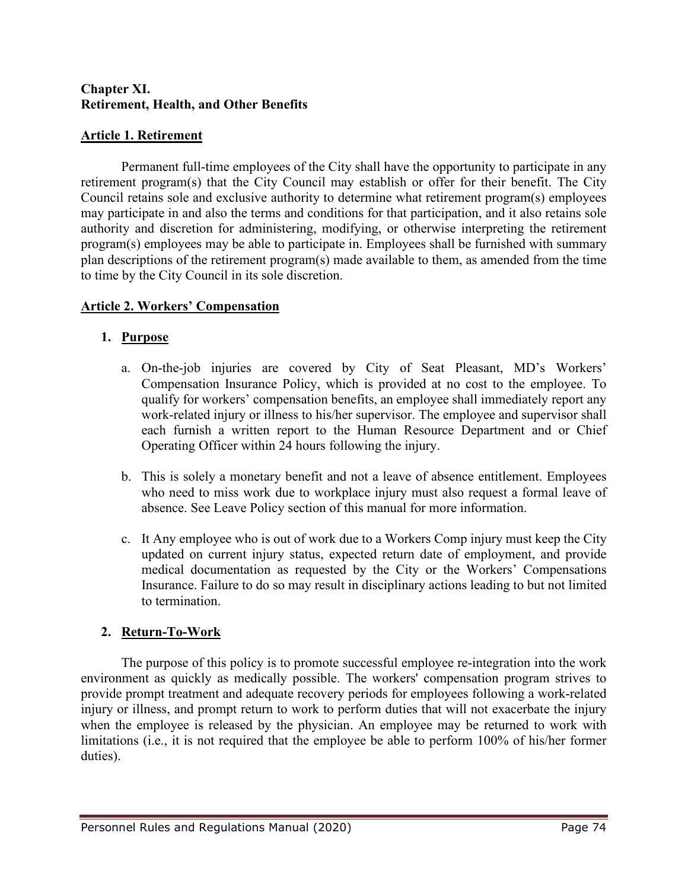## Chapter XI.
## Retirement, Health, and Other Benefits

### Article 1. Retirement

Permanent full-time employees of the City shall have the opportunity to participate in any retirement program(s) that the City Council may establish or offer for their benefit. The City Council retains sole and exclusive authority to determine what retirement program(s) employees may participate in and also the terms and conditions for that participation, and it also retains sole authority and discretion for administering, modifying, or otherwise interpreting the retirement program(s) employees may be able to participate in. Employees shall be furnished with summary plan descriptions of the retirement program(s) made available to them, as amended from the time to time by the City Council in its sole discretion.

### Article 2. Workers' Compensation

#### 1. Purpose

a. On-the-job injuries are covered by City of Seat Pleasant, MD's Workers' Compensation Insurance Policy, which is provided at no cost to the employee. To qualify for workers' compensation benefits, an employee shall immediately report any work-related injury or illness to his/her supervisor. The employee and supervisor shall each furnish a written report to the Human Resource Department and or Chief Operating Officer within 24 hours following the injury.

b. This is solely a monetary benefit and not a leave of absence entitlement. Employees who need to miss work due to workplace injury must also request a formal leave of absence. See Leave Policy section of this manual for more information.

c. It Any employee who is out of work due to a Workers Comp injury must keep the City updated on current injury status, expected return date of employment, and provide medical documentation as requested by the City or the Workers' Compensations Insurance. Failure to do so may result in disciplinary actions leading to but not limited to termination.

#### 2. Return-To-Work

The purpose of this policy is to promote successful employee re-integration into the work environment as quickly as medically possible. The workers' compensation program strives to provide prompt treatment and adequate recovery periods for employees following a work-related injury or illness, and prompt return to work to perform duties that will not exacerbate the injury when the employee is released by the physician. An employee may be returned to work with limitations (i.e., it is not required that the employee be able to perform 100% of his/her former duties).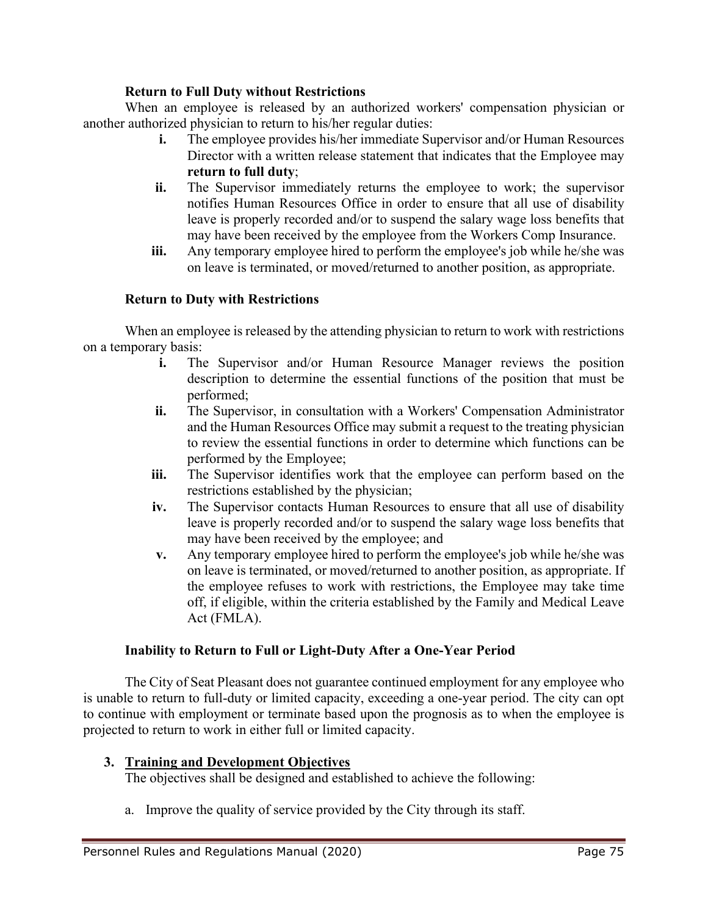**Return to Full Duty without Restrictions**

When an employee is released by an authorized workers' compensation physician or another authorized physician to return to his/her regular duties:

- **i.** The employee provides his/her immediate Supervisor and/or Human Resources Director with a written release statement that indicates that the Employee may **return to full duty**;
- **ii.** The Supervisor immediately returns the employee to work; the supervisor notifies Human Resources Office in order to ensure that all use of disability leave is properly recorded and/or to suspend the salary wage loss benefits that may have been received by the employee from the Workers Comp Insurance.
- **iii.** Any temporary employee hired to perform the employee's job while he/she was on leave is terminated, or moved/returned to another position, as appropriate.

**Return to Duty with Restrictions**

When an employee is released by the attending physician to return to work with restrictions on a temporary basis:

- **i.** The Supervisor and/or Human Resource Manager reviews the position description to determine the essential functions of the position that must be performed;
- **ii.** The Supervisor, in consultation with a Workers' Compensation Administrator and the Human Resources Office may submit a request to the treating physician to review the essential functions in order to determine which functions can be performed by the Employee;
- **iii.** The Supervisor identifies work that the employee can perform based on the restrictions established by the physician;
- **iv.** The Supervisor contacts Human Resources to ensure that all use of disability leave is properly recorded and/or to suspend the salary wage loss benefits that may have been received by the employee; and
- **v.** Any temporary employee hired to perform the employee's job while he/she was on leave is terminated, or moved/returned to another position, as appropriate. If the employee refuses to work with restrictions, the Employee may take time off, if eligible, within the criteria established by the Family and Medical Leave Act (FMLA).

**Inability to Return to Full or Light-Duty After a One-Year Period**

The City of Seat Pleasant does not guarantee continued employment for any employee who is unable to return to full-duty or limited capacity, exceeding a one-year period. The city can opt to continue with employment or terminate based upon the prognosis as to when the employee is projected to return to work in either full or limited capacity.

3. **Training and Development Objectives**

   The objectives shall be designed and established to achieve the following:

   a. Improve the quality of service provided by the City through its staff.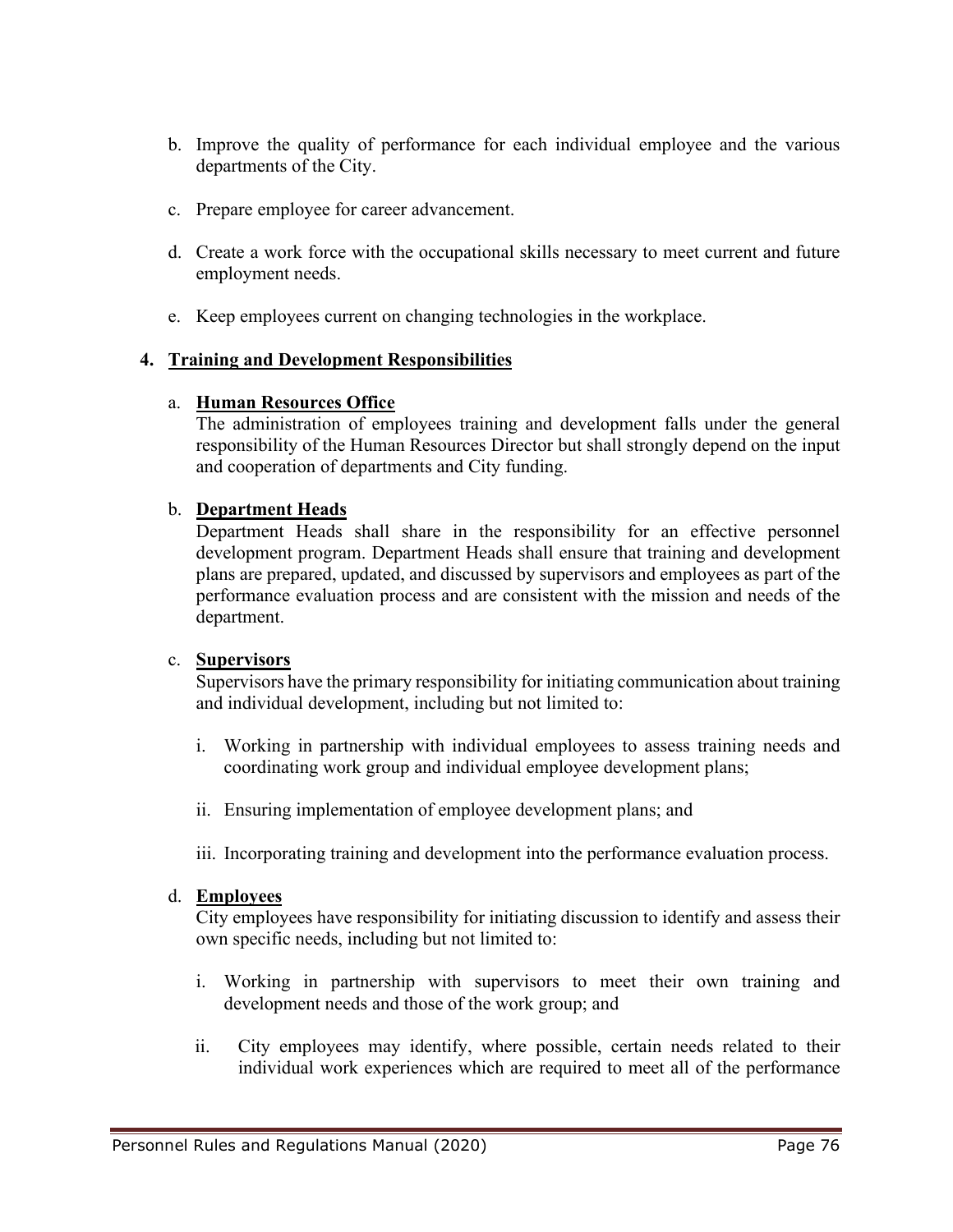b. Improve the quality of performance for each individual employee and the various departments of the City.

c. Prepare employee for career advancement.

d. Create a work force with the occupational skills necessary to meet current and future employment needs.

e. Keep employees current on changing technologies in the workplace.

**4. <u>Training and Development Responsibilities</u>**

a. **<u>Human Resources Office</u>**
The administration of employees training and development falls under the general responsibility of the Human Resources Director but shall strongly depend on the input and cooperation of departments and City funding.

b. **<u>Department Heads</u>**
Department Heads shall share in the responsibility for an effective personnel development program. Department Heads shall ensure that training and development plans are prepared, updated, and discussed by supervisors and employees as part of the performance evaluation process and are consistent with the mission and needs of the department.

c. **<u>Supervisors</u>**
Supervisors have the primary responsibility for initiating communication about training and individual development, including but not limited to:

i. Working in partnership with individual employees to assess training needs and coordinating work group and individual employee development plans;

ii. Ensuring implementation of employee development plans; and

iii. Incorporating training and development into the performance evaluation process.

d. **<u>Employees</u>**
City employees have responsibility for initiating discussion to identify and assess their own specific needs, including but not limited to:

i. Working in partnership with supervisors to meet their own training and development needs and those of the work group; and

ii. City employees may identify, where possible, certain needs related to their individual work experiences which are required to meet all of the performance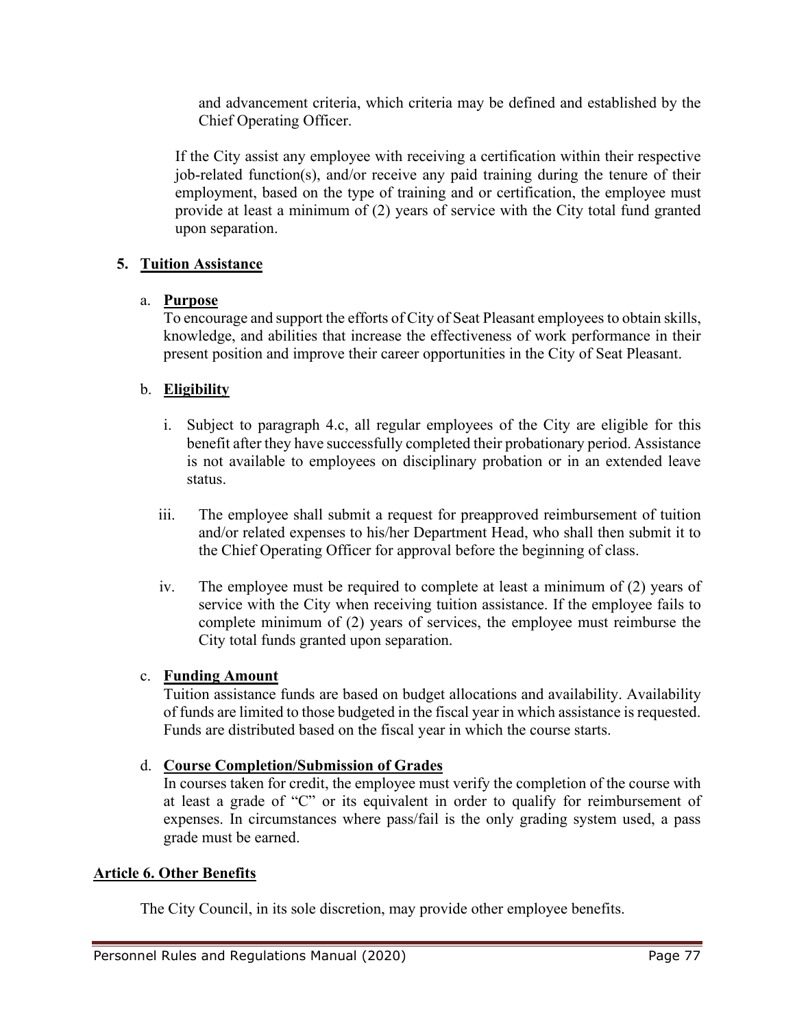and advancement criteria, which criteria may be defined and established by the Chief Operating Officer.

If the City assist any employee with receiving a certification within their respective job-related function(s), and/or receive any paid training during the tenure of their employment, based on the type of training and or certification, the employee must provide at least a minimum of (2) years of service with the City total fund granted upon separation.

### 5. Tuition Assistance

#### a. Purpose

To encourage and support the efforts of City of Seat Pleasant employees to obtain skills, knowledge, and abilities that increase the effectiveness of work performance in their present position and improve their career opportunities in the City of Seat Pleasant.

#### b. Eligibility

i. Subject to paragraph 4.c, all regular employees of the City are eligible for this benefit after they have successfully completed their probationary period. Assistance is not available to employees on disciplinary probation or in an extended leave status.

iii. The employee shall submit a request for preapproved reimbursement of tuition and/or related expenses to his/her Department Head, who shall then submit it to the Chief Operating Officer for approval before the beginning of class.

iv. The employee must be required to complete at least a minimum of (2) years of service with the City when receiving tuition assistance. If the employee fails to complete minimum of (2) years of services, the employee must reimburse the City total funds granted upon separation.

#### c. Funding Amount

Tuition assistance funds are based on budget allocations and availability. Availability of funds are limited to those budgeted in the fiscal year in which assistance is requested. Funds are distributed based on the fiscal year in which the course starts.

#### d. Course Completion/Submission of Grades

In courses taken for credit, the employee must verify the completion of the course with at least a grade of "C" or its equivalent in order to qualify for reimbursement of expenses. In circumstances where pass/fail is the only grading system used, a pass grade must be earned.

## Article 6. Other Benefits

The City Council, in its sole discretion, may provide other employee benefits.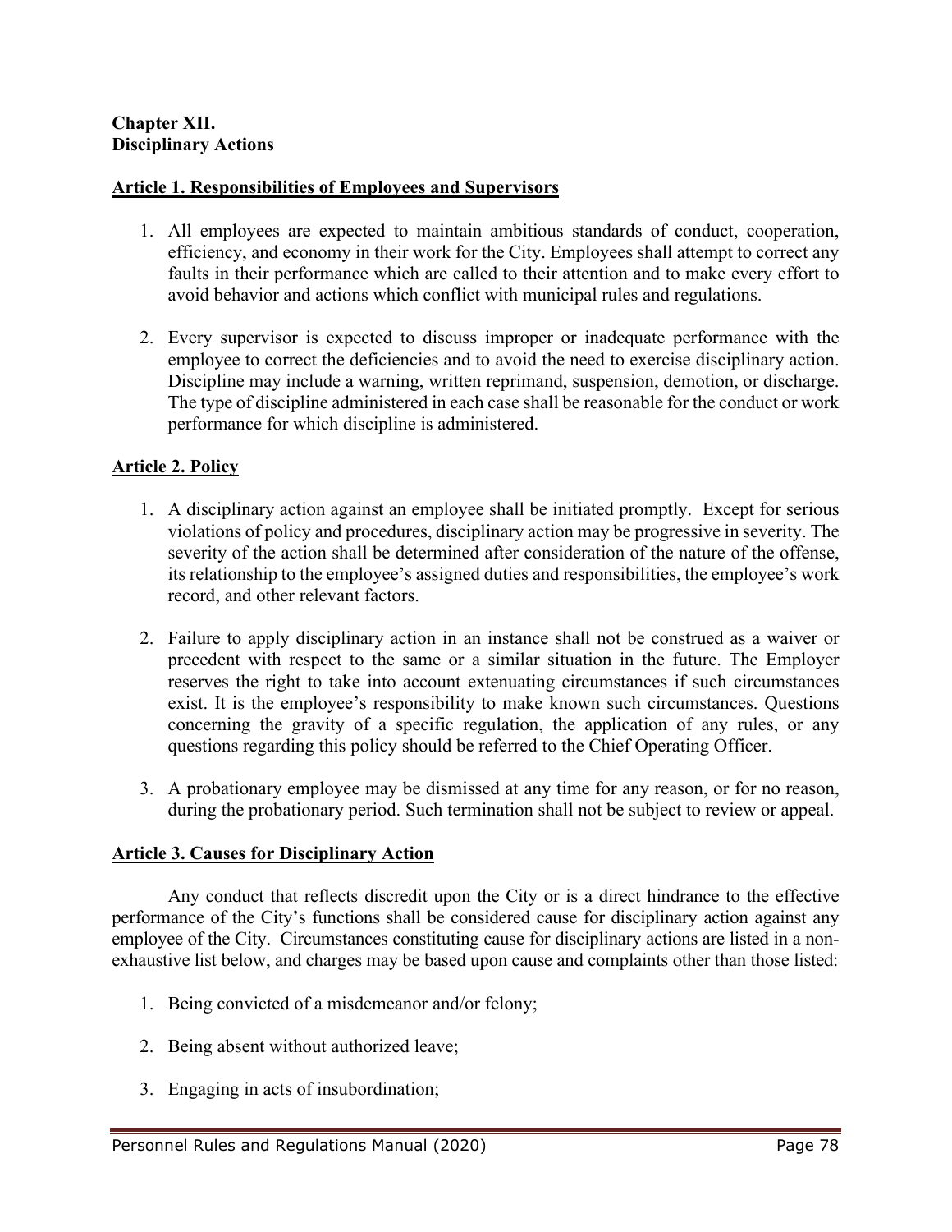**Chapter XII.**
**Disciplinary Actions**

## Article 1. Responsibilities of Employees and Supervisors

1. All employees are expected to maintain ambitious standards of conduct, cooperation, efficiency, and economy in their work for the City. Employees shall attempt to correct any faults in their performance which are called to their attention and to make every effort to avoid behavior and actions which conflict with municipal rules and regulations.

2. Every supervisor is expected to discuss improper or inadequate performance with the employee to correct the deficiencies and to avoid the need to exercise disciplinary action. Discipline may include a warning, written reprimand, suspension, demotion, or discharge. The type of discipline administered in each case shall be reasonable for the conduct or work performance for which discipline is administered.

## Article 2. Policy

1. A disciplinary action against an employee shall be initiated promptly. Except for serious violations of policy and procedures, disciplinary action may be progressive in severity. The severity of the action shall be determined after consideration of the nature of the offense, its relationship to the employee's assigned duties and responsibilities, the employee's work record, and other relevant factors.

2. Failure to apply disciplinary action in an instance shall not be construed as a waiver or precedent with respect to the same or a similar situation in the future. The Employer reserves the right to take into account extenuating circumstances if such circumstances exist. It is the employee's responsibility to make known such circumstances. Questions concerning the gravity of a specific regulation, the application of any rules, or any questions regarding this policy should be referred to the Chief Operating Officer.

3. A probationary employee may be dismissed at any time for any reason, or for no reason, during the probationary period. Such termination shall not be subject to review or appeal.

## Article 3. Causes for Disciplinary Action

Any conduct that reflects discredit upon the City or is a direct hindrance to the effective performance of the City's functions shall be considered cause for disciplinary action against any employee of the City. Circumstances constituting cause for disciplinary actions are listed in a non-exhaustive list below, and charges may be based upon cause and complaints other than those listed:

1. Being convicted of a misdemeanor and/or felony;

2. Being absent without authorized leave;

3. Engaging in acts of insubordination;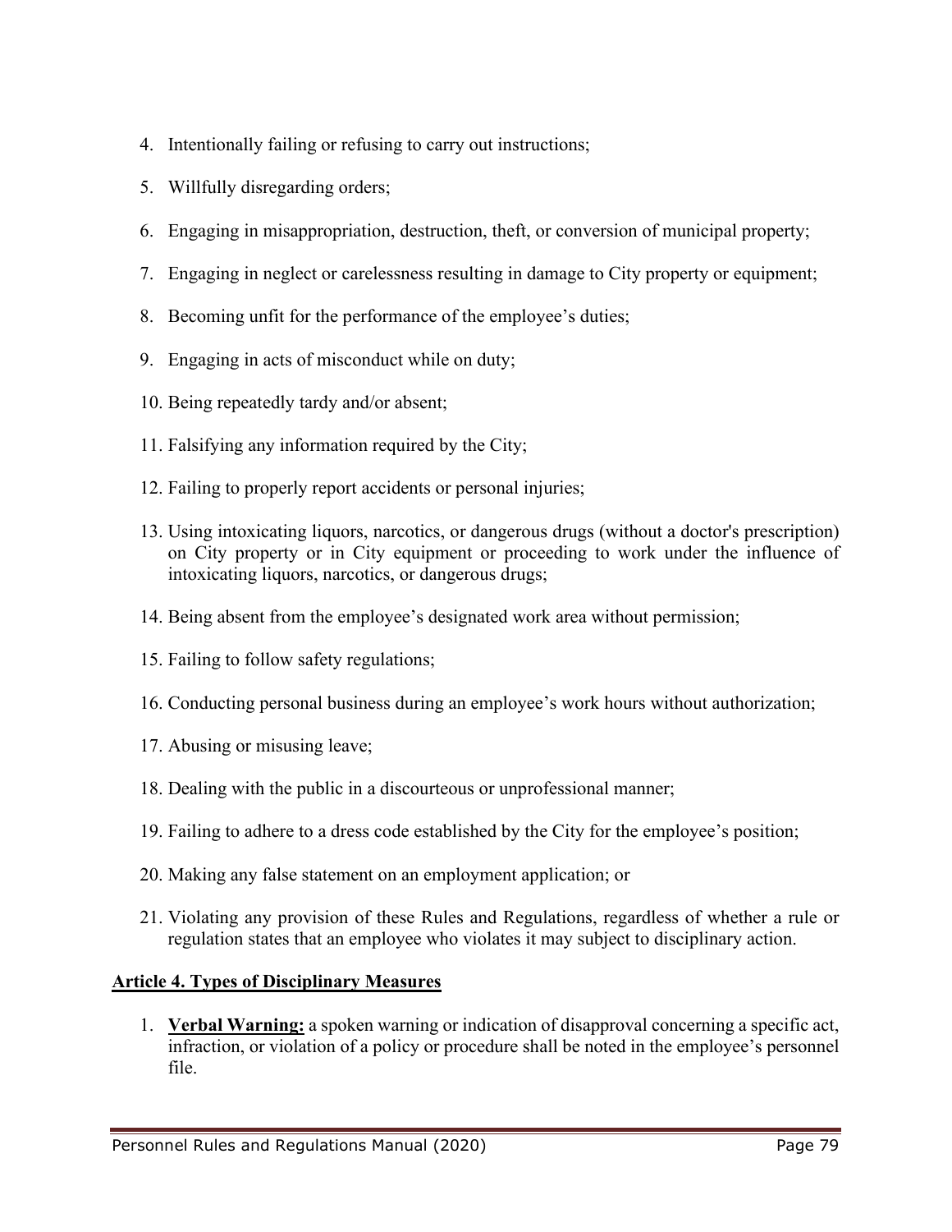4. Intentionally failing or refusing to carry out instructions;
5. Willfully disregarding orders;
6. Engaging in misappropriation, destruction, theft, or conversion of municipal property;
7. Engaging in neglect or carelessness resulting in damage to City property or equipment;
8. Becoming unfit for the performance of the employee's duties;
9. Engaging in acts of misconduct while on duty;
10. Being repeatedly tardy and/or absent;
11. Falsifying any information required by the City;
12. Failing to properly report accidents or personal injuries;
13. Using intoxicating liquors, narcotics, or dangerous drugs (without a doctor's prescription) on City property or in City equipment or proceeding to work under the influence of intoxicating liquors, narcotics, or dangerous drugs;
14. Being absent from the employee's designated work area without permission;
15. Failing to follow safety regulations;
16. Conducting personal business during an employee's work hours without authorization;
17. Abusing or misusing leave;
18. Dealing with the public in a discourteous or unprofessional manner;
19. Failing to adhere to a dress code established by the City for the employee's position;
20. Making any false statement on an employment application; or
21. Violating any provision of these Rules and Regulations, regardless of whether a rule or regulation states that an employee who violates it may subject to disciplinary action.

## Article 4. Types of Disciplinary Measures

1. **Verbal Warning:** a spoken warning or indication of disapproval concerning a specific act, infraction, or violation of a policy or procedure shall be noted in the employee's personnel file.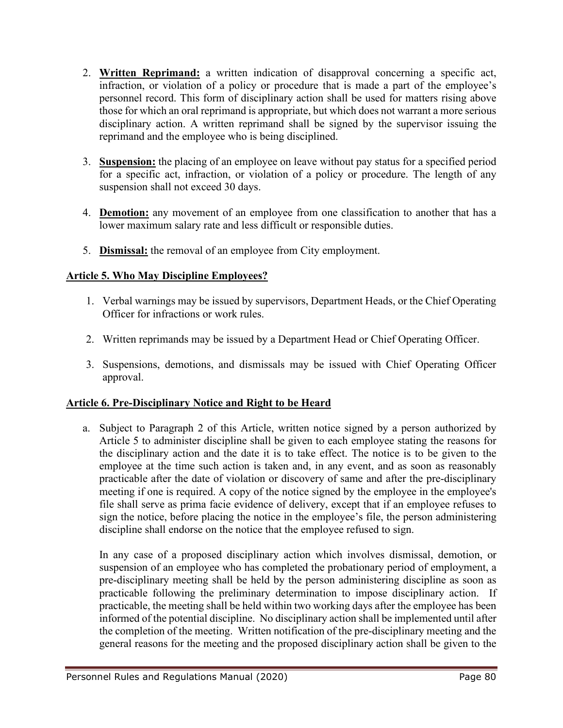2. **Written Reprimand:** a written indication of disapproval concerning a specific act, infraction, or violation of a policy or procedure that is made a part of the employee's personnel record. This form of disciplinary action shall be used for matters rising above those for which an oral reprimand is appropriate, but which does not warrant a more serious disciplinary action. A written reprimand shall be signed by the supervisor issuing the reprimand and the employee who is being disciplined.

3. **Suspension:** the placing of an employee on leave without pay status for a specified period for a specific act, infraction, or violation of a policy or procedure. The length of any suspension shall not exceed 30 days.

4. **Demotion:** any movement of an employee from one classification to another that has a lower maximum salary rate and less difficult or responsible duties.

5. **Dismissal:** the removal of an employee from City employment.

## Article 5. Who May Discipline Employees?

1. Verbal warnings may be issued by supervisors, Department Heads, or the Chief Operating Officer for infractions or work rules.

2. Written reprimands may be issued by a Department Head or Chief Operating Officer.

3. Suspensions, demotions, and dismissals may be issued with Chief Operating Officer approval.

## Article 6. Pre-Disciplinary Notice and Right to be Heard

a. Subject to Paragraph 2 of this Article, written notice signed by a person authorized by Article 5 to administer discipline shall be given to each employee stating the reasons for the disciplinary action and the date it is to take effect. The notice is to be given to the employee at the time such action is taken and, in any event, and as soon as reasonably practicable after the date of violation or discovery of same and after the pre-disciplinary meeting if one is required. A copy of the notice signed by the employee in the employee's file shall serve as prima facie evidence of delivery, except that if an employee refuses to sign the notice, before placing the notice in the employee's file, the person administering discipline shall endorse on the notice that the employee refused to sign.

   In any case of a proposed disciplinary action which involves dismissal, demotion, or suspension of an employee who has completed the probationary period of employment, a pre-disciplinary meeting shall be held by the person administering discipline as soon as practicable following the preliminary determination to impose disciplinary action. If practicable, the meeting shall be held within two working days after the employee has been informed of the potential discipline. No disciplinary action shall be implemented until after the completion of the meeting. Written notification of the pre-disciplinary meeting and the general reasons for the meeting and the proposed disciplinary action shall be given to the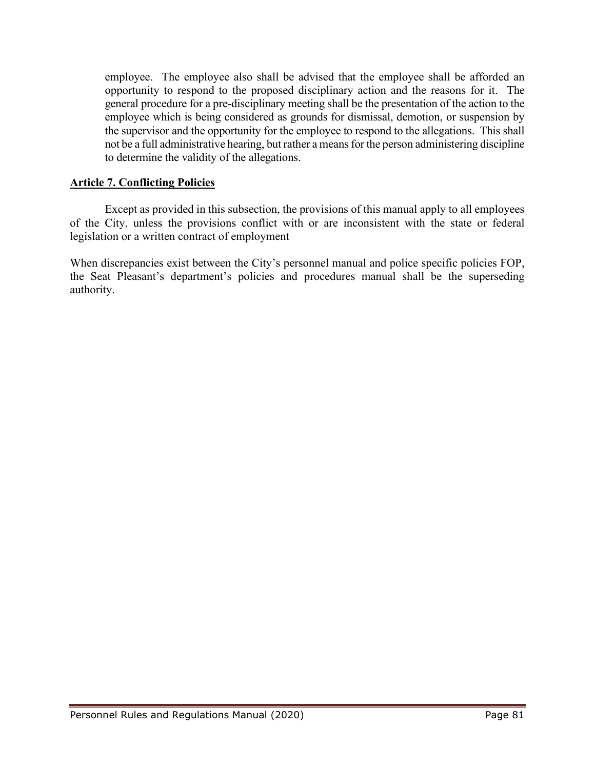employee. The employee also shall be advised that the employee shall be afforded an opportunity to respond to the proposed disciplinary action and the reasons for it. The general procedure for a pre-disciplinary meeting shall be the presentation of the action to the employee which is being considered as grounds for dismissal, demotion, or suspension by the supervisor and the opportunity for the employee to respond to the allegations. This shall not be a full administrative hearing, but rather a means for the person administering discipline to determine the validity of the allegations.

**Article 7. Conflicting Policies**

Except as provided in this subsection, the provisions of this manual apply to all employees of the City, unless the provisions conflict with or are inconsistent with the state or federal legislation or a written contract of employment

When discrepancies exist between the City's personnel manual and police specific policies FOP, the Seat Pleasant's department's policies and procedures manual shall be the superseding authority.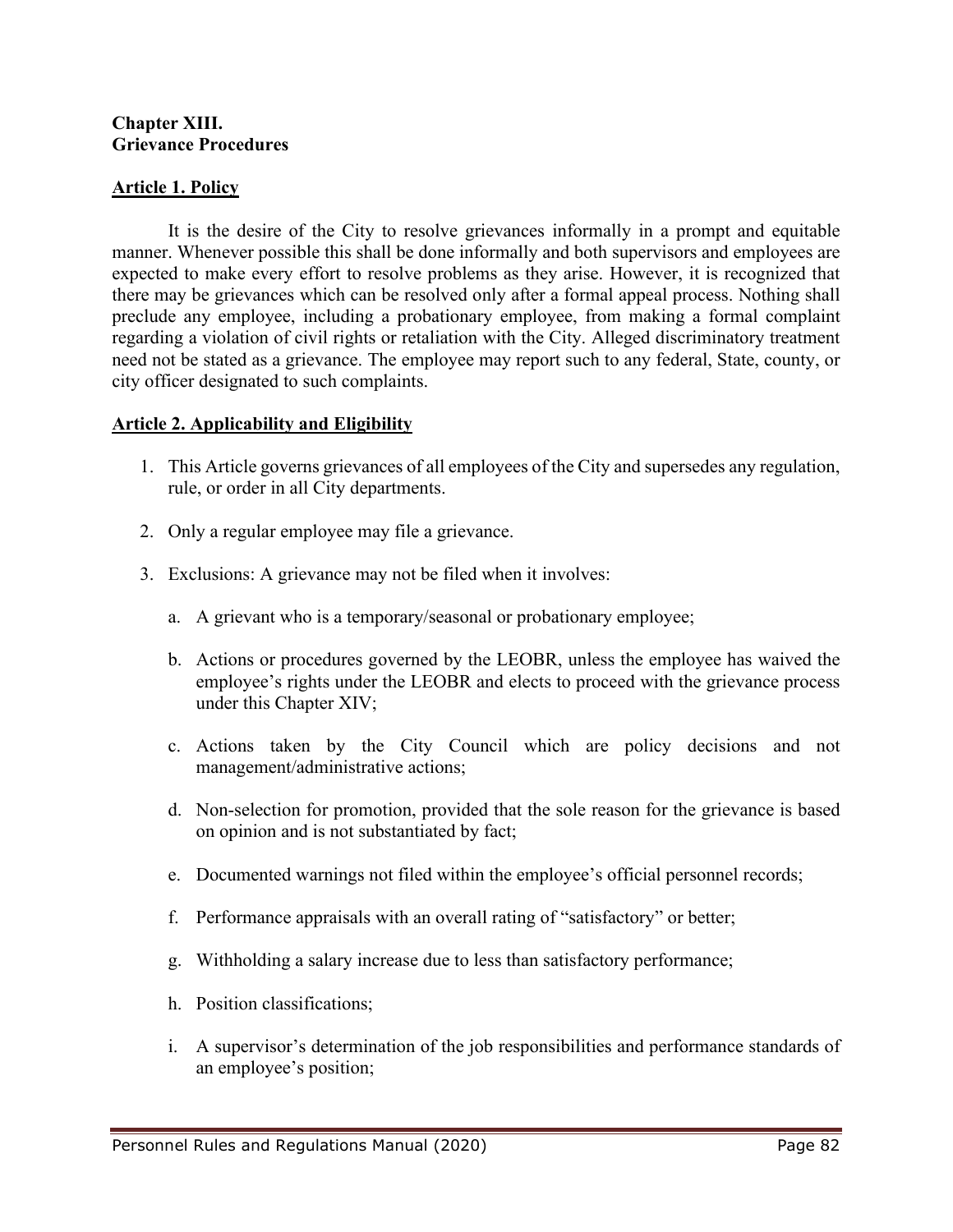**Chapter XIII.**
**Grievance Procedures**

## Article 1. Policy

It is the desire of the City to resolve grievances informally in a prompt and equitable manner. Whenever possible this shall be done informally and both supervisors and employees are expected to make every effort to resolve problems as they arise. However, it is recognized that there may be grievances which can be resolved only after a formal appeal process. Nothing shall preclude any employee, including a probationary employee, from making a formal complaint regarding a violation of civil rights or retaliation with the City. Alleged discriminatory treatment need not be stated as a grievance. The employee may report such to any federal, State, county, or city officer designated to such complaints.

## Article 2. Applicability and Eligibility

1. This Article governs grievances of all employees of the City and supersedes any regulation, rule, or order in all City departments.
2. Only a regular employee may file a grievance.
3. Exclusions: A grievance may not be filed when it involves:
    a. A grievant who is a temporary/seasonal or probationary employee;
    b. Actions or procedures governed by the LEOBR, unless the employee has waived the employee's rights under the LEOBR and elects to proceed with the grievance process under this Chapter XIV;
    c. Actions taken by the City Council which are policy decisions and not management/administrative actions;
    d. Non-selection for promotion, provided that the sole reason for the grievance is based on opinion and is not substantiated by fact;
    e. Documented warnings not filed within the employee's official personnel records;
    f. Performance appraisals with an overall rating of "satisfactory" or better;
    g. Withholding a salary increase due to less than satisfactory performance;
    h. Position classifications;
    i. A supervisor's determination of the job responsibilities and performance standards of an employee's position;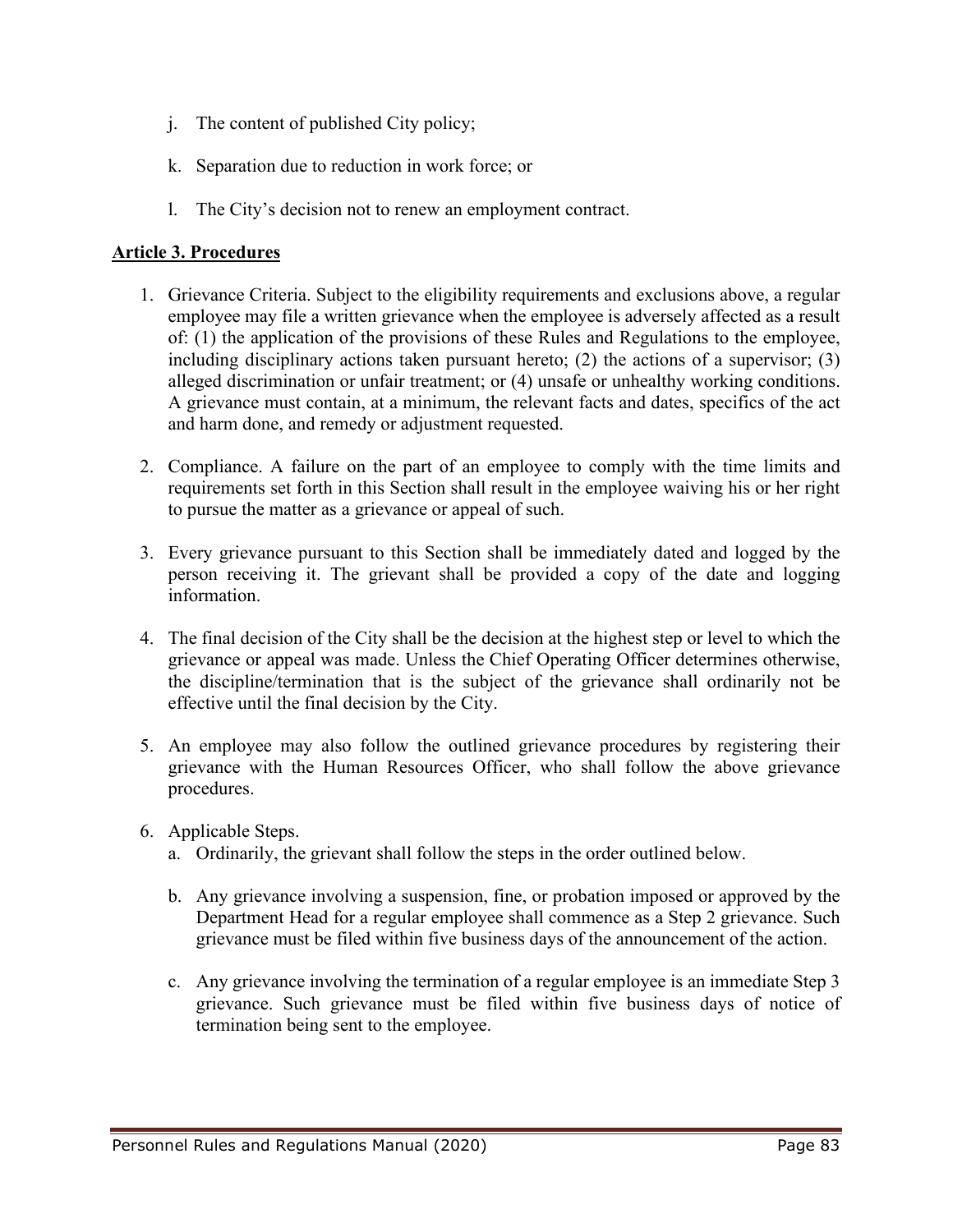j. The content of published City policy;

k. Separation due to reduction in work force; or

l. The City's decision not to renew an employment contract.

**Article 3. Procedures**

1. Grievance Criteria. Subject to the eligibility requirements and exclusions above, a regular employee may file a written grievance when the employee is adversely affected as a result of: (1) the application of the provisions of these Rules and Regulations to the employee, including disciplinary actions taken pursuant hereto; (2) the actions of a supervisor; (3) alleged discrimination or unfair treatment; or (4) unsafe or unhealthy working conditions. A grievance must contain, at a minimum, the relevant facts and dates, specifics of the act and harm done, and remedy or adjustment requested.

2. Compliance. A failure on the part of an employee to comply with the time limits and requirements set forth in this Section shall result in the employee waiving his or her right to pursue the matter as a grievance or appeal of such.

3. Every grievance pursuant to this Section shall be immediately dated and logged by the person receiving it. The grievant shall be provided a copy of the date and logging information.

4. The final decision of the City shall be the decision at the highest step or level to which the grievance or appeal was made. Unless the Chief Operating Officer determines otherwise, the discipline/termination that is the subject of the grievance shall ordinarily not be effective until the final decision by the City.

5. An employee may also follow the outlined grievance procedures by registering their grievance with the Human Resources Officer, who shall follow the above grievance procedures.

6. Applicable Steps.
   a. Ordinarily, the grievant shall follow the steps in the order outlined below.

   b. Any grievance involving a suspension, fine, or probation imposed or approved by the Department Head for a regular employee shall commence as a Step 2 grievance. Such grievance must be filed within five business days of the announcement of the action.

   c. Any grievance involving the termination of a regular employee is an immediate Step 3 grievance. Such grievance must be filed within five business days of notice of termination being sent to the employee.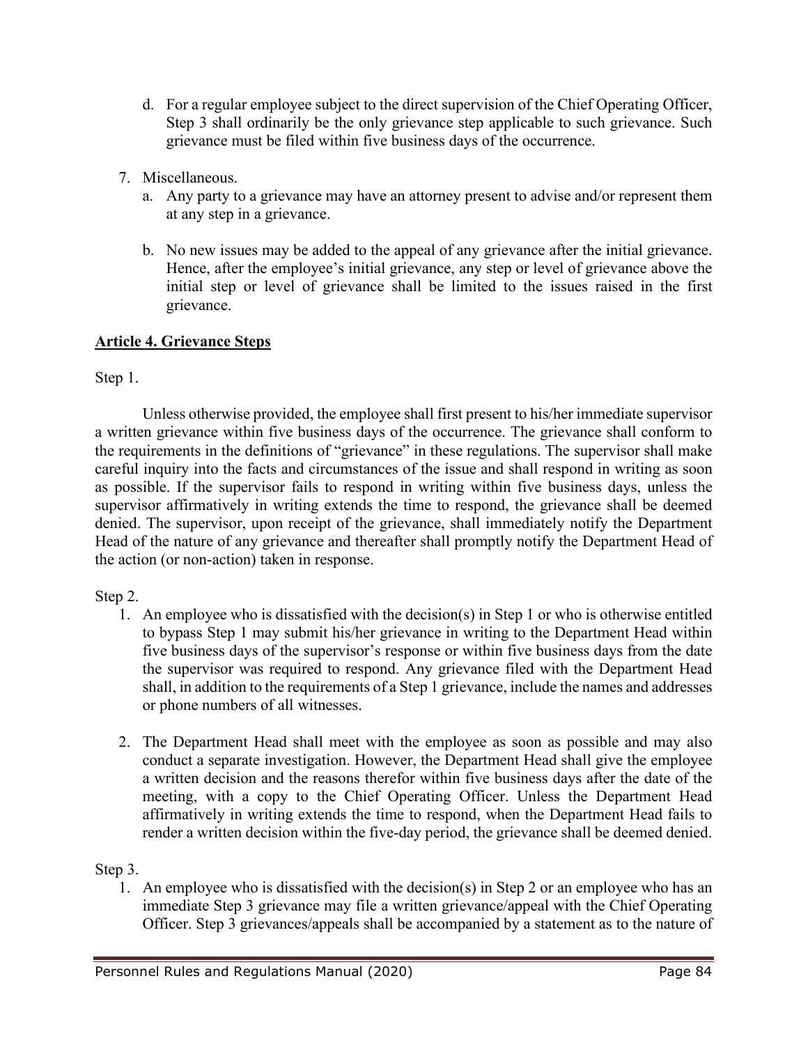d. For a regular employee subject to the direct supervision of the Chief Operating Officer, Step 3 shall ordinarily be the only grievance step applicable to such grievance. Such grievance must be filed within five business days of the occurrence.

7. Miscellaneous.
   a. Any party to a grievance may have an attorney present to advise and/or represent them at any step in a grievance.

   b. No new issues may be added to the appeal of any grievance after the initial grievance. Hence, after the employee's initial grievance, any step or level of grievance above the initial step or level of grievance shall be limited to the issues raised in the first grievance.

## Article 4. Grievance Steps

Step 1.

Unless otherwise provided, the employee shall first present to his/her immediate supervisor a written grievance within five business days of the occurrence. The grievance shall conform to the requirements in the definitions of "grievance" in these regulations. The supervisor shall make careful inquiry into the facts and circumstances of the issue and shall respond in writing as soon as possible. If the supervisor fails to respond in writing within five business days, unless the supervisor affirmatively in writing extends the time to respond, the grievance shall be deemed denied. The supervisor, upon receipt of the grievance, shall immediately notify the Department Head of the nature of any grievance and thereafter shall promptly notify the Department Head of the action (or non-action) taken in response.

Step 2.

1. An employee who is dissatisfied with the decision(s) in Step 1 or who is otherwise entitled to bypass Step 1 may submit his/her grievance in writing to the Department Head within five business days of the supervisor's response or within five business days from the date the supervisor was required to respond. Any grievance filed with the Department Head shall, in addition to the requirements of a Step 1 grievance, include the names and addresses or phone numbers of all witnesses.

2. The Department Head shall meet with the employee as soon as possible and may also conduct a separate investigation. However, the Department Head shall give the employee a written decision and the reasons therefor within five business days after the date of the meeting, with a copy to the Chief Operating Officer. Unless the Department Head affirmatively in writing extends the time to respond, when the Department Head fails to render a written decision within the five-day period, the grievance shall be deemed denied.

Step 3.

1. An employee who is dissatisfied with the decision(s) in Step 2 or an employee who has an immediate Step 3 grievance may file a written grievance/appeal with the Chief Operating Officer. Step 3 grievances/appeals shall be accompanied by a statement as to the nature of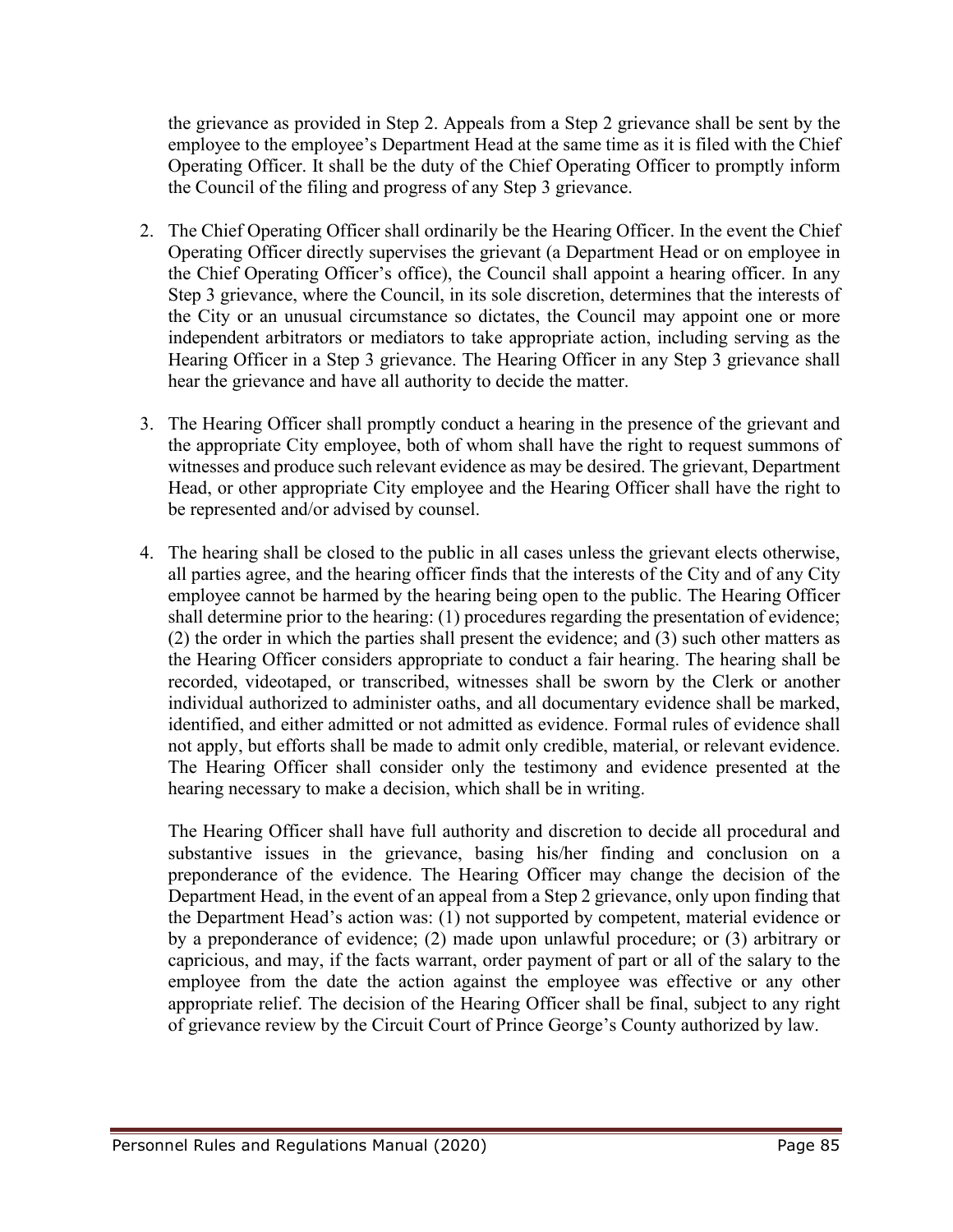the grievance as provided in Step 2. Appeals from a Step 2 grievance shall be sent by the employee to the employee's Department Head at the same time as it is filed with the Chief Operating Officer. It shall be the duty of the Chief Operating Officer to promptly inform the Council of the filing and progress of any Step 3 grievance.

2. The Chief Operating Officer shall ordinarily be the Hearing Officer. In the event the Chief Operating Officer directly supervises the grievant (a Department Head or on employee in the Chief Operating Officer's office), the Council shall appoint a hearing officer. In any Step 3 grievance, where the Council, in its sole discretion, determines that the interests of the City or an unusual circumstance so dictates, the Council may appoint one or more independent arbitrators or mediators to take appropriate action, including serving as the Hearing Officer in a Step 3 grievance. The Hearing Officer in any Step 3 grievance shall hear the grievance and have all authority to decide the matter.

3. The Hearing Officer shall promptly conduct a hearing in the presence of the grievant and the appropriate City employee, both of whom shall have the right to request summons of witnesses and produce such relevant evidence as may be desired. The grievant, Department Head, or other appropriate City employee and the Hearing Officer shall have the right to be represented and/or advised by counsel.

4. The hearing shall be closed to the public in all cases unless the grievant elects otherwise, all parties agree, and the hearing officer finds that the interests of the City and of any City employee cannot be harmed by the hearing being open to the public. The Hearing Officer shall determine prior to the hearing: (1) procedures regarding the presentation of evidence; (2) the order in which the parties shall present the evidence; and (3) such other matters as the Hearing Officer considers appropriate to conduct a fair hearing. The hearing shall be recorded, videotaped, or transcribed, witnesses shall be sworn by the Clerk or another individual authorized to administer oaths, and all documentary evidence shall be marked, identified, and either admitted or not admitted as evidence. Formal rules of evidence shall not apply, but efforts shall be made to admit only credible, material, or relevant evidence. The Hearing Officer shall consider only the testimony and evidence presented at the hearing necessary to make a decision, which shall be in writing.

   The Hearing Officer shall have full authority and discretion to decide all procedural and substantive issues in the grievance, basing his/her finding and conclusion on a preponderance of the evidence. The Hearing Officer may change the decision of the Department Head, in the event of an appeal from a Step 2 grievance, only upon finding that the Department Head's action was: (1) not supported by competent, material evidence or by a preponderance of evidence; (2) made upon unlawful procedure; or (3) arbitrary or capricious, and may, if the facts warrant, order payment of part or all of the salary to the employee from the date the action against the employee was effective or any other appropriate relief. The decision of the Hearing Officer shall be final, subject to any right of grievance review by the Circuit Court of Prince George's County authorized by law.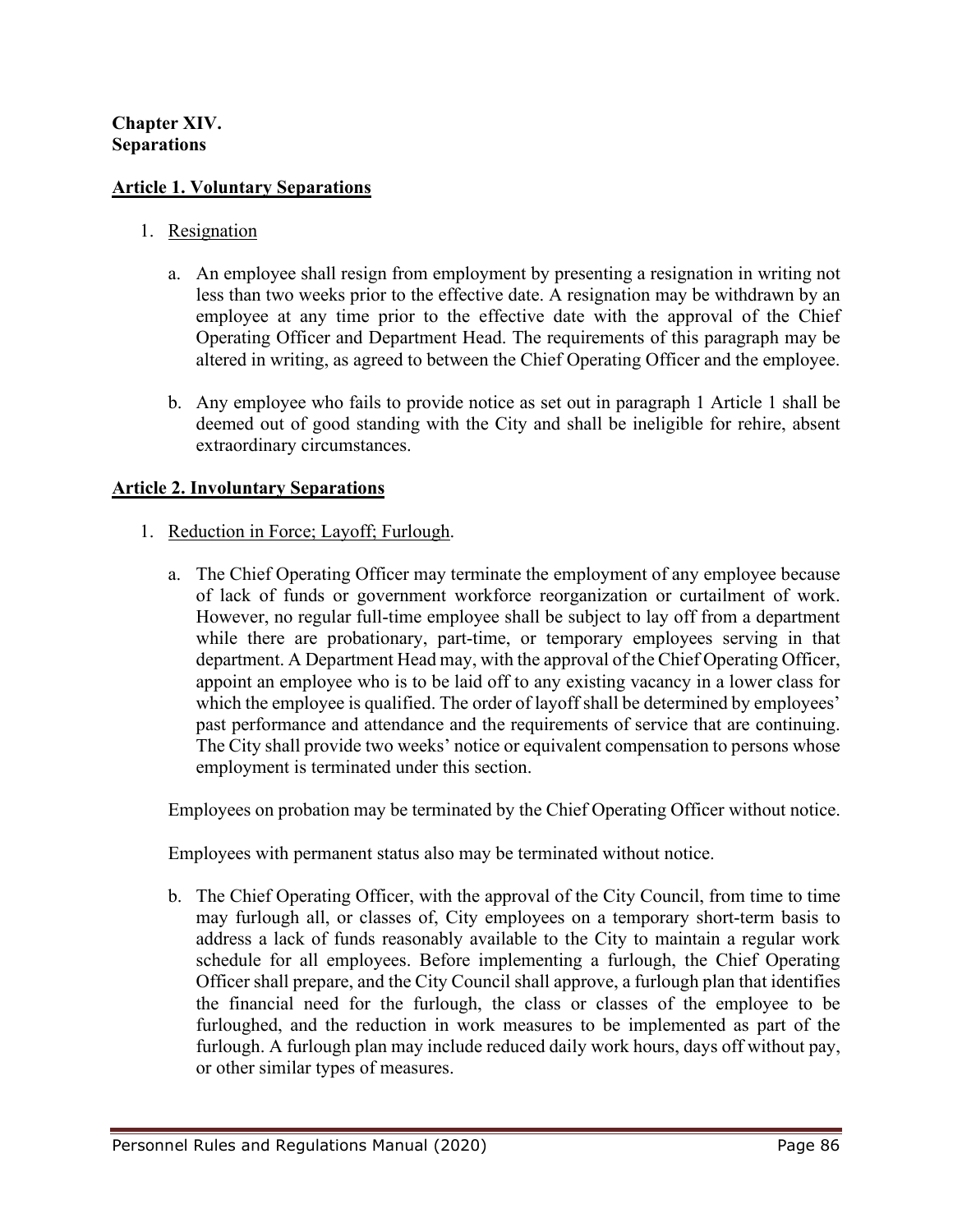**Chapter XIV.**
**Separations**

## Article 1. Voluntary Separations

1. Resignation

   a. An employee shall resign from employment by presenting a resignation in writing not less than two weeks prior to the effective date. A resignation may be withdrawn by an employee at any time prior to the effective date with the approval of the Chief Operating Officer and Department Head. The requirements of this paragraph may be altered in writing, as agreed to between the Chief Operating Officer and the employee.

   b. Any employee who fails to provide notice as set out in paragraph 1 Article 1 shall be deemed out of good standing with the City and shall be ineligible for rehire, absent extraordinary circumstances.

## Article 2. Involuntary Separations

1. Reduction in Force; Layoff; Furlough.

   a. The Chief Operating Officer may terminate the employment of any employee because of lack of funds or government workforce reorganization or curtailment of work. However, no regular full-time employee shall be subject to lay off from a department while there are probationary, part-time, or temporary employees serving in that department. A Department Head may, with the approval of the Chief Operating Officer, appoint an employee who is to be laid off to any existing vacancy in a lower class for which the employee is qualified. The order of layoff shall be determined by employees' past performance and attendance and the requirements of service that are continuing. The City shall provide two weeks' notice or equivalent compensation to persons whose employment is terminated under this section.

   Employees on probation may be terminated by the Chief Operating Officer without notice.

   Employees with permanent status also may be terminated without notice.

   b. The Chief Operating Officer, with the approval of the City Council, from time to time may furlough all, or classes of, City employees on a temporary short-term basis to address a lack of funds reasonably available to the City to maintain a regular work schedule for all employees. Before implementing a furlough, the Chief Operating Officer shall prepare, and the City Council shall approve, a furlough plan that identifies the financial need for the furlough, the class or classes of the employee to be furloughed, and the reduction in work measures to be implemented as part of the furlough. A furlough plan may include reduced daily work hours, days off without pay, or other similar types of measures.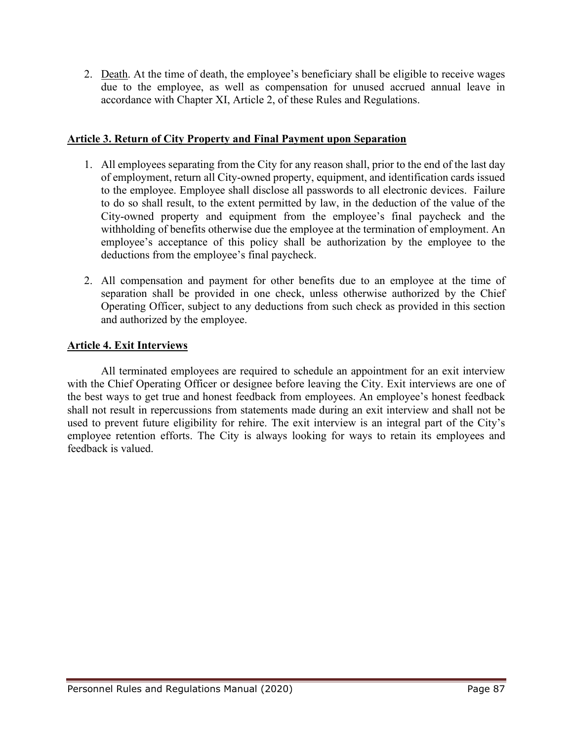2. <u>Death</u>. At the time of death, the employee's beneficiary shall be eligible to receive wages due to the employee, as well as compensation for unused accrued annual leave in accordance with Chapter XI, Article 2, of these Rules and Regulations.

## Article 3. Return of City Property and Final Payment upon Separation

1. All employees separating from the City for any reason shall, prior to the end of the last day of employment, return all City-owned property, equipment, and identification cards issued to the employee. Employee shall disclose all passwords to all electronic devices. Failure to do so shall result, to the extent permitted by law, in the deduction of the value of the City-owned property and equipment from the employee's final paycheck and the withholding of benefits otherwise due the employee at the termination of employment. An employee's acceptance of this policy shall be authorization by the employee to the deductions from the employee's final paycheck.

2. All compensation and payment for other benefits due to an employee at the time of separation shall be provided in one check, unless otherwise authorized by the Chief Operating Officer, subject to any deductions from such check as provided in this section and authorized by the employee.

## Article 4. Exit Interviews

All terminated employees are required to schedule an appointment for an exit interview with the Chief Operating Officer or designee before leaving the City. Exit interviews are one of the best ways to get true and honest feedback from employees. An employee's honest feedback shall not result in repercussions from statements made during an exit interview and shall not be used to prevent future eligibility for rehire. The exit interview is an integral part of the City's employee retention efforts. The City is always looking for ways to retain its employees and feedback is valued.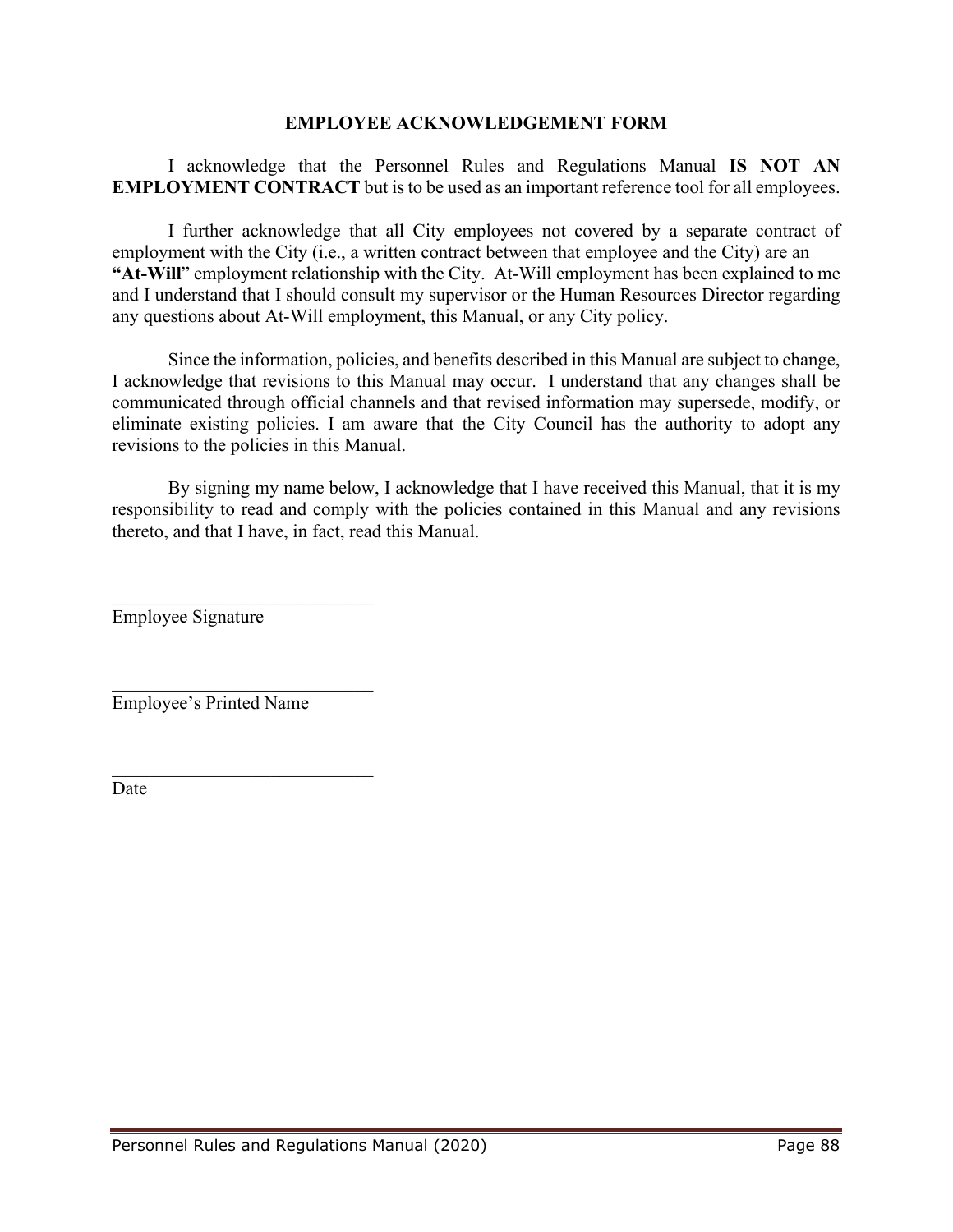# EMPLOYEE ACKNOWLEDGEMENT FORM

I acknowledge that the Personnel Rules and Regulations Manual **IS NOT AN EMPLOYMENT CONTRACT** but is to be used as an important reference tool for all employees.

I further acknowledge that all City employees not covered by a separate contract of employment with the City (i.e., a written contract between that employee and the City) are an **"At-Will"** employment relationship with the City. At-Will employment has been explained to me and I understand that I should consult my supervisor or the Human Resources Director regarding any questions about At-Will employment, this Manual, or any City policy.

Since the information, policies, and benefits described in this Manual are subject to change, I acknowledge that revisions to this Manual may occur. I understand that any changes shall be communicated through official channels and that revised information may supersede, modify, or eliminate existing policies. I am aware that the City Council has the authority to adopt any revisions to the policies in this Manual.

By signing my name below, I acknowledge that I have received this Manual, that it is my responsibility to read and comply with the policies contained in this Manual and any revisions thereto, and that I have, in fact, read this Manual.

\_\_\_\_\_\_\_\_\_\_\_\_\_\_\_\_\_\_\_\_\_\_\_\_\_\_\_\_
Employee Signature

\_\_\_\_\_\_\_\_\_\_\_\_\_\_\_\_\_\_\_\_\_\_\_\_\_\_\_\_
Employee's Printed Name

\_\_\_\_\_\_\_\_\_\_\_\_\_\_\_\_\_\_\_\_\_\_\_\_\_\_\_\_
Date